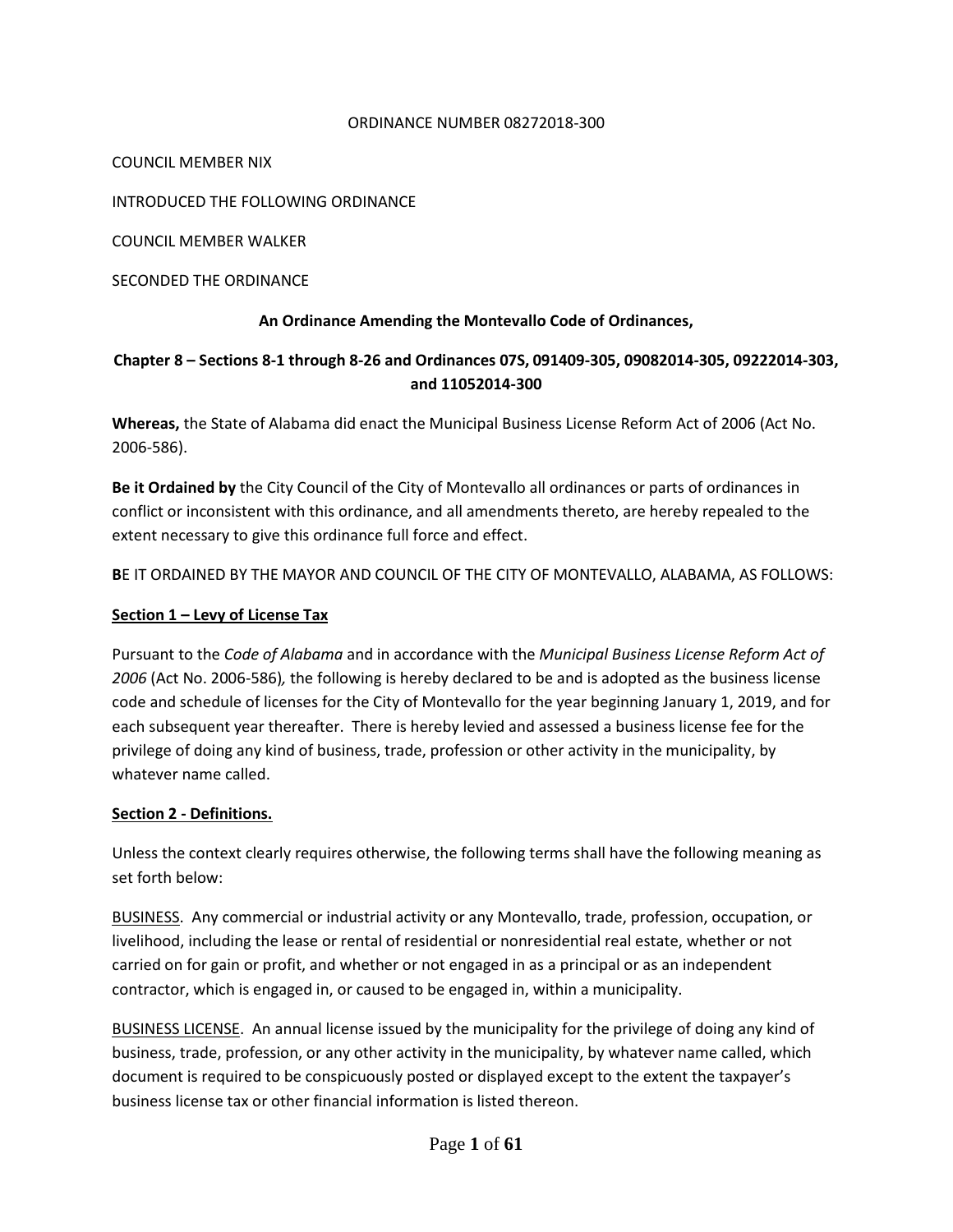ORDINANCE NUMBER 08272018-300

COUNCIL MEMBER NIX

INTRODUCED THE FOLLOWING ORDINANCE

COUNCIL MEMBER WALKER

SECONDED THE ORDINANCE

**An Ordinance Amending the Montevallo Code of Ordinances,**

**Chapter 8 – Sections 8-1 through 8-26 and Ordinances 07S, 091409-305, 09082014-305, 09222014-303, and 11052014-300**

**Whereas,** the State of Alabama did enact the Municipal Business License Reform Act of 2006 (Act No. 2006-586).

**Be it Ordained by** the City Council of the City of Montevallo all ordinances or parts of ordinances in conflict or inconsistent with this ordinance, and all amendments thereto, are hereby repealed to the extent necessary to give this ordinance full force and effect.

**B**E IT ORDAINED BY THE MAYOR AND COUNCIL OF THE CITY OF MONTEVALLO, ALABAMA, AS FOLLOWS:

**Section 1 – Levy of License Tax**

Pursuant to the *Code of Alabama* and in accordance with the *Municipal Business License Reform Act of 2006* (Act No. 2006-586), the following is hereby declared to be and is adopted as the business license code and schedule of licenses for the City of Montevallo for the year beginning January 1, 2019, and for each subsequent year thereafter. There is hereby levied and assessed a business license fee for the privilege of doing any kind of business, trade, profession or other activity in the municipality, by whatever name called.

**Section 2 - Definitions.**

Unless the context clearly requires otherwise, the following terms shall have the following meaning as set forth below:

BUSINESS. Any commercial or industrial activity or any Montevallo, trade, profession, occupation, or livelihood, including the lease or rental of residential or nonresidential real estate, whether or not carried on for gain or profit, and whether or not engaged in as a principal or as an independent contractor, which is engaged in, or caused to be engaged in, within a municipality.

BUSINESS LICENSE. An annual license issued by the municipality for the privilege of doing any kind of business, trade, profession, or any other activity in the municipality, by whatever name called, which document is required to be conspicuously posted or displayed except to the extent the taxpayer's business license tax or other financial information is listed thereon.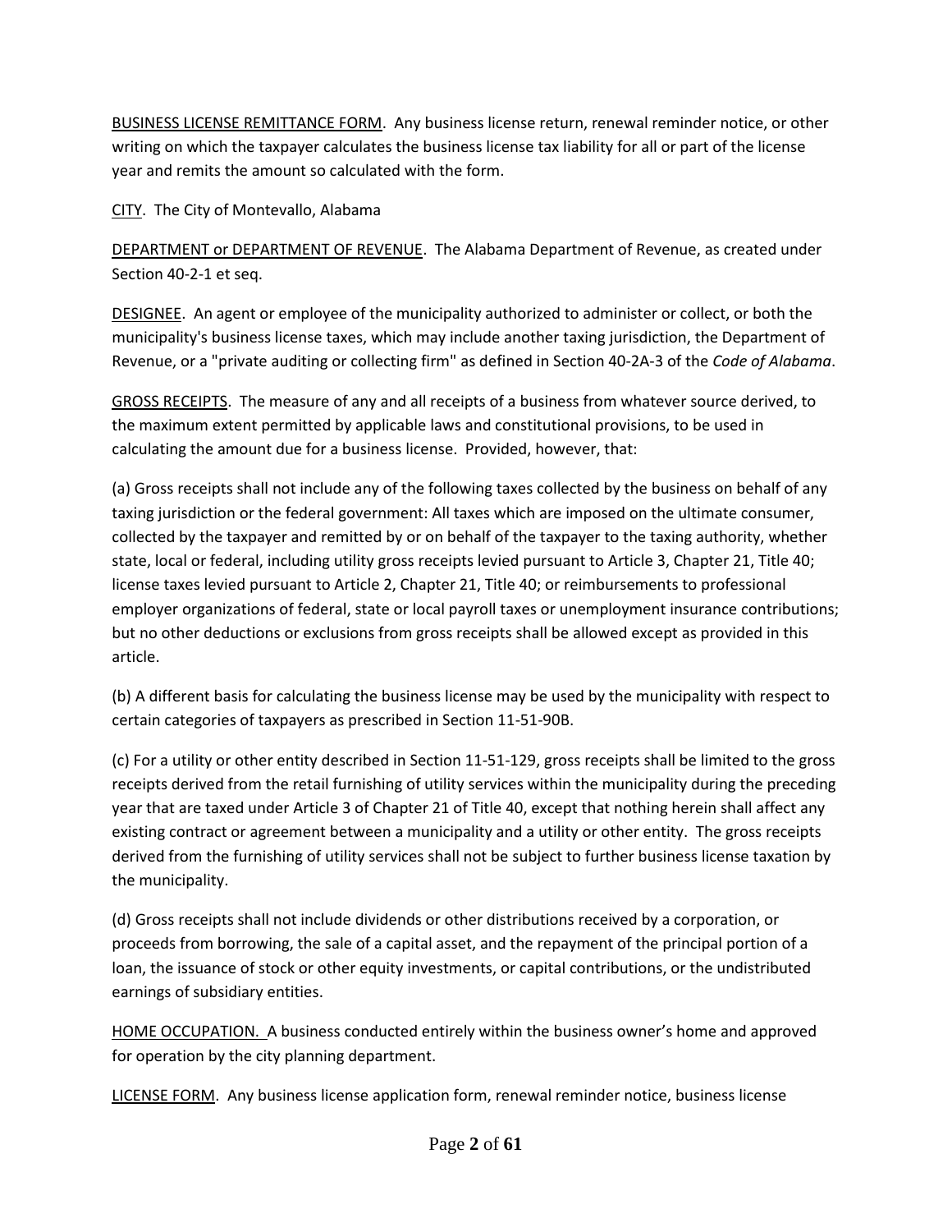<u>BUSINESS LICENSE REMITTANCE FORM</u>. Any business license return, renewal reminder notice, or other writing on which the taxpayer calculates the business license tax liability for all or part of the license year and remits the amount so calculated with the form.

<u>CITY</u>. The City of Montevallo, Alabama

<u>DEPARTMENT or DEPARTMENT OF REVENUE</u>. The Alabama Department of Revenue, as created under Section 40-2-1 et seq.

<u>DESIGNEE</u>. An agent or employee of the municipality authorized to administer or collect, or both the municipality's business license taxes, which may include another taxing jurisdiction, the Department of Revenue, or a "private auditing or collecting firm" as defined in Section 40-2A-3 of the *Code of Alabama*.

<u>GROSS RECEIPTS</u>. The measure of any and all receipts of a business from whatever source derived, to the maximum extent permitted by applicable laws and constitutional provisions, to be used in calculating the amount due for a business license. Provided, however, that:

(a) Gross receipts shall not include any of the following taxes collected by the business on behalf of any taxing jurisdiction or the federal government: All taxes which are imposed on the ultimate consumer, collected by the taxpayer and remitted by or on behalf of the taxpayer to the taxing authority, whether state, local or federal, including utility gross receipts levied pursuant to Article 3, Chapter 21, Title 40; license taxes levied pursuant to Article 2, Chapter 21, Title 40; or reimbursements to professional employer organizations of federal, state or local payroll taxes or unemployment insurance contributions; but no other deductions or exclusions from gross receipts shall be allowed except as provided in this article.

(b) A different basis for calculating the business license may be used by the municipality with respect to certain categories of taxpayers as prescribed in Section 11-51-90B.

(c) For a utility or other entity described in Section 11-51-129, gross receipts shall be limited to the gross receipts derived from the retail furnishing of utility services within the municipality during the preceding year that are taxed under Article 3 of Chapter 21 of Title 40, except that nothing herein shall affect any existing contract or agreement between a municipality and a utility or other entity. The gross receipts derived from the furnishing of utility services shall not be subject to further business license taxation by the municipality.

(d) Gross receipts shall not include dividends or other distributions received by a corporation, or proceeds from borrowing, the sale of a capital asset, and the repayment of the principal portion of a loan, the issuance of stock or other equity investments, or capital contributions, or the undistributed earnings of subsidiary entities.

<u>HOME OCCUPATION.</u> A business conducted entirely within the business owner's home and approved for operation by the city planning department.

<u>LICENSE FORM</u>. Any business license application form, renewal reminder notice, business license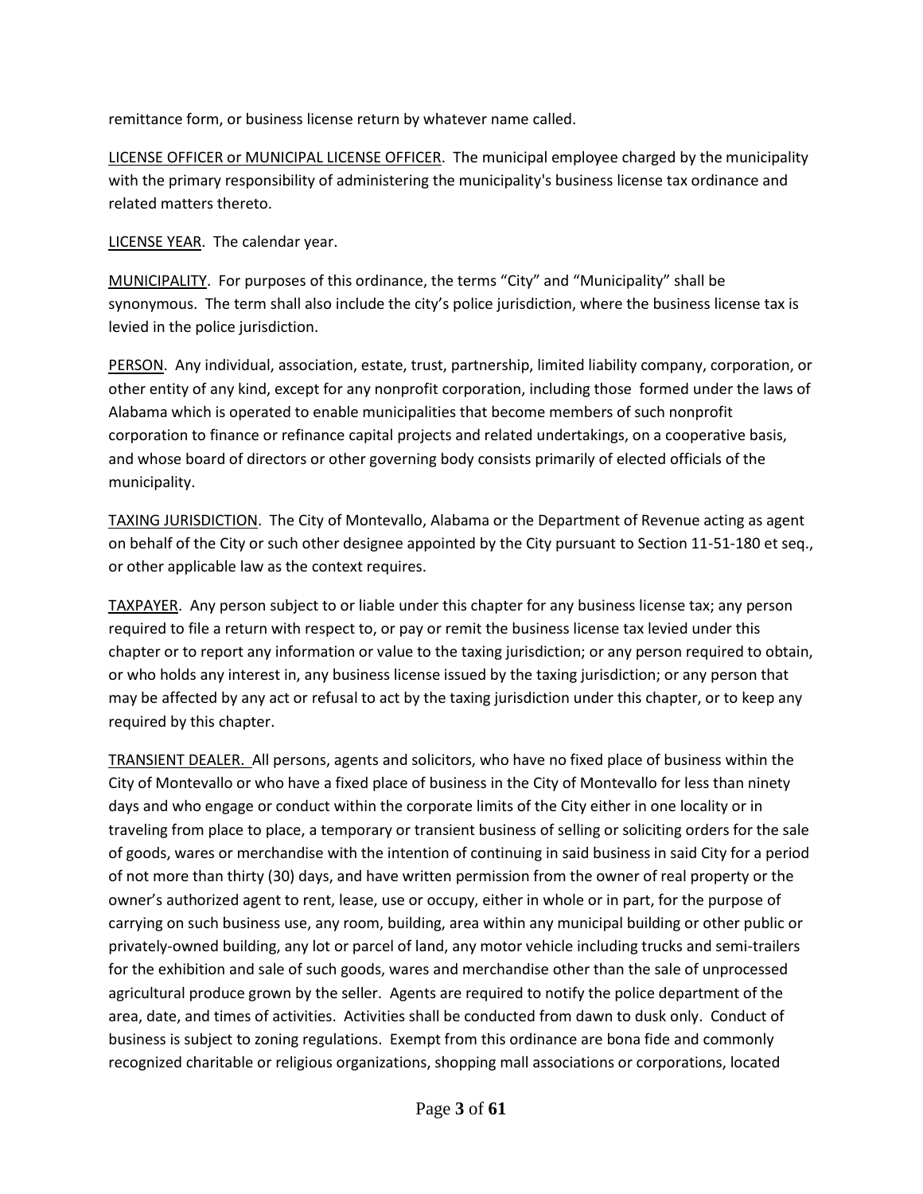remittance form, or business license return by whatever name called.

LICENSE OFFICER or MUNICIPAL LICENSE OFFICER. The municipal employee charged by the municipality with the primary responsibility of administering the municipality's business license tax ordinance and related matters thereto.

LICENSE YEAR. The calendar year.

MUNICIPALITY. For purposes of this ordinance, the terms "City" and "Municipality" shall be synonymous. The term shall also include the city's police jurisdiction, where the business license tax is levied in the police jurisdiction.

PERSON. Any individual, association, estate, trust, partnership, limited liability company, corporation, or other entity of any kind, except for any nonprofit corporation, including those formed under the laws of Alabama which is operated to enable municipalities that become members of such nonprofit corporation to finance or refinance capital projects and related undertakings, on a cooperative basis, and whose board of directors or other governing body consists primarily of elected officials of the municipality.

TAXING JURISDICTION. The City of Montevallo, Alabama or the Department of Revenue acting as agent on behalf of the City or such other designee appointed by the City pursuant to Section 11-51-180 et seq., or other applicable law as the context requires.

TAXPAYER. Any person subject to or liable under this chapter for any business license tax; any person required to file a return with respect to, or pay or remit the business license tax levied under this chapter or to report any information or value to the taxing jurisdiction; or any person required to obtain, or who holds any interest in, any business license issued by the taxing jurisdiction; or any person that may be affected by any act or refusal to act by the taxing jurisdiction under this chapter, or to keep any required by this chapter.

TRANSIENT DEALER. All persons, agents and solicitors, who have no fixed place of business within the City of Montevallo or who have a fixed place of business in the City of Montevallo for less than ninety days and who engage or conduct within the corporate limits of the City either in one locality or in traveling from place to place, a temporary or transient business of selling or soliciting orders for the sale of goods, wares or merchandise with the intention of continuing in said business in said City for a period of not more than thirty (30) days, and have written permission from the owner of real property or the owner's authorized agent to rent, lease, use or occupy, either in whole or in part, for the purpose of carrying on such business use, any room, building, area within any municipal building or other public or privately-owned building, any lot or parcel of land, any motor vehicle including trucks and semi-trailers for the exhibition and sale of such goods, wares and merchandise other than the sale of unprocessed agricultural produce grown by the seller. Agents are required to notify the police department of the area, date, and times of activities. Activities shall be conducted from dawn to dusk only. Conduct of business is subject to zoning regulations. Exempt from this ordinance are bona fide and commonly recognized charitable or religious organizations, shopping mall associations or corporations, located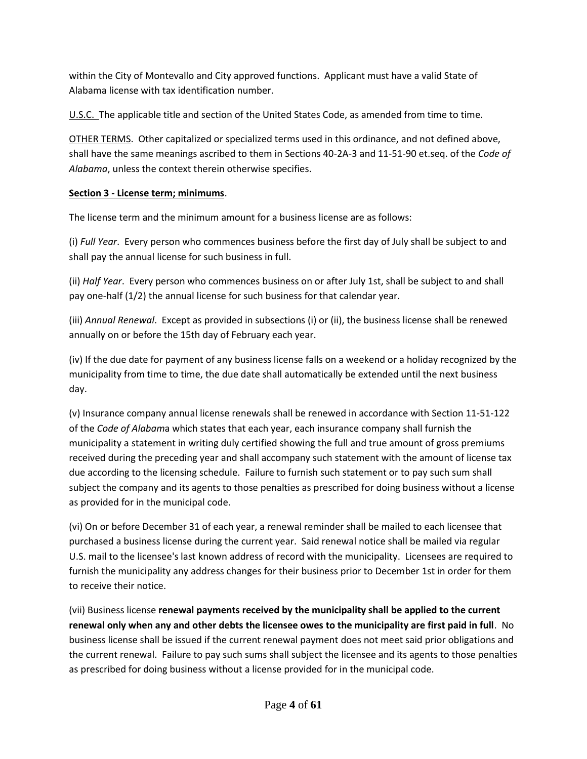within the City of Montevallo and City approved functions. Applicant must have a valid State of Alabama license with tax identification number.

U.S.C. The applicable title and section of the United States Code, as amended from time to time.

OTHER TERMS. Other capitalized or specialized terms used in this ordinance, and not defined above, shall have the same meanings ascribed to them in Sections 40-2A-3 and 11-51-90 et.seq. of the *Code of Alabama*, unless the context therein otherwise specifies.

**Section 3 - License term; minimums**.

The license term and the minimum amount for a business license are as follows:

(i) *Full Year*. Every person who commences business before the first day of July shall be subject to and shall pay the annual license for such business in full.

(ii) *Half Year*. Every person who commences business on or after July 1st, shall be subject to and shall pay one-half (1/2) the annual license for such business for that calendar year.

(iii) *Annual Renewal*. Except as provided in subsections (i) or (ii), the business license shall be renewed annually on or before the 15th day of February each year.

(iv) If the due date for payment of any business license falls on a weekend or a holiday recognized by the municipality from time to time, the due date shall automatically be extended until the next business day.

(v) Insurance company annual license renewals shall be renewed in accordance with Section 11-51-122 of the *Code of Alabam*a which states that each year, each insurance company shall furnish the municipality a statement in writing duly certified showing the full and true amount of gross premiums received during the preceding year and shall accompany such statement with the amount of license tax due according to the licensing schedule. Failure to furnish such statement or to pay such sum shall subject the company and its agents to those penalties as prescribed for doing business without a license as provided for in the municipal code.

(vi) On or before December 31 of each year, a renewal reminder shall be mailed to each licensee that purchased a business license during the current year. Said renewal notice shall be mailed via regular U.S. mail to the licensee's last known address of record with the municipality. Licensees are required to furnish the municipality any address changes for their business prior to December 1st in order for them to receive their notice.

(vii) Business license **renewal payments received by the municipality shall be applied to the current renewal only when any and other debts the licensee owes to the municipality are first paid in full**. No business license shall be issued if the current renewal payment does not meet said prior obligations and the current renewal. Failure to pay such sums shall subject the licensee and its agents to those penalties as prescribed for doing business without a license provided for in the municipal code.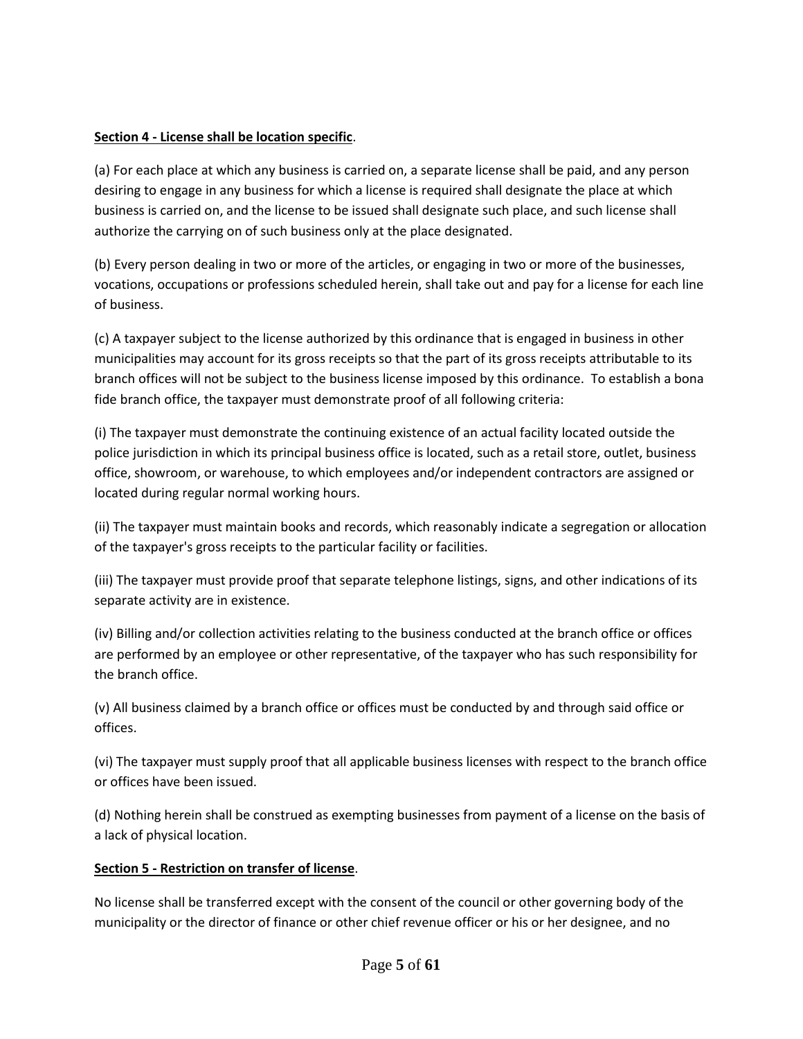**<u>Section 4 - License shall be location specific</u>**.

(a) For each place at which any business is carried on, a separate license shall be paid, and any person desiring to engage in any business for which a license is required shall designate the place at which business is carried on, and the license to be issued shall designate such place, and such license shall authorize the carrying on of such business only at the place designated.

(b) Every person dealing in two or more of the articles, or engaging in two or more of the businesses, vocations, occupations or professions scheduled herein, shall take out and pay for a license for each line of business.

(c) A taxpayer subject to the license authorized by this ordinance that is engaged in business in other municipalities may account for its gross receipts so that the part of its gross receipts attributable to its branch offices will not be subject to the business license imposed by this ordinance. To establish a bona fide branch office, the taxpayer must demonstrate proof of all following criteria:

(i) The taxpayer must demonstrate the continuing existence of an actual facility located outside the police jurisdiction in which its principal business office is located, such as a retail store, outlet, business office, showroom, or warehouse, to which employees and/or independent contractors are assigned or located during regular normal working hours.

(ii) The taxpayer must maintain books and records, which reasonably indicate a segregation or allocation of the taxpayer's gross receipts to the particular facility or facilities.

(iii) The taxpayer must provide proof that separate telephone listings, signs, and other indications of its separate activity are in existence.

(iv) Billing and/or collection activities relating to the business conducted at the branch office or offices are performed by an employee or other representative, of the taxpayer who has such responsibility for the branch office.

(v) All business claimed by a branch office or offices must be conducted by and through said office or offices.

(vi) The taxpayer must supply proof that all applicable business licenses with respect to the branch office or offices have been issued.

(d) Nothing herein shall be construed as exempting businesses from payment of a license on the basis of a lack of physical location.

**<u>Section 5 - Restriction on transfer of license</u>**.

No license shall be transferred except with the consent of the council or other governing body of the municipality or the director of finance or other chief revenue officer or his or her designee, and no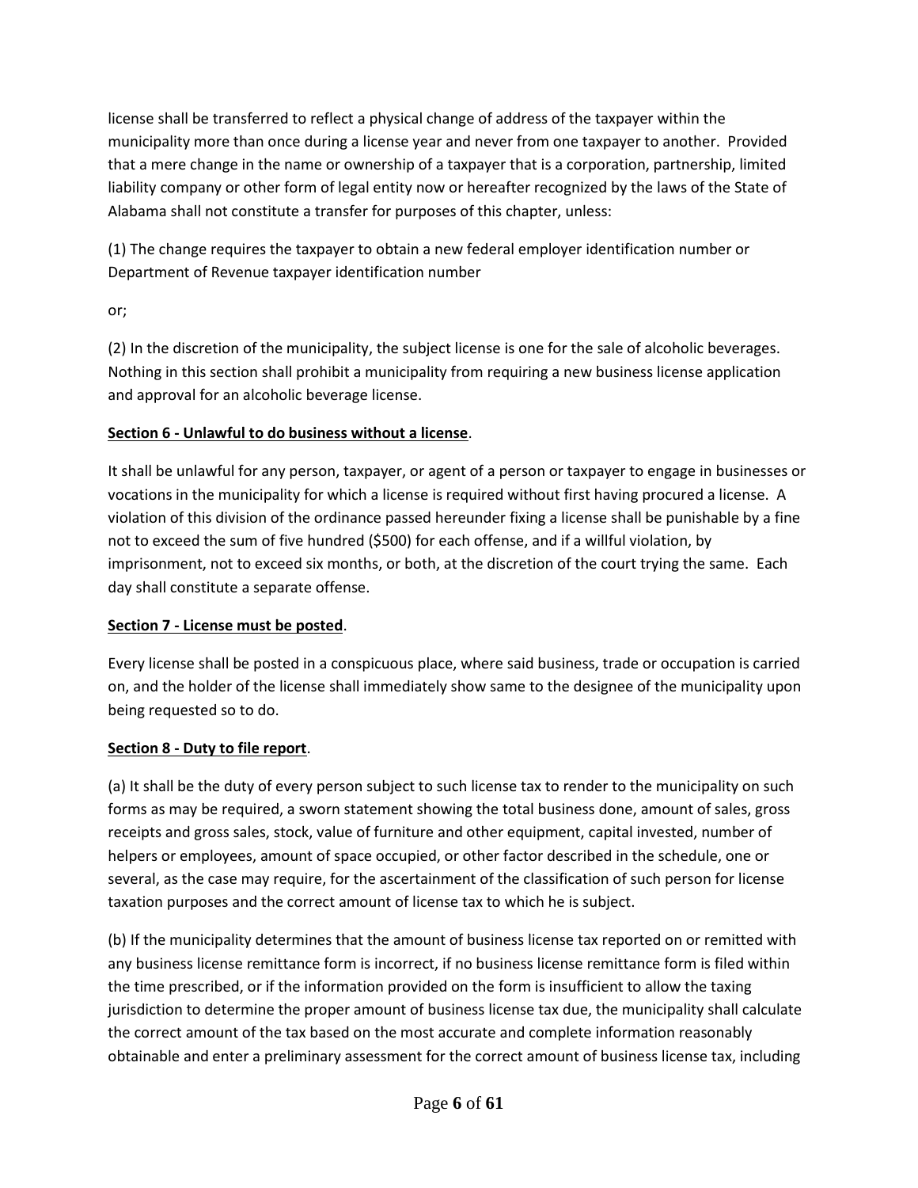license shall be transferred to reflect a physical change of address of the taxpayer within the municipality more than once during a license year and never from one taxpayer to another. Provided that a mere change in the name or ownership of a taxpayer that is a corporation, partnership, limited liability company or other form of legal entity now or hereafter recognized by the laws of the State of Alabama shall not constitute a transfer for purposes of this chapter, unless:

(1) The change requires the taxpayer to obtain a new federal employer identification number or Department of Revenue taxpayer identification number

or;

(2) In the discretion of the municipality, the subject license is one for the sale of alcoholic beverages. Nothing in this section shall prohibit a municipality from requiring a new business license application and approval for an alcoholic beverage license.

**Section 6 - Unlawful to do business without a license**.

It shall be unlawful for any person, taxpayer, or agent of a person or taxpayer to engage in businesses or vocations in the municipality for which a license is required without first having procured a license. A violation of this division of the ordinance passed hereunder fixing a license shall be punishable by a fine not to exceed the sum of five hundred ($500) for each offense, and if a willful violation, by imprisonment, not to exceed six months, or both, at the discretion of the court trying the same. Each day shall constitute a separate offense.

**Section 7 - License must be posted**.

Every license shall be posted in a conspicuous place, where said business, trade or occupation is carried on, and the holder of the license shall immediately show same to the designee of the municipality upon being requested so to do.

**Section 8 - Duty to file report**.

(a) It shall be the duty of every person subject to such license tax to render to the municipality on such forms as may be required, a sworn statement showing the total business done, amount of sales, gross receipts and gross sales, stock, value of furniture and other equipment, capital invested, number of helpers or employees, amount of space occupied, or other factor described in the schedule, one or several, as the case may require, for the ascertainment of the classification of such person for license taxation purposes and the correct amount of license tax to which he is subject.

(b) If the municipality determines that the amount of business license tax reported on or remitted with any business license remittance form is incorrect, if no business license remittance form is filed within the time prescribed, or if the information provided on the form is insufficient to allow the taxing jurisdiction to determine the proper amount of business license tax due, the municipality shall calculate the correct amount of the tax based on the most accurate and complete information reasonably obtainable and enter a preliminary assessment for the correct amount of business license tax, including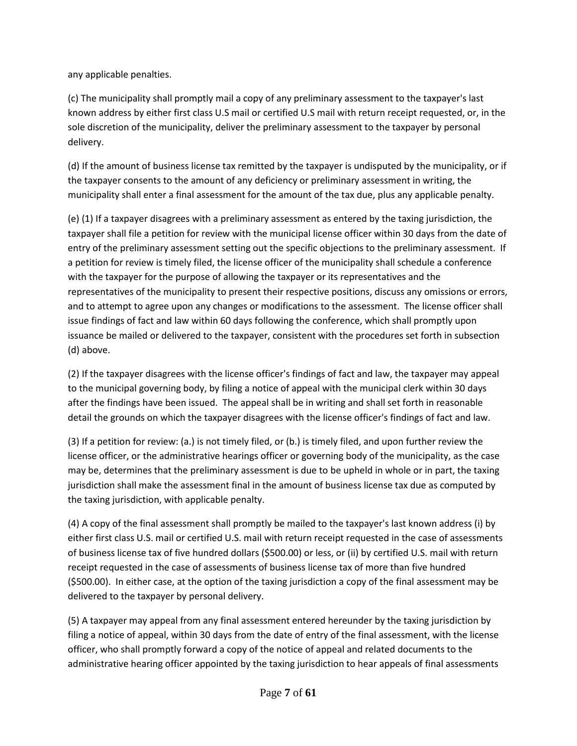any applicable penalties.

(c) The municipality shall promptly mail a copy of any preliminary assessment to the taxpayer's last known address by either first class U.S mail or certified U.S mail with return receipt requested, or, in the sole discretion of the municipality, deliver the preliminary assessment to the taxpayer by personal delivery.

(d) If the amount of business license tax remitted by the taxpayer is undisputed by the municipality, or if the taxpayer consents to the amount of any deficiency or preliminary assessment in writing, the municipality shall enter a final assessment for the amount of the tax due, plus any applicable penalty.

(e) (1) If a taxpayer disagrees with a preliminary assessment as entered by the taxing jurisdiction, the taxpayer shall file a petition for review with the municipal license officer within 30 days from the date of entry of the preliminary assessment setting out the specific objections to the preliminary assessment. If a petition for review is timely filed, the license officer of the municipality shall schedule a conference with the taxpayer for the purpose of allowing the taxpayer or its representatives and the representatives of the municipality to present their respective positions, discuss any omissions or errors, and to attempt to agree upon any changes or modifications to the assessment. The license officer shall issue findings of fact and law within 60 days following the conference, which shall promptly upon issuance be mailed or delivered to the taxpayer, consistent with the procedures set forth in subsection (d) above.

(2) If the taxpayer disagrees with the license officer's findings of fact and law, the taxpayer may appeal to the municipal governing body, by filing a notice of appeal with the municipal clerk within 30 days after the findings have been issued. The appeal shall be in writing and shall set forth in reasonable detail the grounds on which the taxpayer disagrees with the license officer's findings of fact and law.

(3) If a petition for review: (a.) is not timely filed, or (b.) is timely filed, and upon further review the license officer, or the administrative hearings officer or governing body of the municipality, as the case may be, determines that the preliminary assessment is due to be upheld in whole or in part, the taxing jurisdiction shall make the assessment final in the amount of business license tax due as computed by the taxing jurisdiction, with applicable penalty.

(4) A copy of the final assessment shall promptly be mailed to the taxpayer's last known address (i) by either first class U.S. mail or certified U.S. mail with return receipt requested in the case of assessments of business license tax of five hundred dollars ($500.00) or less, or (ii) by certified U.S. mail with return receipt requested in the case of assessments of business license tax of more than five hundred ($500.00). In either case, at the option of the taxing jurisdiction a copy of the final assessment may be delivered to the taxpayer by personal delivery.

(5) A taxpayer may appeal from any final assessment entered hereunder by the taxing jurisdiction by filing a notice of appeal, within 30 days from the date of entry of the final assessment, with the license officer, who shall promptly forward a copy of the notice of appeal and related documents to the administrative hearing officer appointed by the taxing jurisdiction to hear appeals of final assessments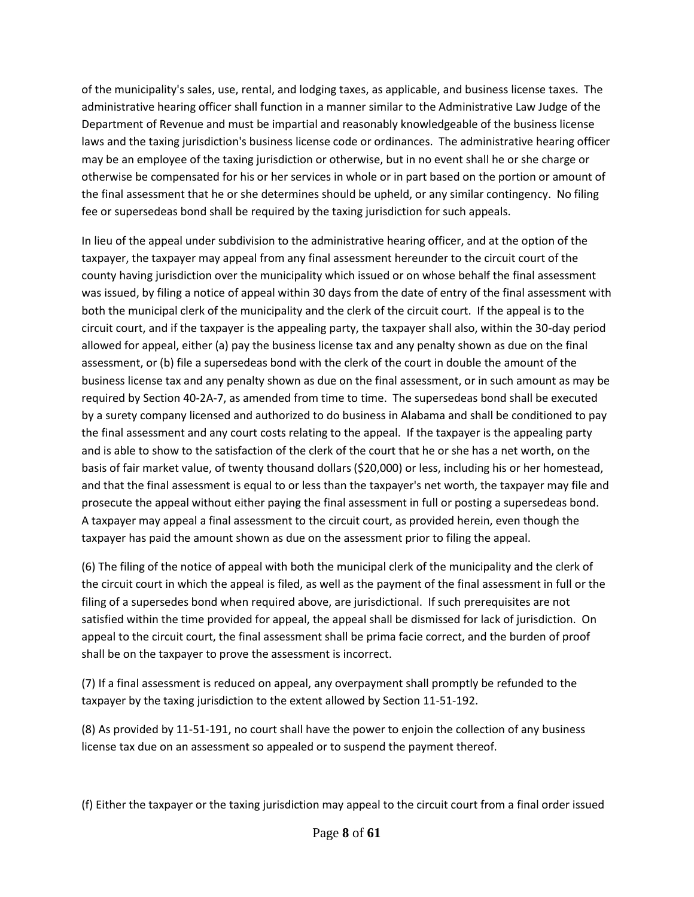of the municipality's sales, use, rental, and lodging taxes, as applicable, and business license taxes. The administrative hearing officer shall function in a manner similar to the Administrative Law Judge of the Department of Revenue and must be impartial and reasonably knowledgeable of the business license laws and the taxing jurisdiction's business license code or ordinances. The administrative hearing officer may be an employee of the taxing jurisdiction or otherwise, but in no event shall he or she charge or otherwise be compensated for his or her services in whole or in part based on the portion or amount of the final assessment that he or she determines should be upheld, or any similar contingency. No filing fee or supersedeas bond shall be required by the taxing jurisdiction for such appeals.

In lieu of the appeal under subdivision to the administrative hearing officer, and at the option of the taxpayer, the taxpayer may appeal from any final assessment hereunder to the circuit court of the county having jurisdiction over the municipality which issued or on whose behalf the final assessment was issued, by filing a notice of appeal within 30 days from the date of entry of the final assessment with both the municipal clerk of the municipality and the clerk of the circuit court. If the appeal is to the circuit court, and if the taxpayer is the appealing party, the taxpayer shall also, within the 30-day period allowed for appeal, either (a) pay the business license tax and any penalty shown as due on the final assessment, or (b) file a supersedeas bond with the clerk of the court in double the amount of the business license tax and any penalty shown as due on the final assessment, or in such amount as may be required by Section 40-2A-7, as amended from time to time. The supersedeas bond shall be executed by a surety company licensed and authorized to do business in Alabama and shall be conditioned to pay the final assessment and any court costs relating to the appeal. If the taxpayer is the appealing party and is able to show to the satisfaction of the clerk of the court that he or she has a net worth, on the basis of fair market value, of twenty thousand dollars ($20,000) or less, including his or her homestead, and that the final assessment is equal to or less than the taxpayer's net worth, the taxpayer may file and prosecute the appeal without either paying the final assessment in full or posting a supersedeas bond. A taxpayer may appeal a final assessment to the circuit court, as provided herein, even though the taxpayer has paid the amount shown as due on the assessment prior to filing the appeal.

(6) The filing of the notice of appeal with both the municipal clerk of the municipality and the clerk of the circuit court in which the appeal is filed, as well as the payment of the final assessment in full or the filing of a supersedes bond when required above, are jurisdictional. If such prerequisites are not satisfied within the time provided for appeal, the appeal shall be dismissed for lack of jurisdiction. On appeal to the circuit court, the final assessment shall be prima facie correct, and the burden of proof shall be on the taxpayer to prove the assessment is incorrect.

(7) If a final assessment is reduced on appeal, any overpayment shall promptly be refunded to the taxpayer by the taxing jurisdiction to the extent allowed by Section 11-51-192.

(8) As provided by 11-51-191, no court shall have the power to enjoin the collection of any business license tax due on an assessment so appealed or to suspend the payment thereof.

(f) Either the taxpayer or the taxing jurisdiction may appeal to the circuit court from a final order issued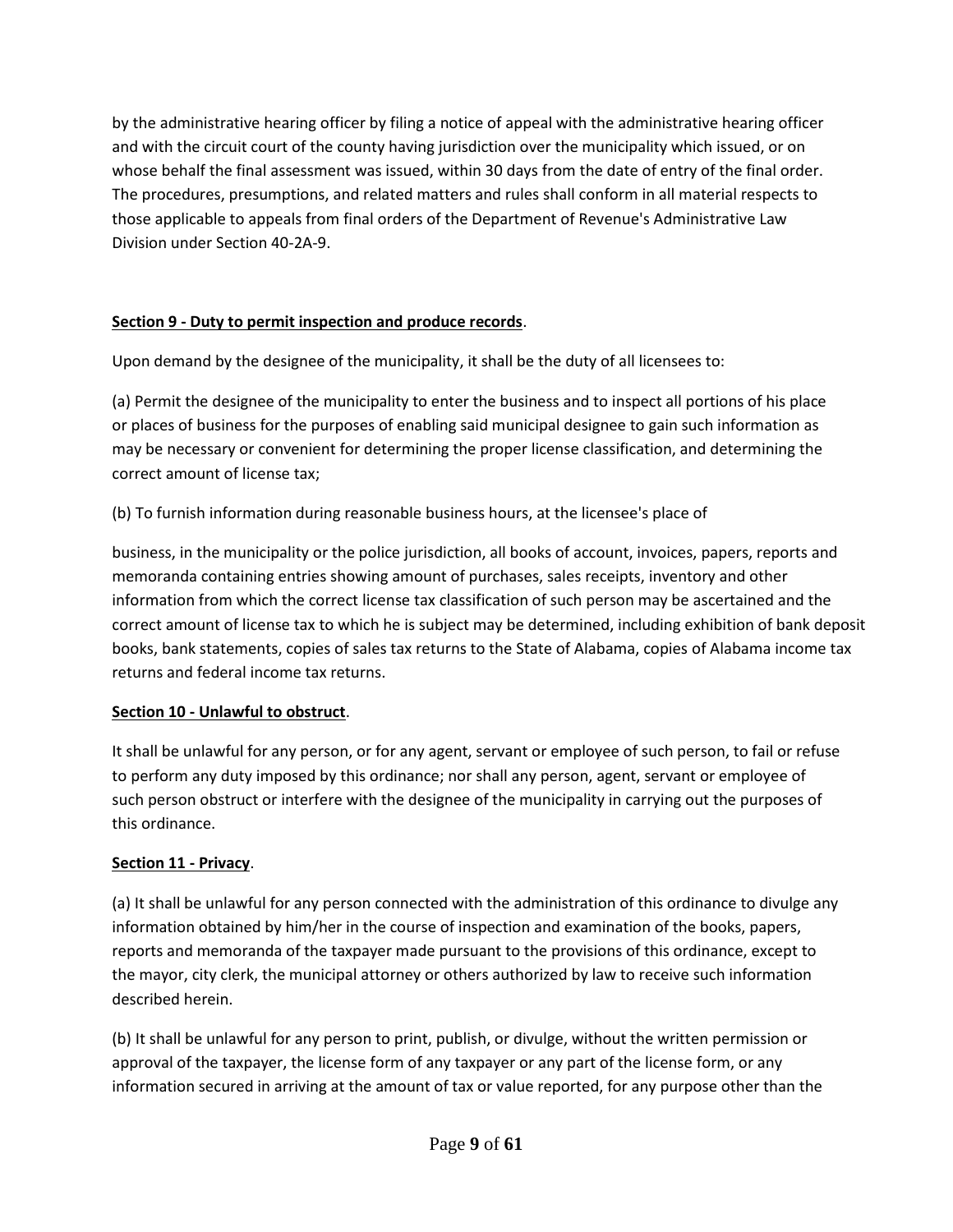by the administrative hearing officer by filing a notice of appeal with the administrative hearing officer and with the circuit court of the county having jurisdiction over the municipality which issued, or on whose behalf the final assessment was issued, within 30 days from the date of entry of the final order. The procedures, presumptions, and related matters and rules shall conform in all material respects to those applicable to appeals from final orders of the Department of Revenue's Administrative Law Division under Section 40-2A-9.

**Section 9 - Duty to permit inspection and produce records**.

Upon demand by the designee of the municipality, it shall be the duty of all licensees to:

(a) Permit the designee of the municipality to enter the business and to inspect all portions of his place or places of business for the purposes of enabling said municipal designee to gain such information as may be necessary or convenient for determining the proper license classification, and determining the correct amount of license tax;

(b) To furnish information during reasonable business hours, at the licensee's place of

business, in the municipality or the police jurisdiction, all books of account, invoices, papers, reports and memoranda containing entries showing amount of purchases, sales receipts, inventory and other information from which the correct license tax classification of such person may be ascertained and the correct amount of license tax to which he is subject may be determined, including exhibition of bank deposit books, bank statements, copies of sales tax returns to the State of Alabama, copies of Alabama income tax returns and federal income tax returns.

**Section 10 - Unlawful to obstruct**.

It shall be unlawful for any person, or for any agent, servant or employee of such person, to fail or refuse to perform any duty imposed by this ordinance; nor shall any person, agent, servant or employee of such person obstruct or interfere with the designee of the municipality in carrying out the purposes of this ordinance.

**Section 11 - Privacy**.

(a) It shall be unlawful for any person connected with the administration of this ordinance to divulge any information obtained by him/her in the course of inspection and examination of the books, papers, reports and memoranda of the taxpayer made pursuant to the provisions of this ordinance, except to the mayor, city clerk, the municipal attorney or others authorized by law to receive such information described herein.

(b) It shall be unlawful for any person to print, publish, or divulge, without the written permission or approval of the taxpayer, the license form of any taxpayer or any part of the license form, or any information secured in arriving at the amount of tax or value reported, for any purpose other than the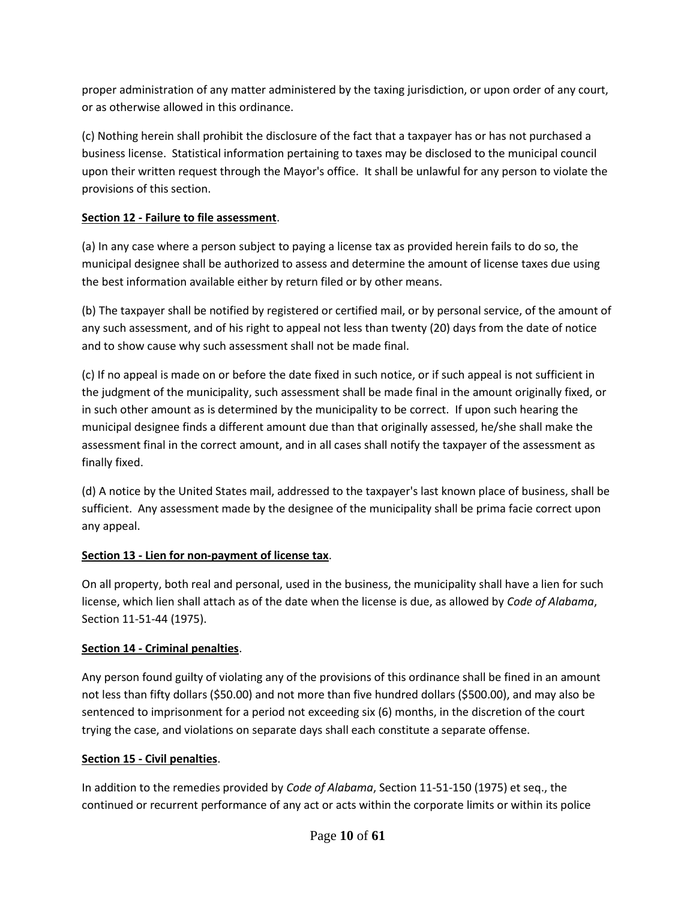proper administration of any matter administered by the taxing jurisdiction, or upon order of any court, or as otherwise allowed in this ordinance.

(c) Nothing herein shall prohibit the disclosure of the fact that a taxpayer has or has not purchased a business license. Statistical information pertaining to taxes may be disclosed to the municipal council upon their written request through the Mayor's office. It shall be unlawful for any person to violate the provisions of this section.

**Section 12 - Failure to file assessment**.

(a) In any case where a person subject to paying a license tax as provided herein fails to do so, the municipal designee shall be authorized to assess and determine the amount of license taxes due using the best information available either by return filed or by other means.

(b) The taxpayer shall be notified by registered or certified mail, or by personal service, of the amount of any such assessment, and of his right to appeal not less than twenty (20) days from the date of notice and to show cause why such assessment shall not be made final.

(c) If no appeal is made on or before the date fixed in such notice, or if such appeal is not sufficient in the judgment of the municipality, such assessment shall be made final in the amount originally fixed, or in such other amount as is determined by the municipality to be correct. If upon such hearing the municipal designee finds a different amount due than that originally assessed, he/she shall make the assessment final in the correct amount, and in all cases shall notify the taxpayer of the assessment as finally fixed.

(d) A notice by the United States mail, addressed to the taxpayer's last known place of business, shall be sufficient. Any assessment made by the designee of the municipality shall be prima facie correct upon any appeal.

**Section 13 - Lien for non-payment of license tax**.

On all property, both real and personal, used in the business, the municipality shall have a lien for such license, which lien shall attach as of the date when the license is due, as allowed by *Code of Alabama*, Section 11-51-44 (1975).

**Section 14 - Criminal penalties**.

Any person found guilty of violating any of the provisions of this ordinance shall be fined in an amount not less than fifty dollars ($50.00) and not more than five hundred dollars ($500.00), and may also be sentenced to imprisonment for a period not exceeding six (6) months, in the discretion of the court trying the case, and violations on separate days shall each constitute a separate offense.

**Section 15 - Civil penalties**.

In addition to the remedies provided by *Code of Alabama*, Section 11-51-150 (1975) et seq., the continued or recurrent performance of any act or acts within the corporate limits or within its police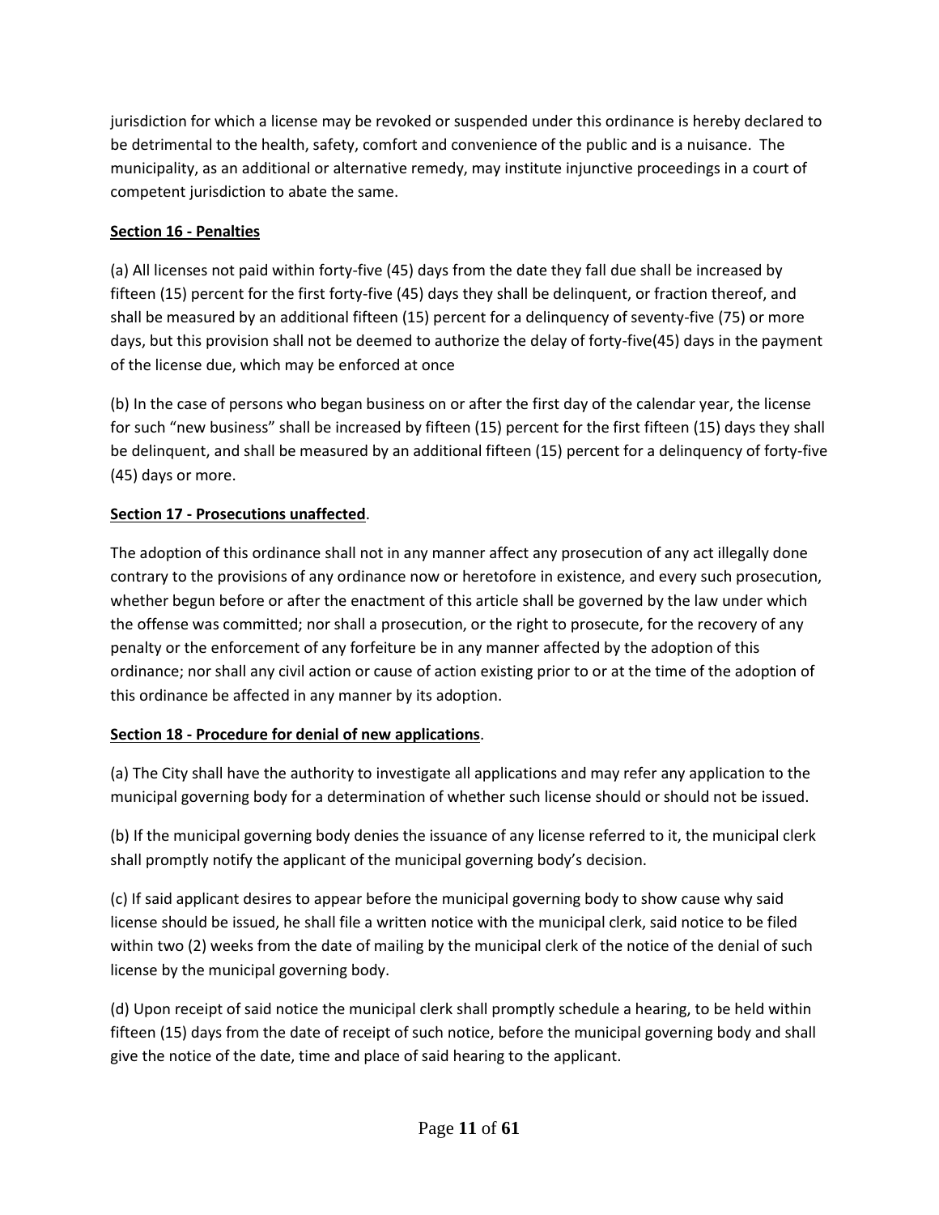jurisdiction for which a license may be revoked or suspended under this ordinance is hereby declared to be detrimental to the health, safety, comfort and convenience of the public and is a nuisance. The municipality, as an additional or alternative remedy, may institute injunctive proceedings in a court of competent jurisdiction to abate the same.

**Section 16 - Penalties**

(a) All licenses not paid within forty-five (45) days from the date they fall due shall be increased by fifteen (15) percent for the first forty-five (45) days they shall be delinquent, or fraction thereof, and shall be measured by an additional fifteen (15) percent for a delinquency of seventy-five (75) or more days, but this provision shall not be deemed to authorize the delay of forty-five(45) days in the payment of the license due, which may be enforced at once

(b) In the case of persons who began business on or after the first day of the calendar year, the license for such "new business" shall be increased by fifteen (15) percent for the first fifteen (15) days they shall be delinquent, and shall be measured by an additional fifteen (15) percent for a delinquency of forty-five (45) days or more.

**Section 17 - Prosecutions unaffected**.

The adoption of this ordinance shall not in any manner affect any prosecution of any act illegally done contrary to the provisions of any ordinance now or heretofore in existence, and every such prosecution, whether begun before or after the enactment of this article shall be governed by the law under which the offense was committed; nor shall a prosecution, or the right to prosecute, for the recovery of any penalty or the enforcement of any forfeiture be in any manner affected by the adoption of this ordinance; nor shall any civil action or cause of action existing prior to or at the time of the adoption of this ordinance be affected in any manner by its adoption.

**Section 18 - Procedure for denial of new applications**.

(a) The City shall have the authority to investigate all applications and may refer any application to the municipal governing body for a determination of whether such license should or should not be issued.

(b) If the municipal governing body denies the issuance of any license referred to it, the municipal clerk shall promptly notify the applicant of the municipal governing body's decision.

(c) If said applicant desires to appear before the municipal governing body to show cause why said license should be issued, he shall file a written notice with the municipal clerk, said notice to be filed within two (2) weeks from the date of mailing by the municipal clerk of the notice of the denial of such license by the municipal governing body.

(d) Upon receipt of said notice the municipal clerk shall promptly schedule a hearing, to be held within fifteen (15) days from the date of receipt of such notice, before the municipal governing body and shall give the notice of the date, time and place of said hearing to the applicant.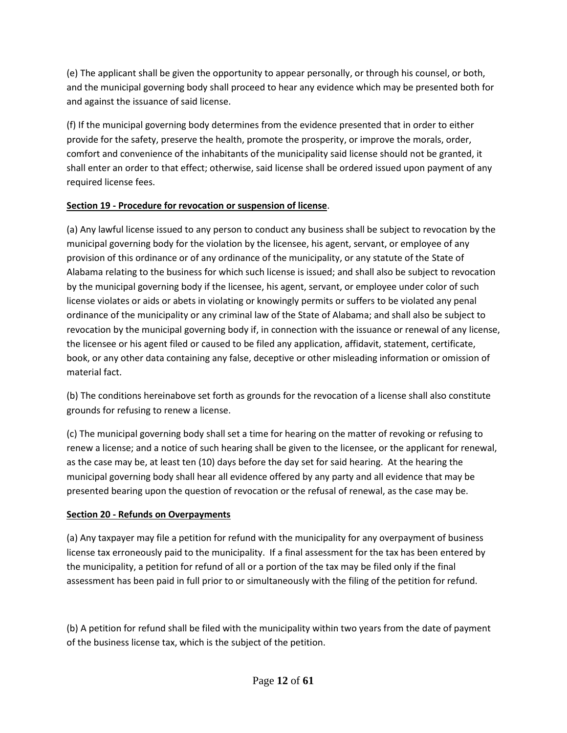(e) The applicant shall be given the opportunity to appear personally, or through his counsel, or both, and the municipal governing body shall proceed to hear any evidence which may be presented both for and against the issuance of said license.

(f) If the municipal governing body determines from the evidence presented that in order to either provide for the safety, preserve the health, promote the prosperity, or improve the morals, order, comfort and convenience of the inhabitants of the municipality said license should not be granted, it shall enter an order to that effect; otherwise, said license shall be ordered issued upon payment of any required license fees.

**Section 19 - Procedure for revocation or suspension of license**.

(a) Any lawful license issued to any person to conduct any business shall be subject to revocation by the municipal governing body for the violation by the licensee, his agent, servant, or employee of any provision of this ordinance or of any ordinance of the municipality, or any statute of the State of Alabama relating to the business for which such license is issued; and shall also be subject to revocation by the municipal governing body if the licensee, his agent, servant, or employee under color of such license violates or aids or abets in violating or knowingly permits or suffers to be violated any penal ordinance of the municipality or any criminal law of the State of Alabama; and shall also be subject to revocation by the municipal governing body if, in connection with the issuance or renewal of any license, the licensee or his agent filed or caused to be filed any application, affidavit, statement, certificate, book, or any other data containing any false, deceptive or other misleading information or omission of material fact.

(b) The conditions hereinabove set forth as grounds for the revocation of a license shall also constitute grounds for refusing to renew a license.

(c) The municipal governing body shall set a time for hearing on the matter of revoking or refusing to renew a license; and a notice of such hearing shall be given to the licensee, or the applicant for renewal, as the case may be, at least ten (10) days before the day set for said hearing. At the hearing the municipal governing body shall hear all evidence offered by any party and all evidence that may be presented bearing upon the question of revocation or the refusal of renewal, as the case may be.

**Section 20 - Refunds on Overpayments**

(a) Any taxpayer may file a petition for refund with the municipality for any overpayment of business license tax erroneously paid to the municipality. If a final assessment for the tax has been entered by the municipality, a petition for refund of all or a portion of the tax may be filed only if the final assessment has been paid in full prior to or simultaneously with the filing of the petition for refund.

(b) A petition for refund shall be filed with the municipality within two years from the date of payment of the business license tax, which is the subject of the petition.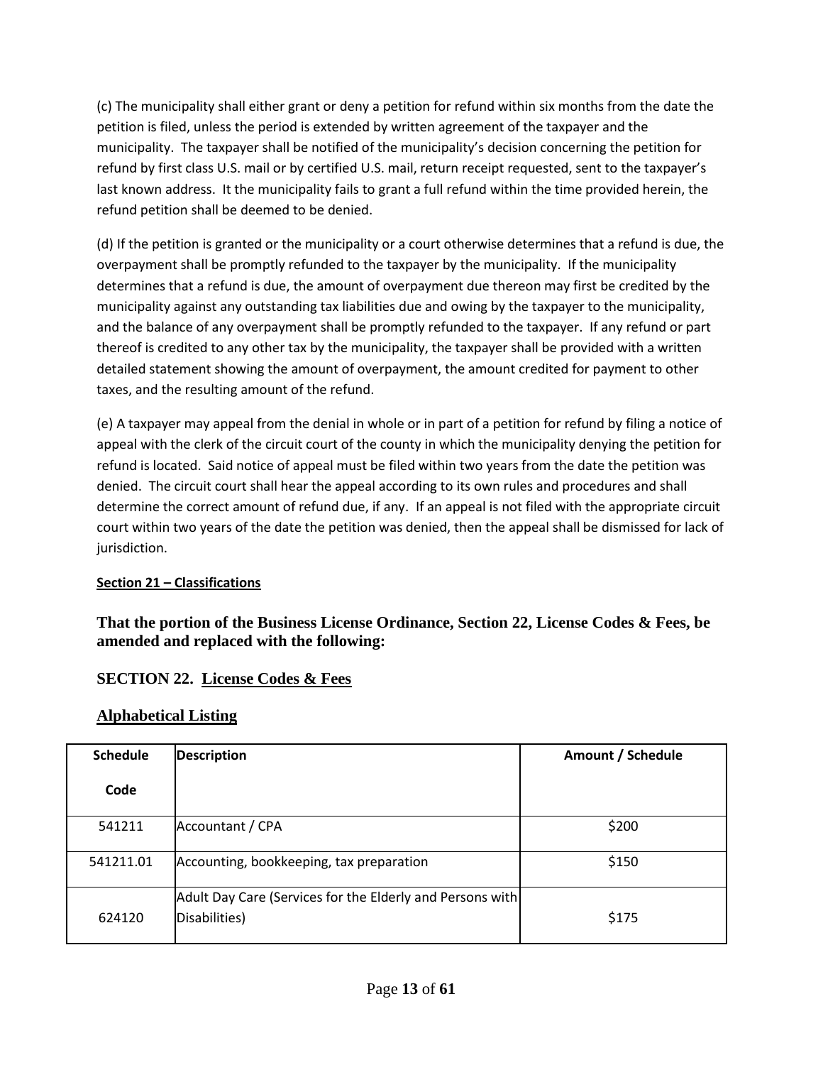(c) The municipality shall either grant or deny a petition for refund within six months from the date the petition is filed, unless the period is extended by written agreement of the taxpayer and the municipality. The taxpayer shall be notified of the municipality's decision concerning the petition for refund by first class U.S. mail or by certified U.S. mail, return receipt requested, sent to the taxpayer's last known address. It the municipality fails to grant a full refund within the time provided herein, the refund petition shall be deemed to be denied.

(d) If the petition is granted or the municipality or a court otherwise determines that a refund is due, the overpayment shall be promptly refunded to the taxpayer by the municipality. If the municipality determines that a refund is due, the amount of overpayment due thereon may first be credited by the municipality against any outstanding tax liabilities due and owing by the taxpayer to the municipality, and the balance of any overpayment shall be promptly refunded to the taxpayer. If any refund or part thereof is credited to any other tax by the municipality, the taxpayer shall be provided with a written detailed statement showing the amount of overpayment, the amount credited for payment to other taxes, and the resulting amount of the refund.

(e) A taxpayer may appeal from the denial in whole or in part of a petition for refund by filing a notice of appeal with the clerk of the circuit court of the county in which the municipality denying the petition for refund is located. Said notice of appeal must be filed within two years from the date the petition was denied. The circuit court shall hear the appeal according to its own rules and procedures and shall determine the correct amount of refund due, if any. If an appeal is not filed with the appropriate circuit court within two years of the date the petition was denied, then the appeal shall be dismissed for lack of jurisdiction.

**Section 21 – Classifications**

**That the portion of the Business License Ordinance, Section 22, License Codes & Fees, be amended and replaced with the following:**

## SECTION 22. License Codes & Fees

### Alphabetical Listing

| Schedule Code | Description | Amount / Schedule |
|---|---|---|
| 541211 | Accountant / CPA | $200 |
| 541211.01 | Accounting, bookkeeping, tax preparation | $150 |
| 624120 | Adult Day Care (Services for the Elderly and Persons with Disabilities) | $175 |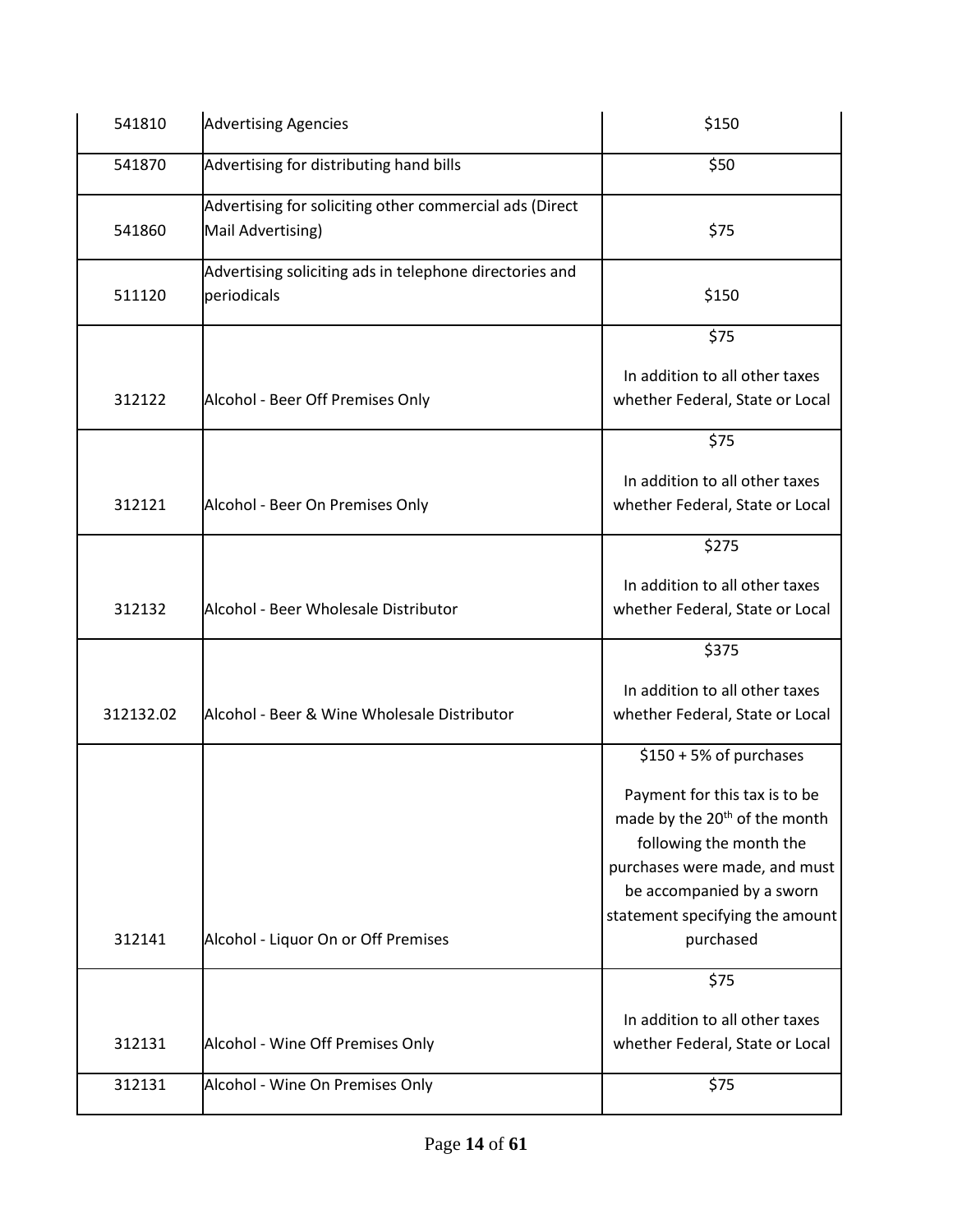| 541810 | Advertising Agencies | $150 |
|---|---|---|
| 541870 | Advertising for distributing hand bills | $50 |
| 541860 | Advertising for soliciting other commercial ads (Direct Mail Advertising) | $75 |
| 511120 | Advertising soliciting ads in telephone directories and periodicals | $150 |
| 312122 | Alcohol - Beer Off Premises Only | $75<br><br>In addition to all other taxes whether Federal, State or Local |
| 312121 | Alcohol - Beer On Premises Only | $75<br><br>In addition to all other taxes whether Federal, State or Local |
| 312132 | Alcohol - Beer Wholesale Distributor | $275<br><br>In addition to all other taxes whether Federal, State or Local |
| 312132.02 | Alcohol - Beer & Wine Wholesale Distributor | $375<br><br>In addition to all other taxes whether Federal, State or Local |
| 312141 | Alcohol - Liquor On or Off Premises | $150 + 5% of purchases<br><br>Payment for this tax is to be made by the 20th of the month following the month the purchases were made, and must be accompanied by a sworn statement specifying the amount purchased |
| 312131 | Alcohol - Wine Off Premises Only | $75<br><br>In addition to all other taxes whether Federal, State or Local |
| 312131 | Alcohol - Wine On Premises Only | $75 |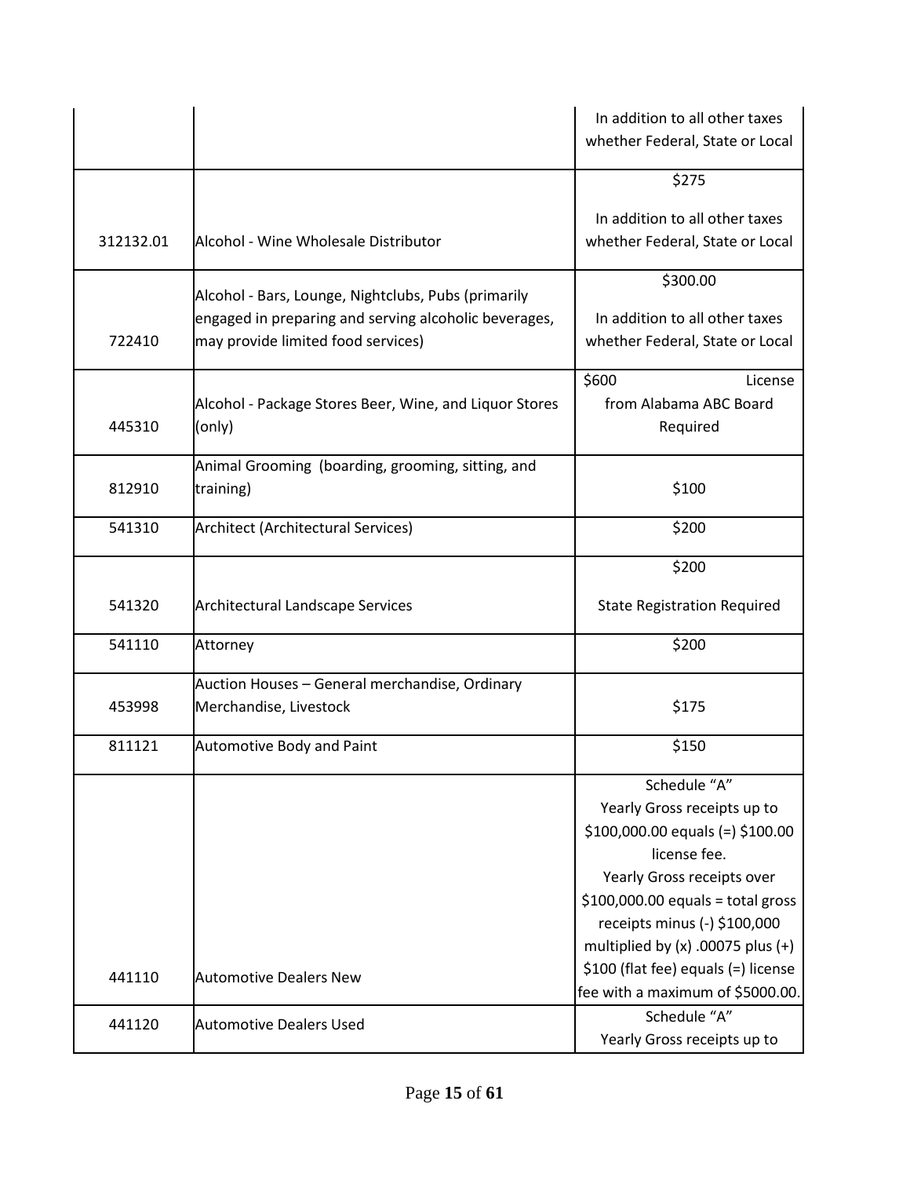| | | |
|---|---|---|
| | | In addition to all other taxes whether Federal, State or Local |
| 312132.01 | Alcohol - Wine Wholesale Distributor | $275<br><br>In addition to all other taxes whether Federal, State or Local |
| 722410 | Alcohol - Bars, Lounge, Nightclubs, Pubs (primarily engaged in preparing and serving alcoholic beverages, may provide limited food services) | $300.00<br><br>In addition to all other taxes whether Federal, State or Local |
| 445310 | Alcohol - Package Stores Beer, Wine, and Liquor Stores (only) | $600 License from Alabama ABC Board Required |
| 812910 | Animal Grooming (boarding, grooming, sitting, and training) | $100 |
| 541310 | Architect (Architectural Services) | $200 |
| 541320 | Architectural Landscape Services | $200<br><br>State Registration Required |
| 541110 | Attorney | $200 |
| 453998 | Auction Houses – General merchandise, Ordinary Merchandise, Livestock | $175 |
| 811121 | Automotive Body and Paint | $150 |
| 441110 | Automotive Dealers New | Schedule "A"<br>Yearly Gross receipts up to $100,000.00 equals (=) $100.00 license fee.<br>Yearly Gross receipts over $100,000.00 equals = total gross receipts minus (-) $100,000 multiplied by (x) .00075 plus (+) $100 (flat fee) equals (=) license fee with a maximum of $5000.00. |
| 441120 | Automotive Dealers Used | Schedule "A"<br>Yearly Gross receipts up to |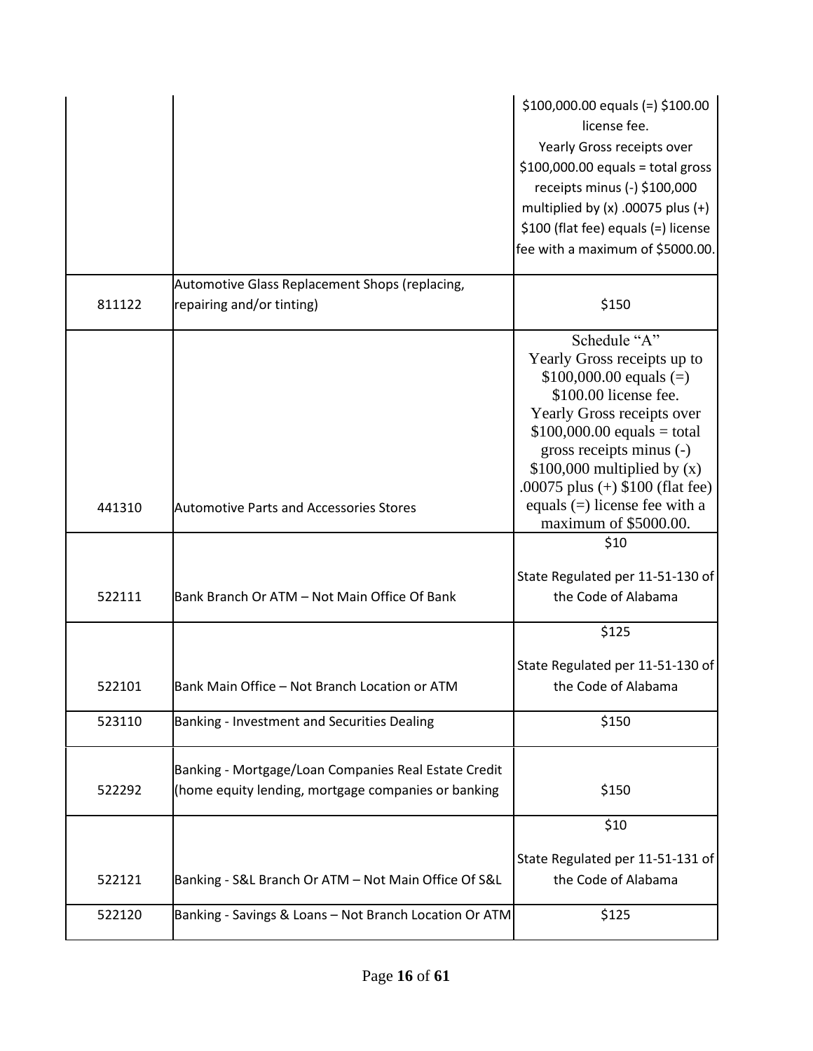| | | |
|---|---|---|
| | | $100,000.00 equals (=) $100.00 license fee. Yearly Gross receipts over $100,000.00 equals = total gross receipts minus (-) $100,000 multiplied by (x) .00075 plus (+) $100 (flat fee) equals (=) license fee with a maximum of $5000.00. |
| 811122 | Automotive Glass Replacement Shops (replacing, repairing and/or tinting) | $150 |
| 441310 | Automotive Parts and Accessories Stores | Schedule "A" Yearly Gross receipts up to $100,000.00 equals (=) $100.00 license fee. Yearly Gross receipts over $100,000.00 equals = total gross receipts minus (-) $100,000 multiplied by (x) .00075 plus (+) $100 (flat fee) equals (=) license fee with a maximum of $5000.00. |
| 522111 | Bank Branch Or ATM – Not Main Office Of Bank | $10<br><br>State Regulated per 11-51-130 of the Code of Alabama |
| 522101 | Bank Main Office – Not Branch Location or ATM | $125<br><br>State Regulated per 11-51-130 of the Code of Alabama |
| 523110 | Banking - Investment and Securities Dealing | $150 |
| 522292 | Banking - Mortgage/Loan Companies Real Estate Credit (home equity lending, mortgage companies or banking | $150 |
| 522121 | Banking - S&L Branch Or ATM – Not Main Office Of S&L | $10<br><br>State Regulated per 11-51-131 of the Code of Alabama |
| 522120 | Banking - Savings & Loans – Not Branch Location Or ATM | $125 |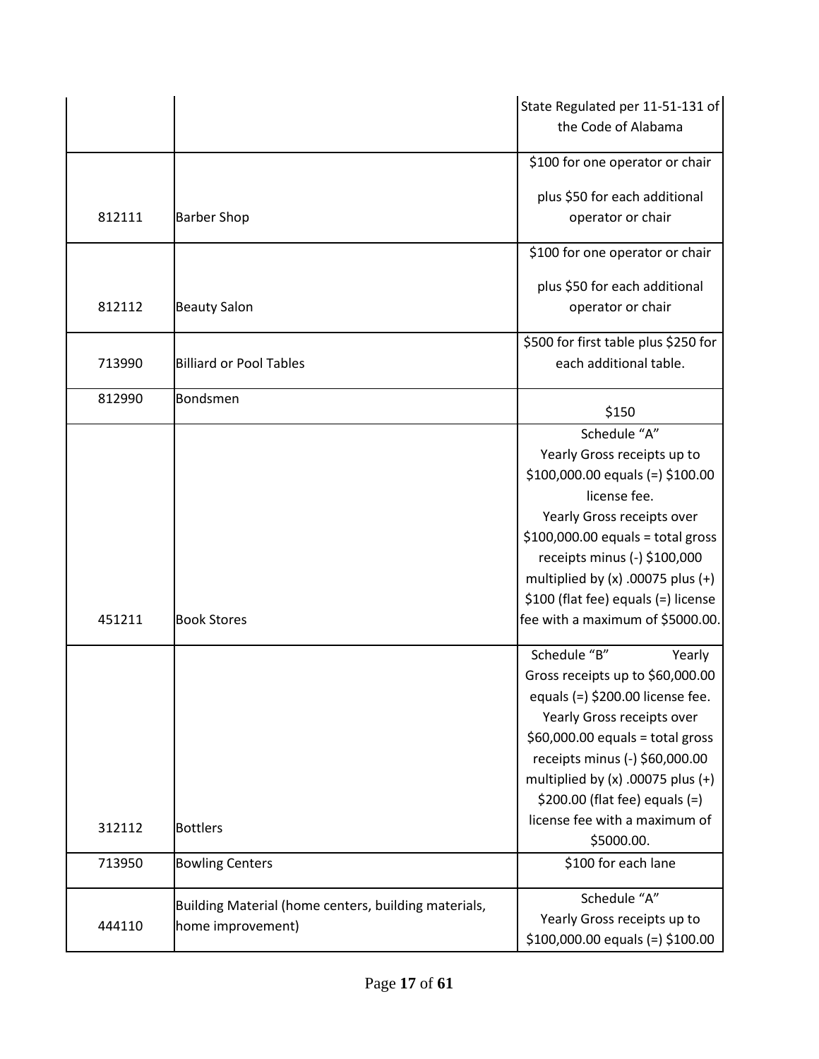| | | |
|---|---|---|
| | | State Regulated per 11-51-131 of the Code of Alabama |
| 812111 | Barber Shop | \$100 for one operator or chair plus \$50 for each additional operator or chair |
| 812112 | Beauty Salon | \$100 for one operator or chair plus \$50 for each additional operator or chair |
| 713990 | Billiard or Pool Tables | \$500 for first table plus \$250 for each additional table. |
| 812990 | Bondsmen | \$150 |
| 451211 | Book Stores | Schedule "A" Yearly Gross receipts up to \$100,000.00 equals (=) \$100.00 license fee. Yearly Gross receipts over \$100,000.00 equals = total gross receipts minus (-) \$100,000 multiplied by (x) .00075 plus (+) \$100 (flat fee) equals (=) license fee with a maximum of \$5000.00. |
| 312112 | Bottlers | Schedule "B" Yearly Gross receipts up to \$60,000.00 equals (=) \$200.00 license fee. Yearly Gross receipts over \$60,000.00 equals = total gross receipts minus (-) \$60,000.00 multiplied by (x) .00075 plus (+) \$200.00 (flat fee) equals (=) license fee with a maximum of \$5000.00. |
| 713950 | Bowling Centers | \$100 for each lane |
| 444110 | Building Material (home centers, building materials, home improvement) | Schedule "A" Yearly Gross receipts up to \$100,000.00 equals (=) \$100.00 |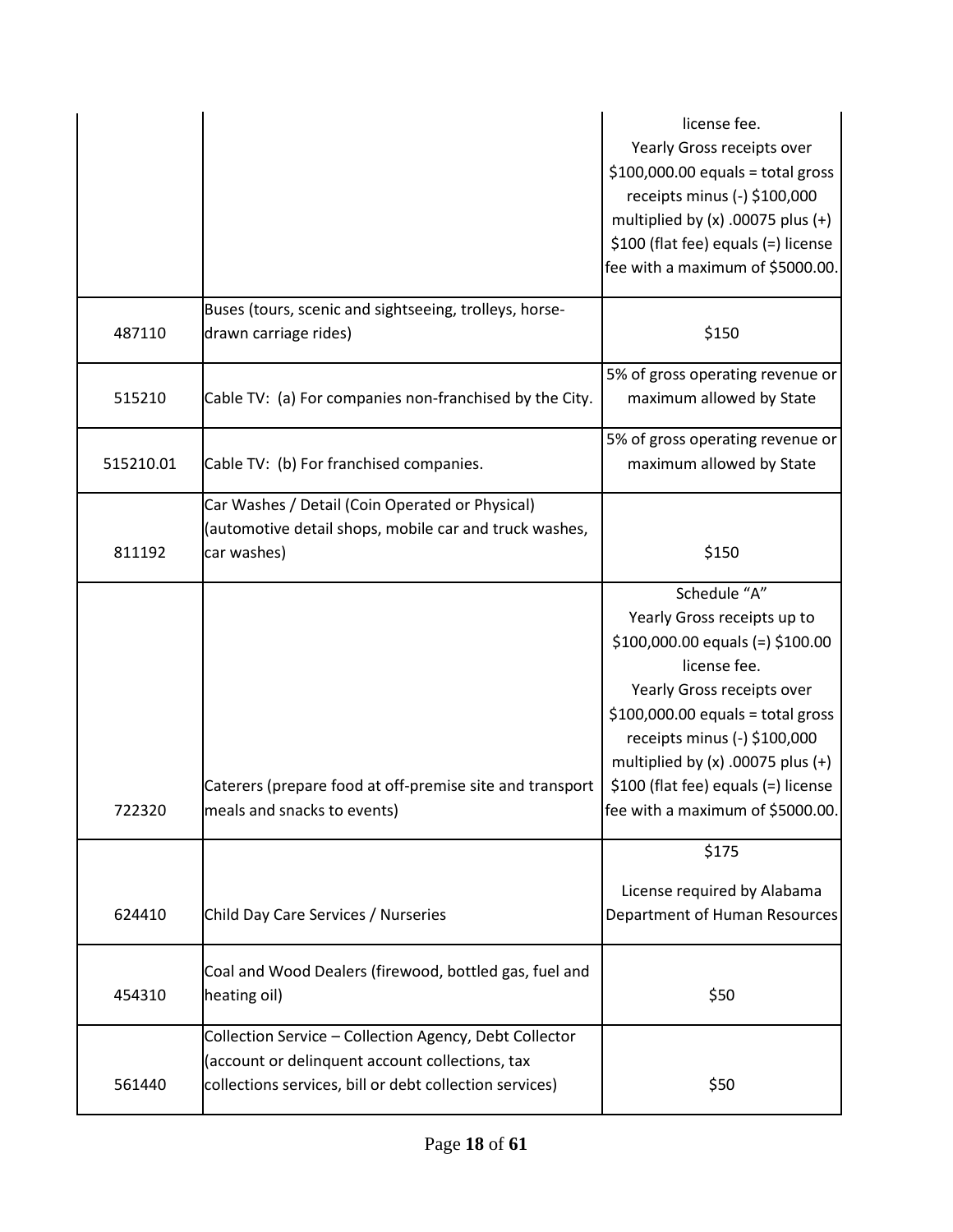| | | |
|---|---|---|
| | | license fee. Yearly Gross receipts over \$100,000.00 equals = total gross receipts minus (-) \$100,000 multiplied by (x) .00075 plus (+) \$100 (flat fee) equals (=) license fee with a maximum of \$5000.00. |
| 487110 | Buses (tours, scenic and sightseeing, trolleys, horse-drawn carriage rides) | \$150 |
| 515210 | Cable TV: (a) For companies non-franchised by the City. | 5% of gross operating revenue or maximum allowed by State |
| 515210.01 | Cable TV: (b) For franchised companies. | 5% of gross operating revenue or maximum allowed by State |
| 811192 | Car Washes / Detail (Coin Operated or Physical) (automotive detail shops, mobile car and truck washes, car washes) | \$150 |
| 722320 | Caterers (prepare food at off-premise site and transport meals and snacks to events) | Schedule "A" Yearly Gross receipts up to \$100,000.00 equals (=) \$100.00 license fee. Yearly Gross receipts over \$100,000.00 equals = total gross receipts minus (-) \$100,000 multiplied by (x) .00075 plus (+) \$100 (flat fee) equals (=) license fee with a maximum of \$5000.00. |
| 624410 | Child Day Care Services / Nurseries | \$175 License required by Alabama Department of Human Resources |
| 454310 | Coal and Wood Dealers (firewood, bottled gas, fuel and heating oil) | \$50 |
| 561440 | Collection Service – Collection Agency, Debt Collector (account or delinquent account collections, tax collections services, bill or debt collection services) | \$50 |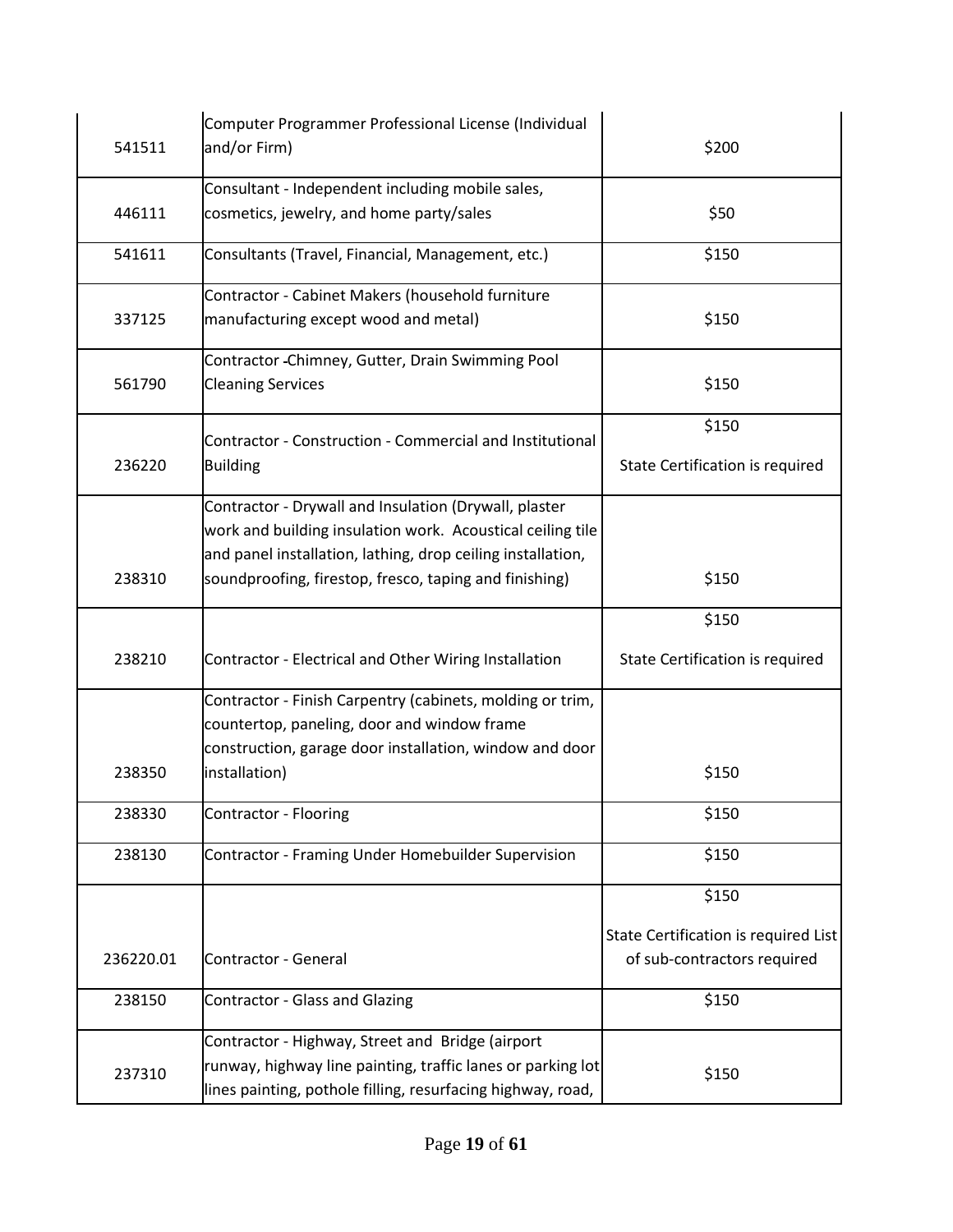| | | |
|---|---|---|
| 541511 | Computer Programmer Professional License (Individual and/or Firm) | $200 |
| 446111 | Consultant - Independent including mobile sales, cosmetics, jewelry, and home party/sales | $50 |
| 541611 | Consultants (Travel, Financial, Management, etc.) | $150 |
| 337125 | Contractor - Cabinet Makers (household furniture manufacturing except wood and metal) | $150 |
| 561790 | Contractor -Chimney, Gutter, Drain Swimming Pool Cleaning Services | $150 |
| 236220 | Contractor - Construction - Commercial and Institutional Building | $150<br><br>State Certification is required |
| 238310 | Contractor - Drywall and Insulation (Drywall, plaster work and building insulation work. Acoustical ceiling tile and panel installation, lathing, drop ceiling installation, soundproofing, firestop, fresco, taping and finishing) | $150 |
| 238210 | Contractor - Electrical and Other Wiring Installation | $150<br><br>State Certification is required |
| 238350 | Contractor - Finish Carpentry (cabinets, molding or trim, countertop, paneling, door and window frame construction, garage door installation, window and door installation) | $150 |
| 238330 | Contractor - Flooring | $150 |
| 238130 | Contractor - Framing Under Homebuilder Supervision | $150 |
| 236220.01 | Contractor - General | $150<br><br>State Certification is required List of sub-contractors required |
| 238150 | Contractor - Glass and Glazing | $150 |
| 237310 | Contractor - Highway, Street and Bridge (airport runway, highway line painting, traffic lanes or parking lot lines painting, pothole filling, resurfacing highway, road, | $150 |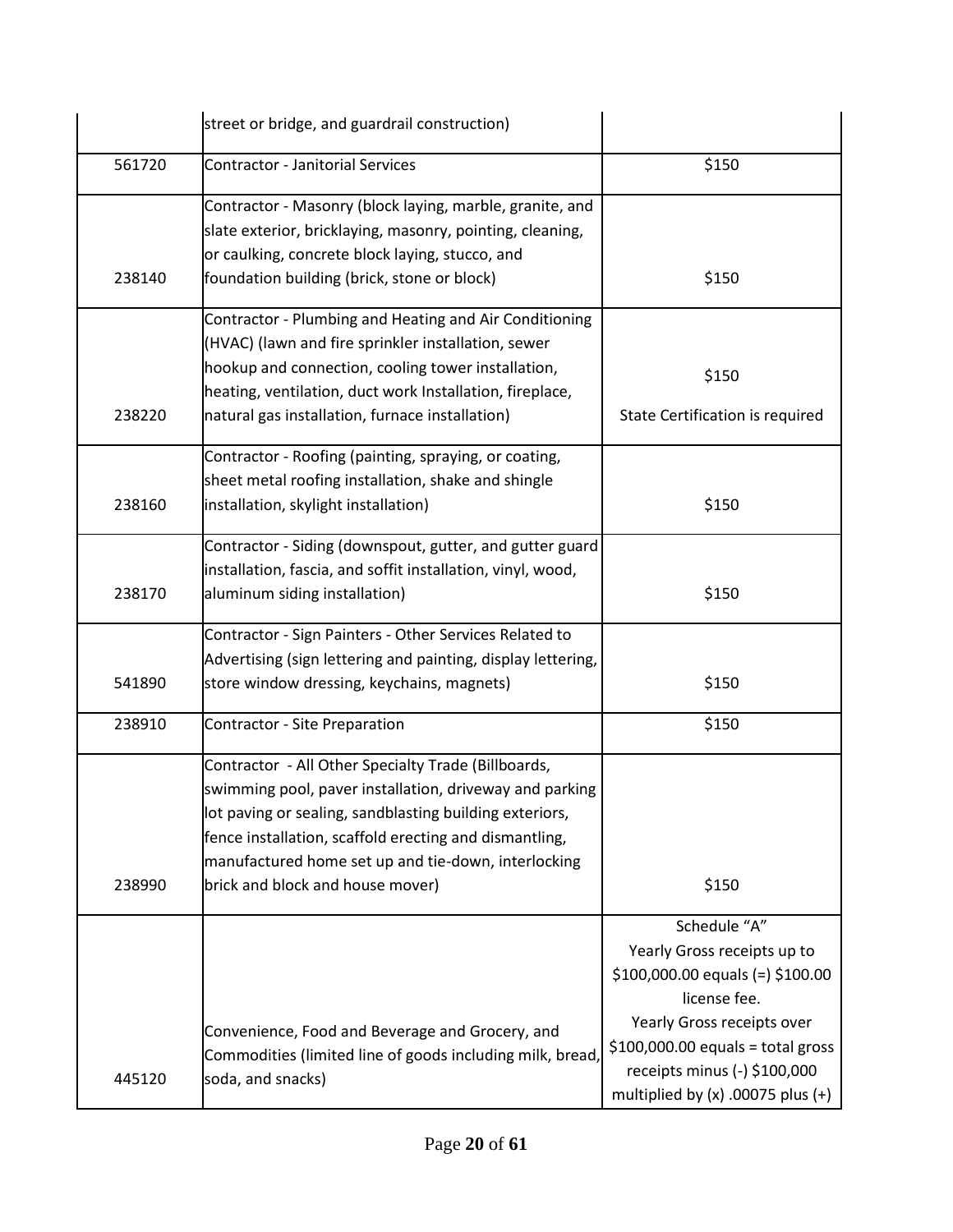| | | |
|---|---|---|
| | street or bridge, and guardrail construction) | |
| 561720 | Contractor - Janitorial Services | $150 |
| 238140 | Contractor - Masonry (block laying, marble, granite, and slate exterior, bricklaying, masonry, pointing, cleaning, or caulking, concrete block laying, stucco, and foundation building (brick, stone or block) | $150 |
| 238220 | Contractor - Plumbing and Heating and Air Conditioning (HVAC) (lawn and fire sprinkler installation, sewer hookup and connection, cooling tower installation, heating, ventilation, duct work Installation, fireplace, natural gas installation, furnace installation) | $150<br>State Certification is required |
| 238160 | Contractor - Roofing (painting, spraying, or coating, sheet metal roofing installation, shake and shingle installation, skylight installation) | $150 |
| 238170 | Contractor - Siding (downspout, gutter, and gutter guard installation, fascia, and soffit installation, vinyl, wood, aluminum siding installation) | $150 |
| 541890 | Contractor - Sign Painters - Other Services Related to Advertising (sign lettering and painting, display lettering, store window dressing, keychains, magnets) | $150 |
| 238910 | Contractor - Site Preparation | $150 |
| 238990 | Contractor - All Other Specialty Trade (Billboards, swimming pool, paver installation, driveway and parking lot paving or sealing, sandblasting building exteriors, fence installation, scaffold erecting and dismantling, manufactured home set up and tie-down, interlocking brick and block and house mover) | $150 |
| 445120 | Convenience, Food and Beverage and Grocery, and Commodities (limited line of goods including milk, bread, soda, and snacks) | Schedule "A"<br>Yearly Gross receipts up to $100,000.00 equals (=) $100.00 license fee.<br>Yearly Gross receipts over $100,000.00 equals = total gross receipts minus (-) $100,000 multiplied by (x) .00075 plus (+) |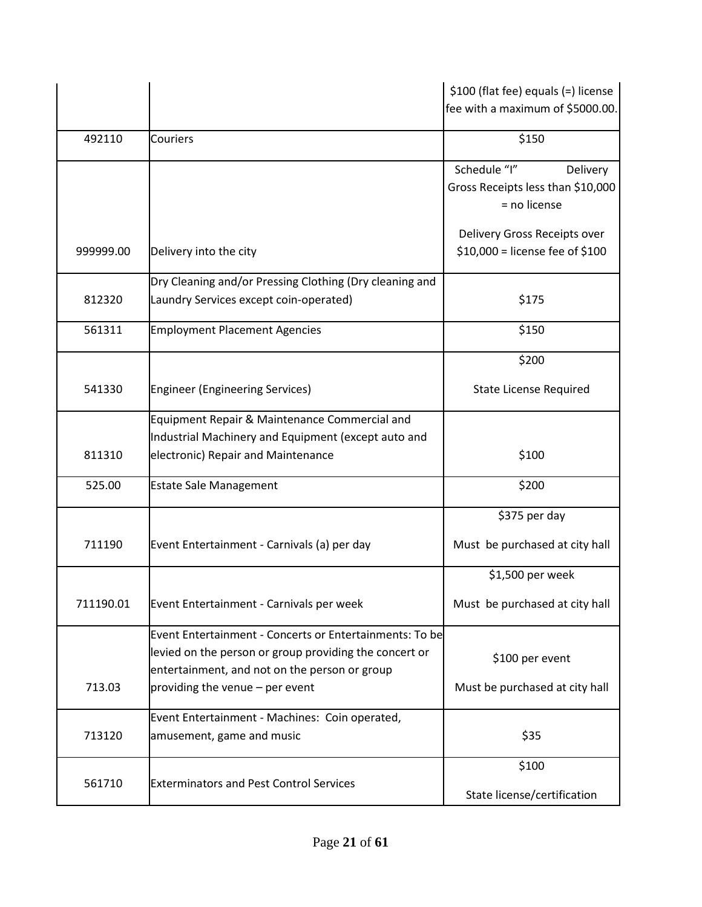|  |  |  |
|---|---|---|
|  |  | $100 (flat fee) equals (=) license fee with a maximum of $5000.00. |
| 492110 | Couriers | $150 |
| 999999.00 | Delivery into the city | Schedule "I" Delivery Gross Receipts less than $10,000 = no license<br><br>Delivery Gross Receipts over $10,000 = license fee of $100 |
| 812320 | Dry Cleaning and/or Pressing Clothing (Dry cleaning and Laundry Services except coin-operated) | $175 |
| 561311 | Employment Placement Agencies | $150 |
| 541330 | Engineer (Engineering Services) | $200<br><br>State License Required |
| 811310 | Equipment Repair & Maintenance Commercial and Industrial Machinery and Equipment (except auto and electronic) Repair and Maintenance | $100 |
| 525.00 | Estate Sale Management | $200 |
| 711190 | Event Entertainment - Carnivals (a) per day | $375 per day<br><br>Must be purchased at city hall |
| 711190.01 | Event Entertainment - Carnivals per week | $1,500 per week<br><br>Must be purchased at city hall |
| 713.03 | Event Entertainment - Concerts or Entertainments: To be levied on the person or group providing the concert or entertainment, and not on the person or group providing the venue – per event | $100 per event<br><br>Must be purchased at city hall |
| 713120 | Event Entertainment - Machines: Coin operated, amusement, game and music | $35 |
| 561710 | Exterminators and Pest Control Services | $100<br><br>State license/certification |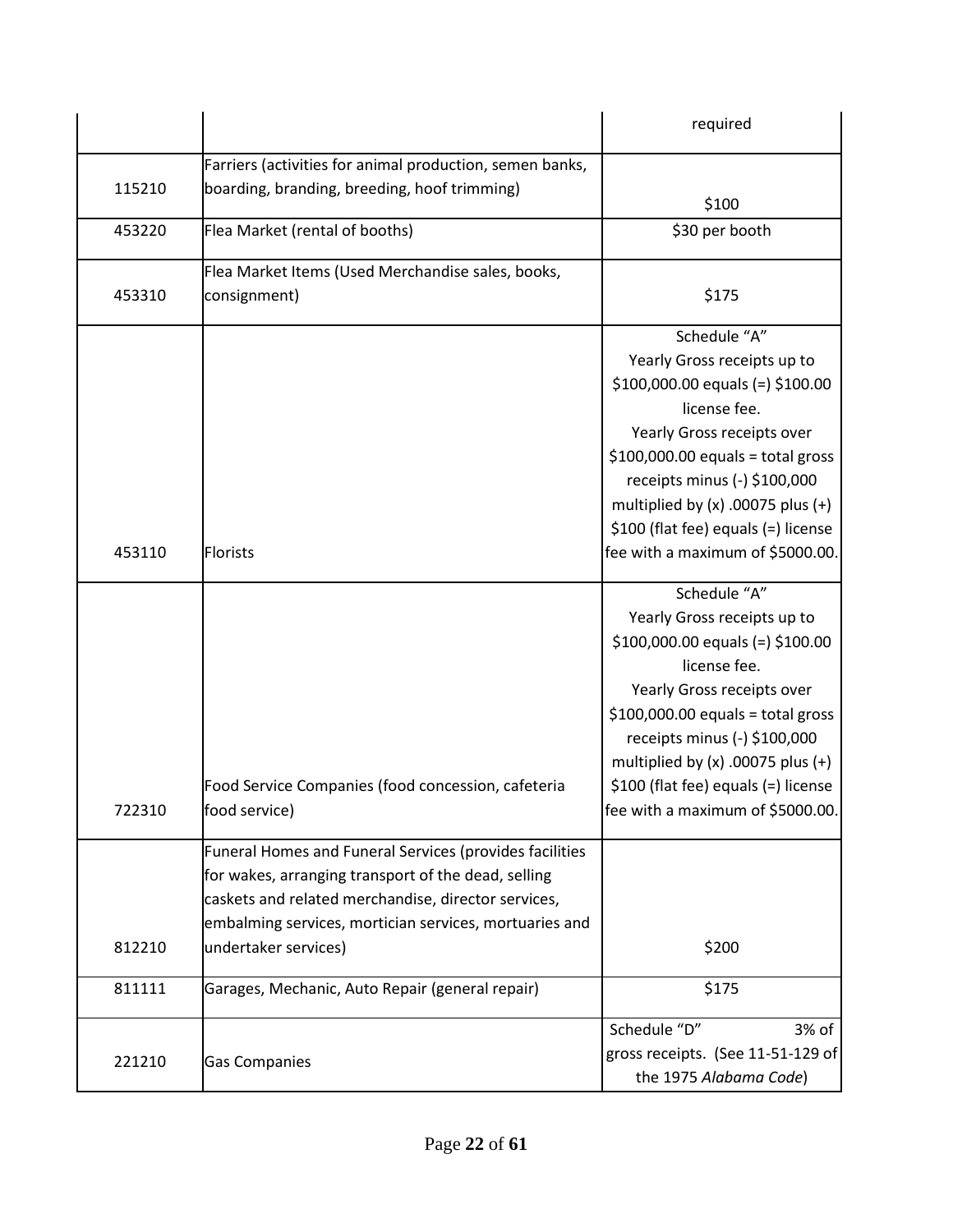| | | required |
|---|---|---|
| 115210 | Farriers (activities for animal production, semen banks, boarding, branding, breeding, hoof trimming) | $100 |
| 453220 | Flea Market (rental of booths) | $30 per booth |
| 453310 | Flea Market Items (Used Merchandise sales, books, consignment) | $175 |
| 453110 | Florists | Schedule "A" Yearly Gross receipts up to $100,000.00 equals (=) $100.00 license fee. Yearly Gross receipts over $100,000.00 equals = total gross receipts minus (-) $100,000 multiplied by (x) .00075 plus (+) $100 (flat fee) equals (=) license fee with a maximum of $5000.00. |
| 722310 | Food Service Companies (food concession, cafeteria food service) | Schedule "A" Yearly Gross receipts up to $100,000.00 equals (=) $100.00 license fee. Yearly Gross receipts over $100,000.00 equals = total gross receipts minus (-) $100,000 multiplied by (x) .00075 plus (+) $100 (flat fee) equals (=) license fee with a maximum of $5000.00. |
| 812210 | Funeral Homes and Funeral Services (provides facilities for wakes, arranging transport of the dead, selling caskets and related merchandise, director services, embalming services, mortician services, mortuaries and undertaker services) | $200 |
| 811111 | Garages, Mechanic, Auto Repair (general repair) | $175 |
| 221210 | Gas Companies | Schedule "D" 3% of gross receipts. (See 11-51-129 of the 1975 *Alabama Code*) |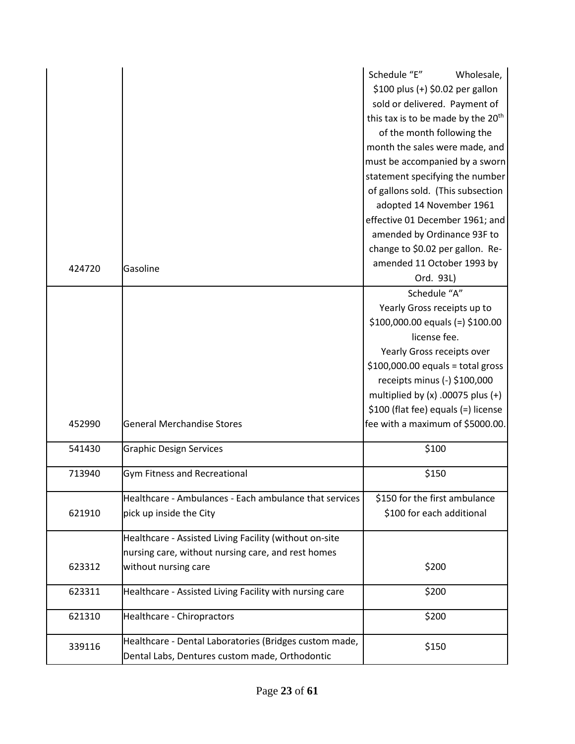| | | |
|---|---|---|
| 424720 | Gasoline | Schedule "E" Wholesale, \$100 plus (+) \$0.02 per gallon sold or delivered. Payment of this tax is to be made by the 20th of the month following the month the sales were made, and must be accompanied by a sworn statement specifying the number of gallons sold. (This subsection adopted 14 November 1961 effective 01 December 1961; and amended by Ordinance 93F to change to \$0.02 per gallon. Re-amended 11 October 1993 by Ord. 93L) |
| 452990 | General Merchandise Stores | Schedule "A" Yearly Gross receipts up to \$100,000.00 equals (=) \$100.00 license fee. Yearly Gross receipts over \$100,000.00 equals = total gross receipts minus (-) \$100,000 multiplied by (x) .00075 plus (+) \$100 (flat fee) equals (=) license fee with a maximum of \$5000.00. |
| 541430 | Graphic Design Services | \$100 |
| 713940 | Gym Fitness and Recreational | \$150 |
| 621910 | Healthcare - Ambulances - Each ambulance that services pick up inside the City | \$150 for the first ambulance \$100 for each additional |
| 623312 | Healthcare - Assisted Living Facility (without on-site nursing care, without nursing care, and rest homes without nursing care | \$200 |
| 623311 | Healthcare - Assisted Living Facility with nursing care | \$200 |
| 621310 | Healthcare - Chiropractors | \$200 |
| 339116 | Healthcare - Dental Laboratories (Bridges custom made, Dental Labs, Dentures custom made, Orthodontic | \$150 |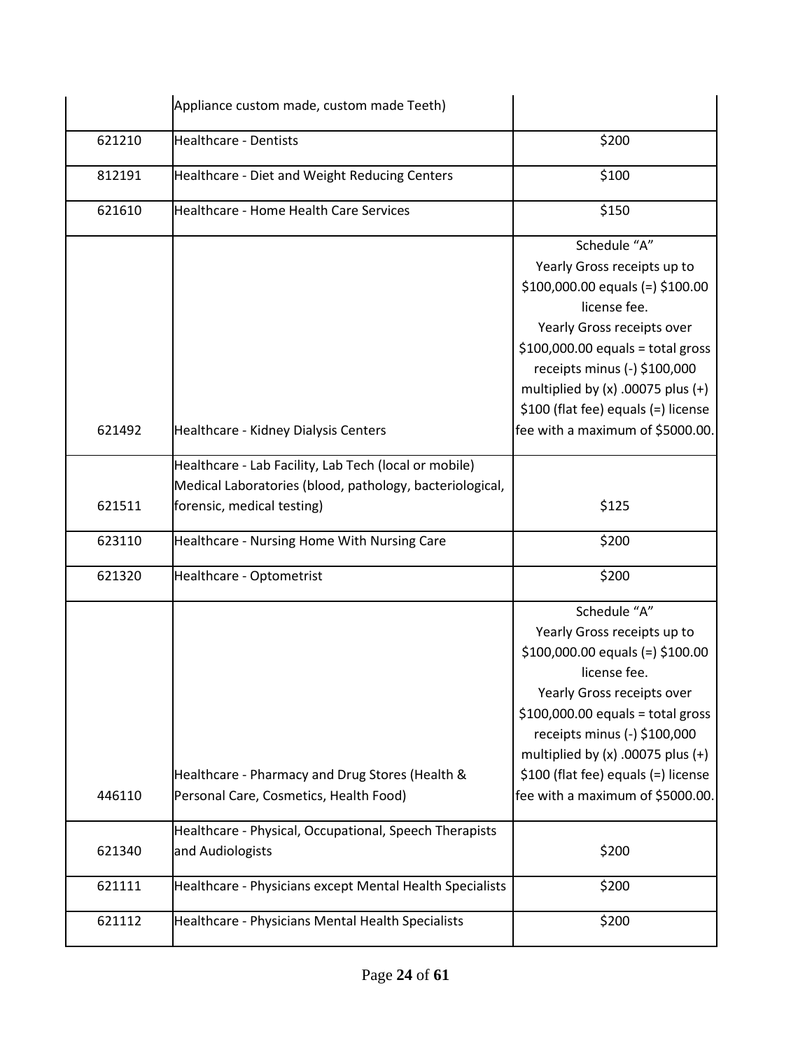| | | |
|---|---|---|
| | Appliance custom made, custom made Teeth) | |
| 621210 | Healthcare - Dentists | $200 |
| 812191 | Healthcare - Diet and Weight Reducing Centers | $100 |
| 621610 | Healthcare - Home Health Care Services | $150 |
| 621492 | Healthcare - Kidney Dialysis Centers | Schedule "A" Yearly Gross receipts up to $100,000.00 equals (=) $100.00 license fee. Yearly Gross receipts over $100,000.00 equals = total gross receipts minus (-) $100,000 multiplied by (x) .00075 plus (+) $100 (flat fee) equals (=) license fee with a maximum of $5000.00. |
| 621511 | Healthcare - Lab Facility, Lab Tech (local or mobile) Medical Laboratories (blood, pathology, bacteriological, forensic, medical testing) | $125 |
| 623110 | Healthcare - Nursing Home With Nursing Care | $200 |
| 621320 | Healthcare - Optometrist | $200 |
| 446110 | Healthcare - Pharmacy and Drug Stores (Health & Personal Care, Cosmetics, Health Food) | Schedule "A" Yearly Gross receipts up to $100,000.00 equals (=) $100.00 license fee. Yearly Gross receipts over $100,000.00 equals = total gross receipts minus (-) $100,000 multiplied by (x) .00075 plus (+) $100 (flat fee) equals (=) license fee with a maximum of $5000.00. |
| 621340 | Healthcare - Physical, Occupational, Speech Therapists and Audiologists | $200 |
| 621111 | Healthcare - Physicians except Mental Health Specialists | $200 |
| 621112 | Healthcare - Physicians Mental Health Specialists | $200 |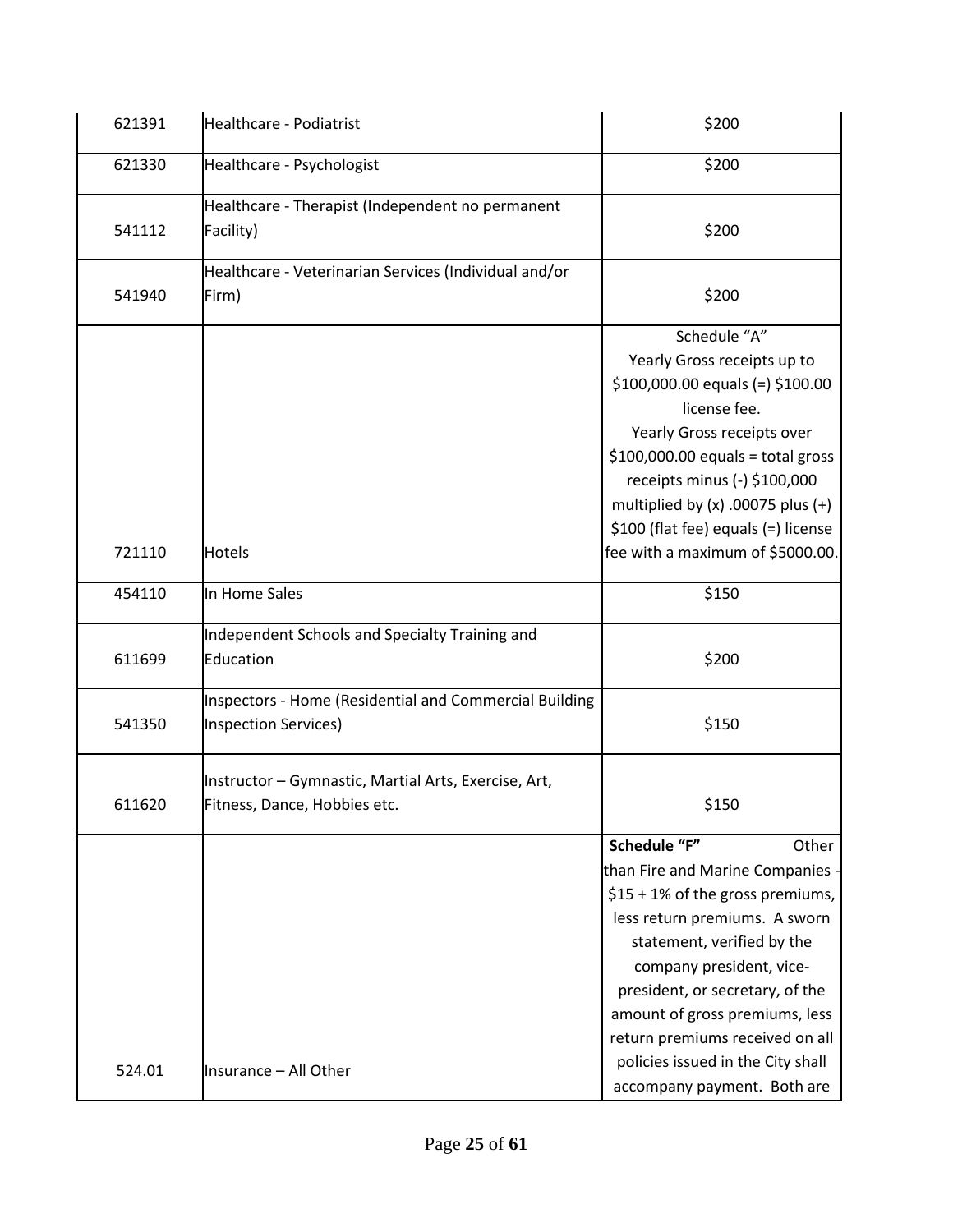| | | |
|---|---|---|
| 621391 | Healthcare - Podiatrist | $200 |
| 621330 | Healthcare - Psychologist | $200 |
| 541112 | Healthcare - Therapist (Independent no permanent Facility) | $200 |
| 541940 | Healthcare - Veterinarian Services (Individual and/or Firm) | $200 |
| 721110 | Hotels | Schedule "A" Yearly Gross receipts up to $100,000.00 equals (=) $100.00 license fee. Yearly Gross receipts over $100,000.00 equals = total gross receipts minus (-) $100,000 multiplied by (x) .00075 plus (+) $100 (flat fee) equals (=) license fee with a maximum of $5000.00. |
| 454110 | In Home Sales | $150 |
| 611699 | Independent Schools and Specialty Training and Education | $200 |
| 541350 | Inspectors - Home (Residential and Commercial Building Inspection Services) | $150 |
| 611620 | Instructor – Gymnastic, Martial Arts, Exercise, Art, Fitness, Dance, Hobbies etc. | $150 |
| 524.01 | Insurance – All Other | **Schedule "F"** Other than Fire and Marine Companies - $15 + 1% of the gross premiums, less return premiums. A sworn statement, verified by the company president, vice-president, or secretary, of the amount of gross premiums, less return premiums received on all policies issued in the City shall accompany payment. Both are |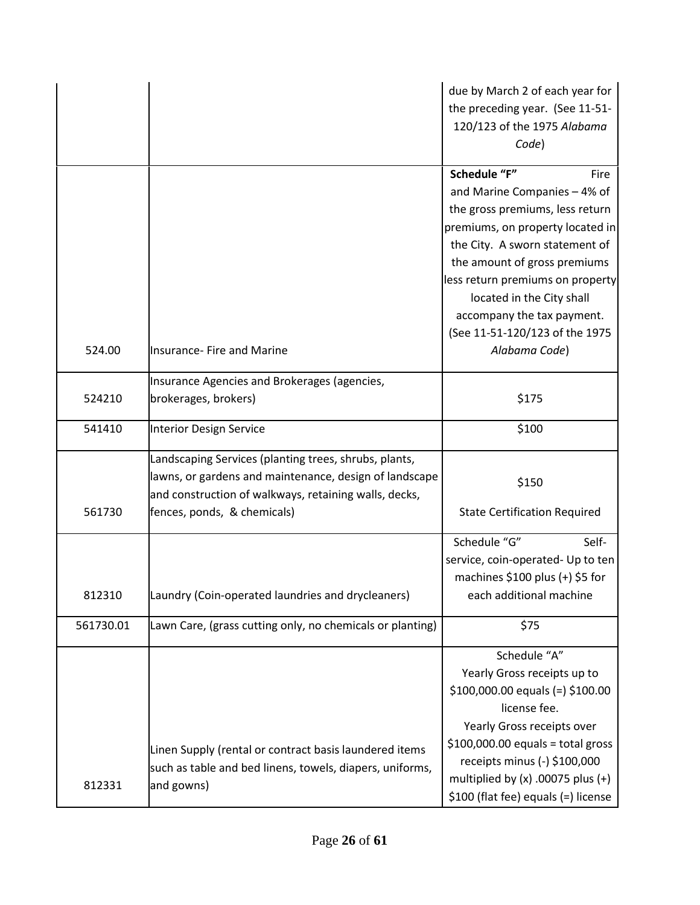| | | |
|---|---|---|
| | | due by March 2 of each year for the preceding year. (See 11-51-120/123 of the 1975 *Alabama Code*) |
| 524.00 | Insurance- Fire and Marine | **Schedule "F"** Fire and Marine Companies – 4% of the gross premiums, less return premiums, on property located in the City. A sworn statement of the amount of gross premiums less return premiums on property located in the City shall accompany the tax payment. (See 11-51-120/123 of the 1975 *Alabama Code*) |
| 524210 | Insurance Agencies and Brokerages (agencies, brokerages, brokers) | $175 |
| 541410 | Interior Design Service | $100 |
| 561730 | Landscaping Services (planting trees, shrubs, plants, lawns, or gardens and maintenance, design of landscape and construction of walkways, retaining walls, decks, fences, ponds, & chemicals) | $150<br><br>State Certification Required |
| 812310 | Laundry (Coin-operated laundries and drycleaners) | Schedule "G" Self-service, coin-operated- Up to ten machines $100 plus (+) $5 for each additional machine |
| 561730.01 | Lawn Care, (grass cutting only, no chemicals or planting) | $75 |
| 812331 | Linen Supply (rental or contract basis laundered items such as table and bed linens, towels, diapers, uniforms, and gowns) | Schedule "A"<br>Yearly Gross receipts up to $100,000.00 equals (=) $100.00 license fee.<br>Yearly Gross receipts over $100,000.00 equals = total gross receipts minus (-) $100,000 multiplied by (x) .00075 plus (+) $100 (flat fee) equals (=) license |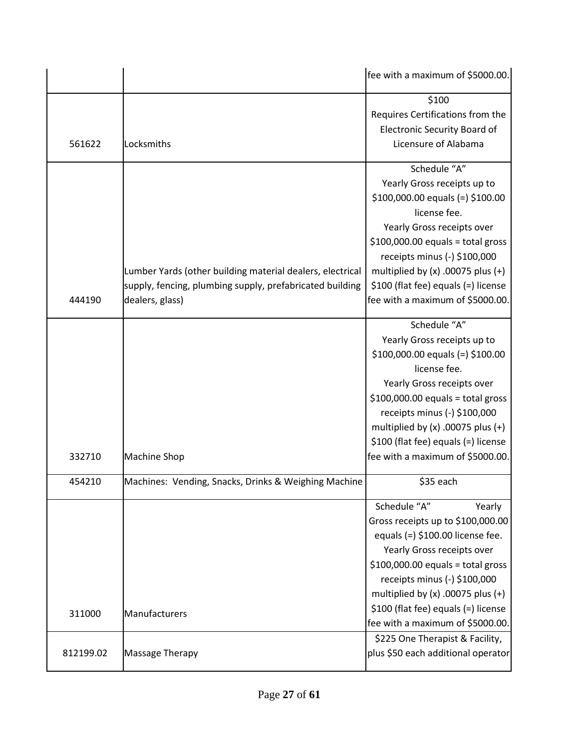| | | fee with a maximum of $5000.00. |
|---|---|---|
| 561622 | Locksmiths | $100 Requires Certifications from the Electronic Security Board of Licensure of Alabama |
| 444190 | Lumber Yards (other building material dealers, electrical supply, fencing, plumbing supply, prefabricated building dealers, glass) | Schedule "A" Yearly Gross receipts up to $100,000.00 equals (=) $100.00 license fee. Yearly Gross receipts over $100,000.00 equals = total gross receipts minus (-) $100,000 multiplied by (x) .00075 plus (+) $100 (flat fee) equals (=) license fee with a maximum of $5000.00. |
| 332710 | Machine Shop | Schedule "A" Yearly Gross receipts up to $100,000.00 equals (=) $100.00 license fee. Yearly Gross receipts over $100,000.00 equals = total gross receipts minus (-) $100,000 multiplied by (x) .00075 plus (+) $100 (flat fee) equals (=) license fee with a maximum of $5000.00. |
| 454210 | Machines: Vending, Snacks, Drinks & Weighing Machine | $35 each |
| 311000 | Manufacturers | Schedule "A" Yearly Gross receipts up to $100,000.00 equals (=) $100.00 license fee. Yearly Gross receipts over $100,000.00 equals = total gross receipts minus (-) $100,000 multiplied by (x) .00075 plus (+) $100 (flat fee) equals (=) license fee with a maximum of $5000.00. |
| 812199.02 | Massage Therapy | $225 One Therapist & Facility, plus $50 each additional operator |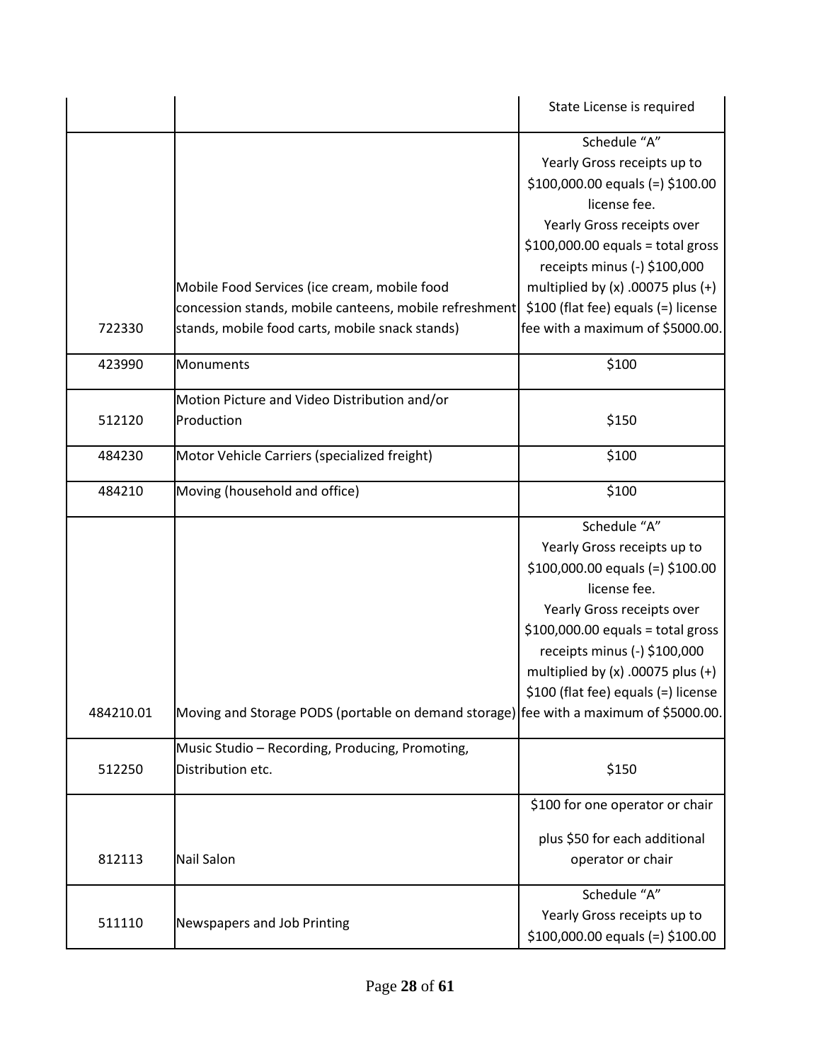| | | |
|---|---|---|
| | | State License is required |
| 722330 | Mobile Food Services (ice cream, mobile food concession stands, mobile canteens, mobile refreshment stands, mobile food carts, mobile snack stands) | Schedule "A" Yearly Gross receipts up to $100,000.00 equals (=) $100.00 license fee. Yearly Gross receipts over $100,000.00 equals = total gross receipts minus (-) $100,000 multiplied by (x) .00075 plus (+) $100 (flat fee) equals (=) license fee with a maximum of $5000.00. |
| 423990 | Monuments | $100 |
| 512120 | Motion Picture and Video Distribution and/or Production | $150 |
| 484230 | Motor Vehicle Carriers (specialized freight) | $100 |
| 484210 | Moving (household and office) | $100 |
| 484210.01 | Moving and Storage PODS (portable on demand storage) | Schedule "A" Yearly Gross receipts up to $100,000.00 equals (=) $100.00 license fee. Yearly Gross receipts over $100,000.00 equals = total gross receipts minus (-) $100,000 multiplied by (x) .00075 plus (+) $100 (flat fee) equals (=) license fee with a maximum of $5000.00. |
| 512250 | Music Studio – Recording, Producing, Promoting, Distribution etc. | $150 |
| 812113 | Nail Salon | $100 for one operator or chair plus $50 for each additional operator or chair |
| 511110 | Newspapers and Job Printing | Schedule "A" Yearly Gross receipts up to $100,000.00 equals (=) $100.00 |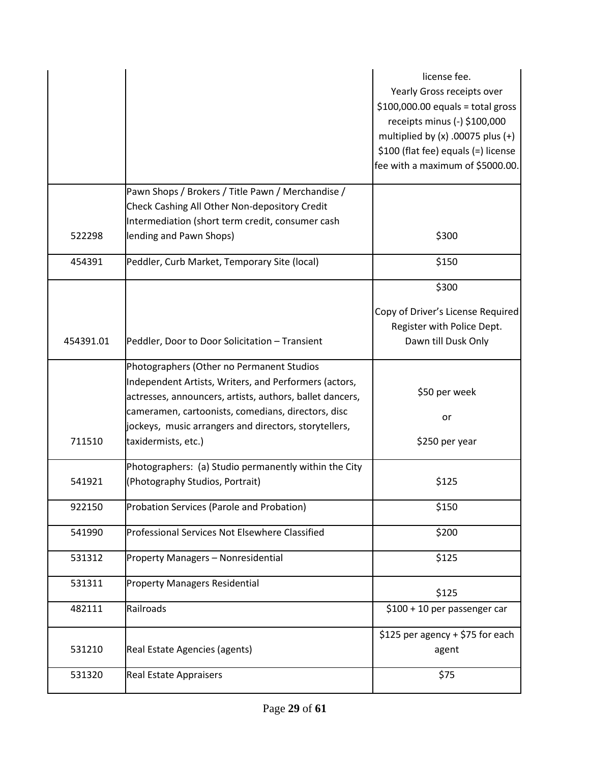| | | |
|---|---|---|
| | | license fee. Yearly Gross receipts over \$100,000.00 equals = total gross receipts minus (-) \$100,000 multiplied by (x) .00075 plus (+) \$100 (flat fee) equals (=) license fee with a maximum of \$5000.00. |
| 522298 | Pawn Shops / Brokers / Title Pawn / Merchandise / Check Cashing All Other Non-depository Credit Intermediation (short term credit, consumer cash lending and Pawn Shops) | \$300 |
| 454391 | Peddler, Curb Market, Temporary Site (local) | \$150 |
| 454391.01 | Peddler, Door to Door Solicitation – Transient | \$300<br><br>Copy of Driver's License Required Register with Police Dept. Dawn till Dusk Only |
| 711510 | Photographers (Other no Permanent Studios Independent Artists, Writers, and Performers (actors, actresses, announcers, artists, authors, ballet dancers, cameramen, cartoonists, comedians, directors, disc jockeys, music arrangers and directors, storytellers, taxidermists, etc.) | \$50 per week<br><br>or<br><br>\$250 per year |
| 541921 | Photographers: (a) Studio permanently within the City (Photography Studios, Portrait) | \$125 |
| 922150 | Probation Services (Parole and Probation) | \$150 |
| 541990 | Professional Services Not Elsewhere Classified | \$200 |
| 531312 | Property Managers – Nonresidential | \$125 |
| 531311 | Property Managers Residential | \$125 |
| 482111 | Railroads | \$100 + 10 per passenger car |
| 531210 | Real Estate Agencies (agents) | \$125 per agency + \$75 for each agent |
| 531320 | Real Estate Appraisers | \$75 |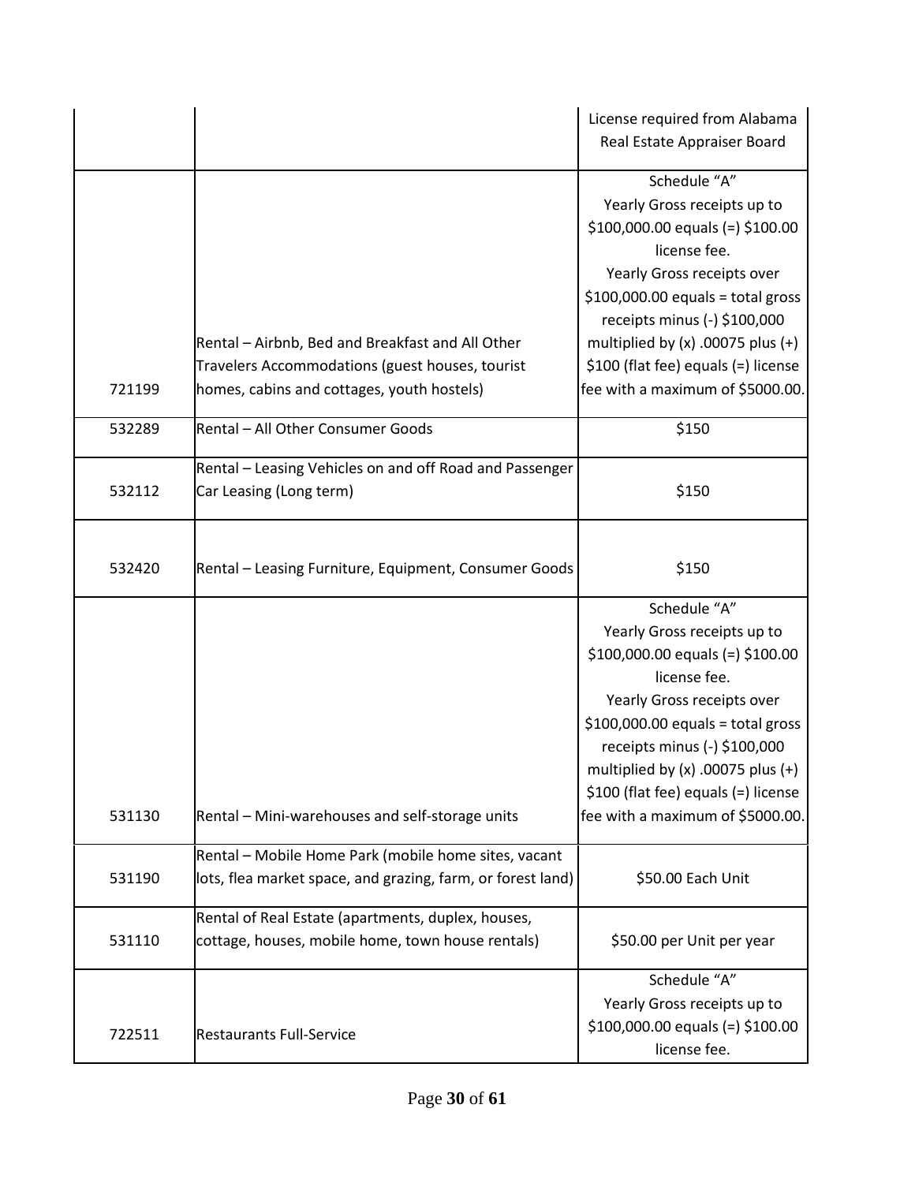| | | |
|---|---|---|
| | | License required from Alabama Real Estate Appraiser Board |
| 721199 | Rental – Airbnb, Bed and Breakfast and All Other Travelers Accommodations (guest houses, tourist homes, cabins and cottages, youth hostels) | Schedule "A" Yearly Gross receipts up to $100,000.00 equals (=) $100.00 license fee. Yearly Gross receipts over $100,000.00 equals = total gross receipts minus (-) $100,000 multiplied by (x) .00075 plus (+) $100 (flat fee) equals (=) license fee with a maximum of $5000.00. |
| 532289 | Rental – All Other Consumer Goods | $150 |
| 532112 | Rental – Leasing Vehicles on and off Road and Passenger Car Leasing (Long term) | $150 |
| 532420 | Rental – Leasing Furniture, Equipment, Consumer Goods | $150 |
| 531130 | Rental – Mini-warehouses and self-storage units | Schedule "A" Yearly Gross receipts up to $100,000.00 equals (=) $100.00 license fee. Yearly Gross receipts over $100,000.00 equals = total gross receipts minus (-) $100,000 multiplied by (x) .00075 plus (+) $100 (flat fee) equals (=) license fee with a maximum of $5000.00. |
| 531190 | Rental – Mobile Home Park (mobile home sites, vacant lots, flea market space, and grazing, farm, or forest land) | $50.00 Each Unit |
| 531110 | Rental of Real Estate (apartments, duplex, houses, cottage, houses, mobile home, town house rentals) | $50.00 per Unit per year |
| 722511 | Restaurants Full-Service | Schedule "A" Yearly Gross receipts up to $100,000.00 equals (=) $100.00 license fee. |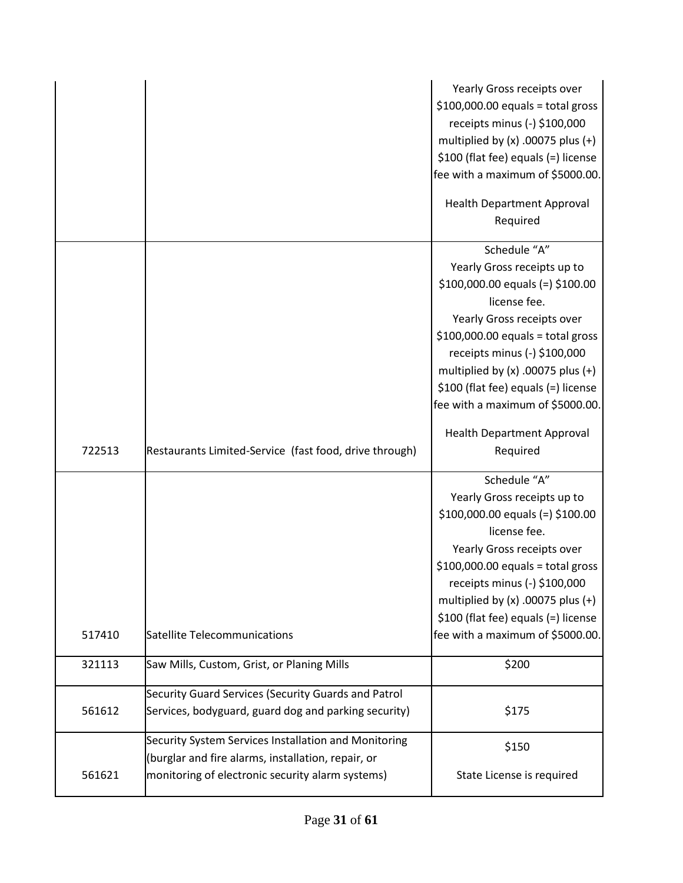| | | |
|---|---|---|
| | | Yearly Gross receipts over $100,000.00 equals = total gross receipts minus (-) $100,000 multiplied by (x) .00075 plus (+) $100 (flat fee) equals (=) license fee with a maximum of $5000.00.<br><br>Health Department Approval Required |
| 722513 | Restaurants Limited-Service (fast food, drive through) | Schedule "A"<br>Yearly Gross receipts up to $100,000.00 equals (=) $100.00 license fee.<br>Yearly Gross receipts over $100,000.00 equals = total gross receipts minus (-) $100,000 multiplied by (x) .00075 plus (+) $100 (flat fee) equals (=) license fee with a maximum of $5000.00.<br><br>Health Department Approval Required |
| 517410 | Satellite Telecommunications | Schedule "A"<br>Yearly Gross receipts up to $100,000.00 equals (=) $100.00 license fee.<br>Yearly Gross receipts over $100,000.00 equals = total gross receipts minus (-) $100,000 multiplied by (x) .00075 plus (+) $100 (flat fee) equals (=) license fee with a maximum of $5000.00. |
| 321113 | Saw Mills, Custom, Grist, or Planing Mills | $200 |
| 561612 | Security Guard Services (Security Guards and Patrol Services, bodyguard, guard dog and parking security) | $175 |
| 561621 | Security System Services Installation and Monitoring (burglar and fire alarms, installation, repair, or monitoring of electronic security alarm systems) | $150<br><br>State License is required |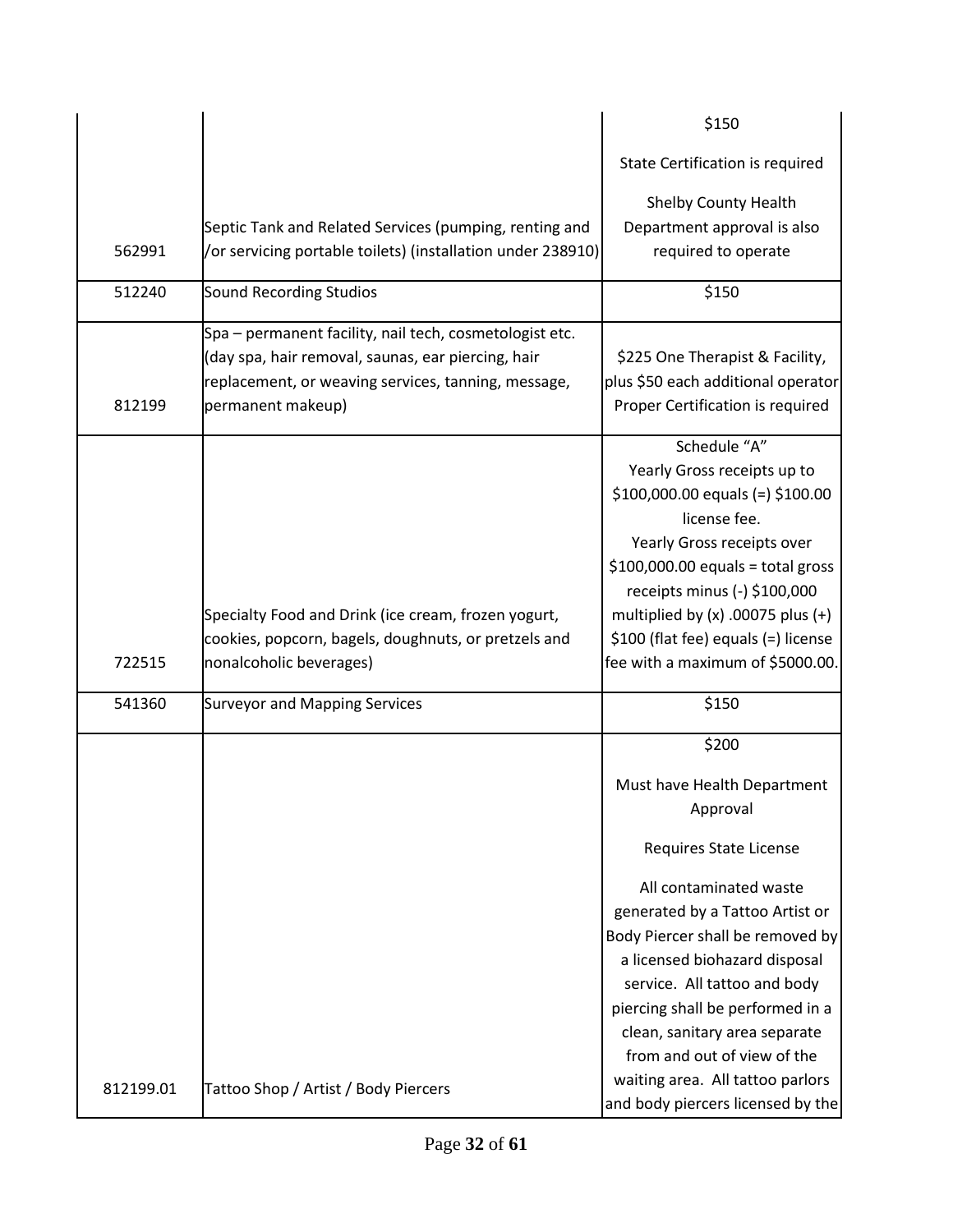| | | |
|---|---|---|
| 562991 | Septic Tank and Related Services (pumping, renting and /or servicing portable toilets) (installation under 238910) | $150<br><br>State Certification is required<br><br>Shelby County Health Department approval is also required to operate |
| 512240 | Sound Recording Studios | $150 |
| 812199 | Spa – permanent facility, nail tech, cosmetologist etc. (day spa, hair removal, saunas, ear piercing, hair replacement, or weaving services, tanning, message, permanent makeup) | $225 One Therapist & Facility, plus $50 each additional operator Proper Certification is required |
| 722515 | Specialty Food and Drink (ice cream, frozen yogurt, cookies, popcorn, bagels, doughnuts, or pretzels and nonalcoholic beverages) | Schedule "A"<br>Yearly Gross receipts up to $100,000.00 equals (=) $100.00 license fee.<br>Yearly Gross receipts over $100,000.00 equals = total gross receipts minus (-) $100,000 multiplied by (x) .00075 plus (+) $100 (flat fee) equals (=) license fee with a maximum of $5000.00. |
| 541360 | Surveyor and Mapping Services | $150 |
| 812199.01 | Tattoo Shop / Artist / Body Piercers | $200<br><br>Must have Health Department Approval<br><br>Requires State License<br><br>All contaminated waste generated by a Tattoo Artist or Body Piercer shall be removed by a licensed biohazard disposal service. All tattoo and body piercing shall be performed in a clean, sanitary area separate from and out of view of the waiting area. All tattoo parlors and body piercers licensed by the |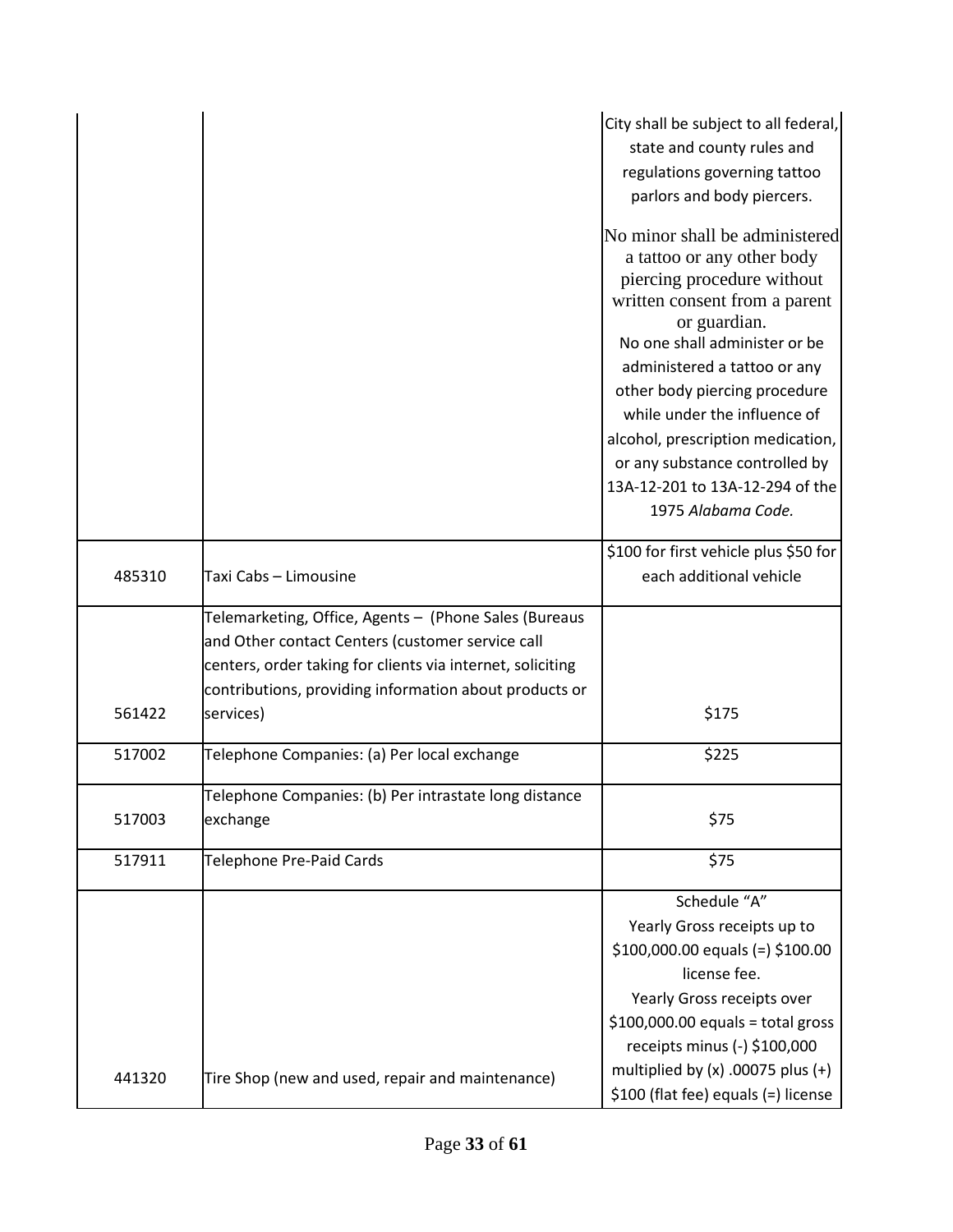| | | |
|---|---|---|
| | | City shall be subject to all federal, state and county rules and regulations governing tattoo parlors and body piercers. No minor shall be administered a tattoo or any other body piercing procedure without written consent from a parent or guardian. No one shall administer or be administered a tattoo or any other body piercing procedure while under the influence of alcohol, prescription medication, or any substance controlled by 13A-12-201 to 13A-12-294 of the 1975 *Alabama Code.* |
| 485310 | Taxi Cabs – Limousine | $100 for first vehicle plus $50 for each additional vehicle |
| 561422 | Telemarketing, Office, Agents – (Phone Sales (Bureaus and Other contact Centers (customer service call centers, order taking for clients via internet, soliciting contributions, providing information about products or services) | $175 |
| 517002 | Telephone Companies: (a) Per local exchange | $225 |
| 517003 | Telephone Companies: (b) Per intrastate long distance exchange | $75 |
| 517911 | Telephone Pre-Paid Cards | $75 |
| 441320 | Tire Shop (new and used, repair and maintenance) | Schedule "A" Yearly Gross receipts up to $100,000.00 equals (=) $100.00 license fee. Yearly Gross receipts over $100,000.00 equals = total gross receipts minus (-) $100,000 multiplied by (x) .00075 plus (+) $100 (flat fee) equals (=) license |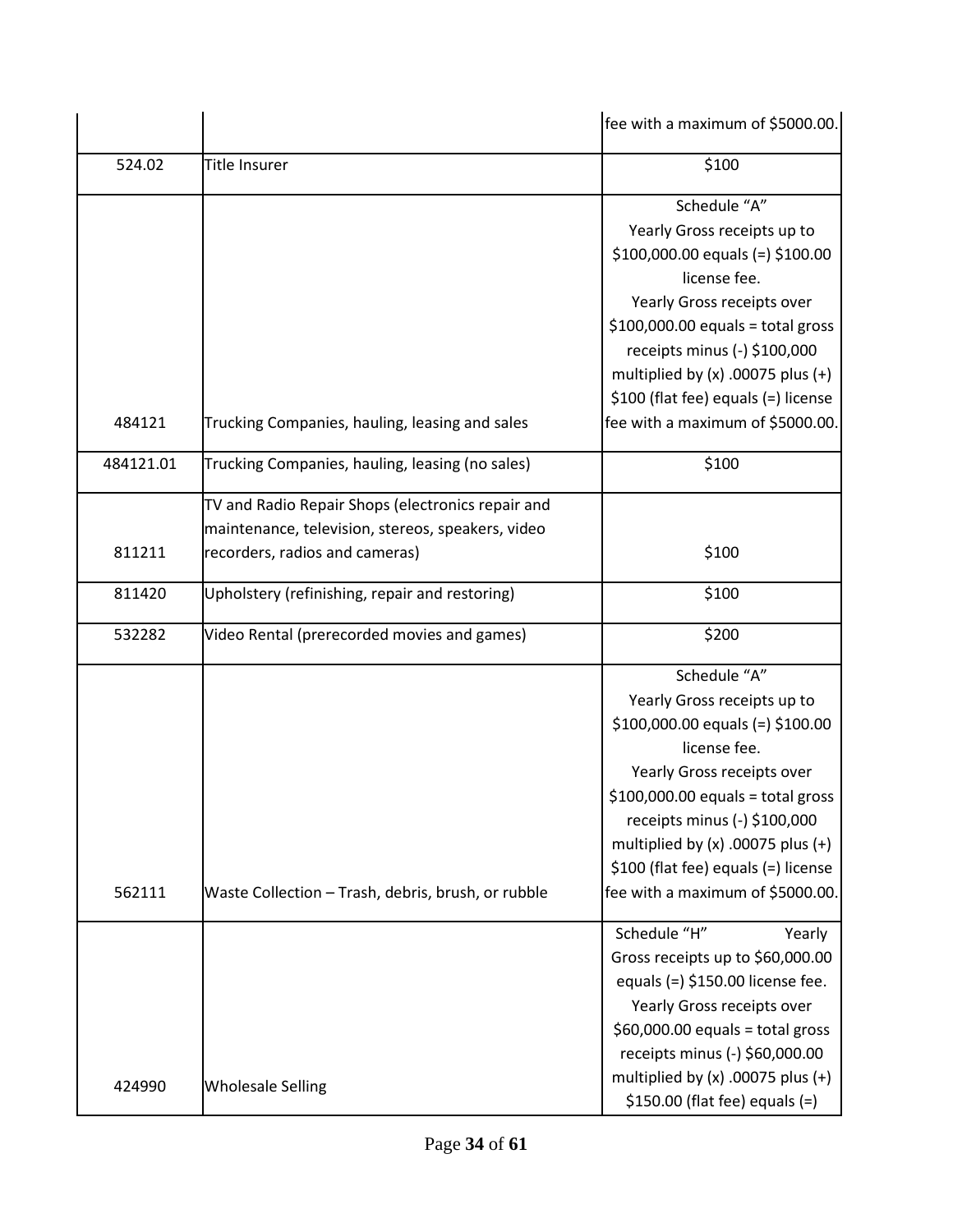| | | fee with a maximum of $5000.00. |
|---|---|---|
| 524.02 | Title Insurer | $100 |
| 484121 | Trucking Companies, hauling, leasing and sales | Schedule “A” Yearly Gross receipts up to $100,000.00 equals (=) $100.00 license fee. Yearly Gross receipts over $100,000.00 equals = total gross receipts minus (-) $100,000 multiplied by (x) .00075 plus (+) $100 (flat fee) equals (=) license fee with a maximum of $5000.00. |
| 484121.01 | Trucking Companies, hauling, leasing (no sales) | $100 |
| 811211 | TV and Radio Repair Shops (electronics repair and maintenance, television, stereos, speakers, video recorders, radios and cameras) | $100 |
| 811420 | Upholstery (refinishing, repair and restoring) | $100 |
| 532282 | Video Rental (prerecorded movies and games) | $200 |
| 562111 | Waste Collection – Trash, debris, brush, or rubble | Schedule “A” Yearly Gross receipts up to $100,000.00 equals (=) $100.00 license fee. Yearly Gross receipts over $100,000.00 equals = total gross receipts minus (-) $100,000 multiplied by (x) .00075 plus (+) $100 (flat fee) equals (=) license fee with a maximum of $5000.00. |
| 424990 | Wholesale Selling | Schedule “H” Yearly Gross receipts up to $60,000.00 equals (=) $150.00 license fee. Yearly Gross receipts over $60,000.00 equals = total gross receipts minus (-) $60,000.00 multiplied by (x) .00075 plus (+) $150.00 (flat fee) equals (=) |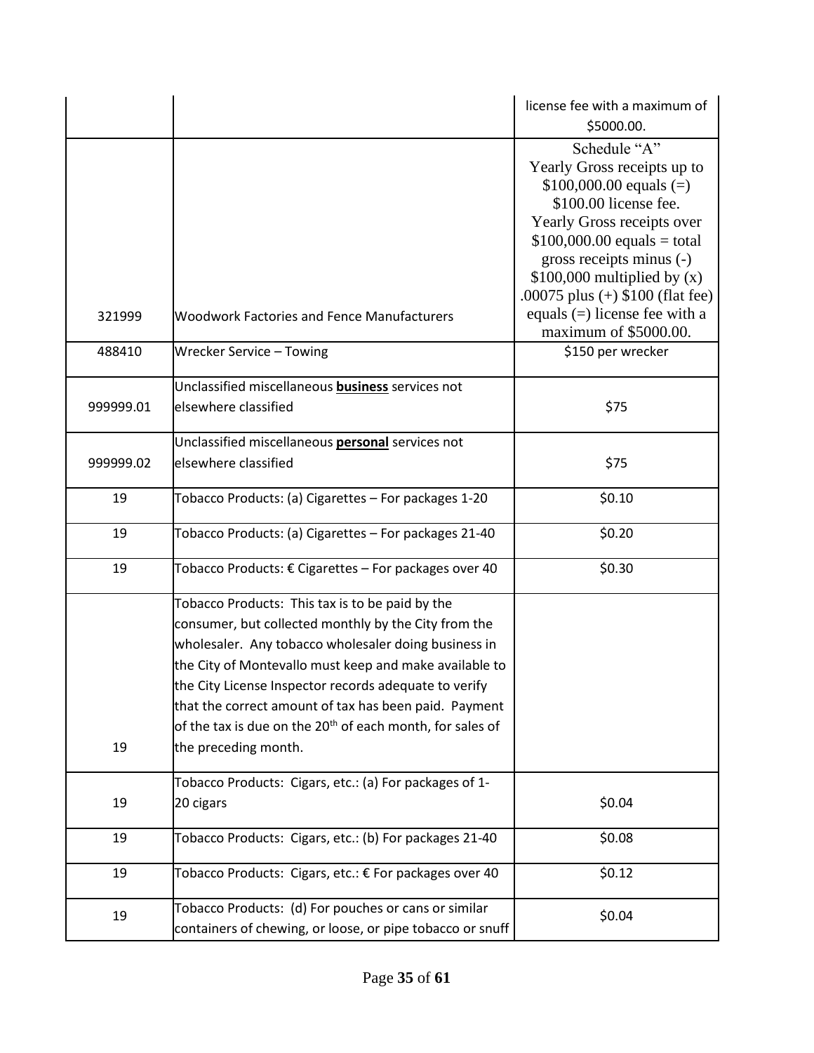| | | |
|---|---|---|
| | | license fee with a maximum of $5000.00. |
| 321999 | Woodwork Factories and Fence Manufacturers | Schedule "A" Yearly Gross receipts up to $100,000.00 equals (=) $100.00 license fee. Yearly Gross receipts over $100,000.00 equals = total gross receipts minus (-) $100,000 multiplied by (x) .00075 plus (+) $100 (flat fee) equals (=) license fee with a maximum of $5000.00. |
| 488410 | Wrecker Service – Towing | $150 per wrecker |
| 999999.01 | Unclassified miscellaneous **business** services not elsewhere classified | $75 |
| 999999.02 | Unclassified miscellaneous **personal** services not elsewhere classified | $75 |
| 19 | Tobacco Products: (a) Cigarettes – For packages 1-20 | $0.10 |
| 19 | Tobacco Products: (a) Cigarettes – For packages 21-40 | $0.20 |
| 19 | Tobacco Products: € Cigarettes – For packages over 40 | $0.30 |
| 19 | Tobacco Products: This tax is to be paid by the consumer, but collected monthly by the City from the wholesaler. Any tobacco wholesaler doing business in the City of Montevallo must keep and make available to the City License Inspector records adequate to verify that the correct amount of tax has been paid. Payment of the tax is due on the 20th of each month, for sales of the preceding month. | |
| 19 | Tobacco Products: Cigars, etc.: (a) For packages of 1-20 cigars | $0.04 |
| 19 | Tobacco Products: Cigars, etc.: (b) For packages 21-40 | $0.08 |
| 19 | Tobacco Products: Cigars, etc.: € For packages over 40 | $0.12 |
| 19 | Tobacco Products: (d) For pouches or cans or similar containers of chewing, or loose, or pipe tobacco or snuff | $0.04 |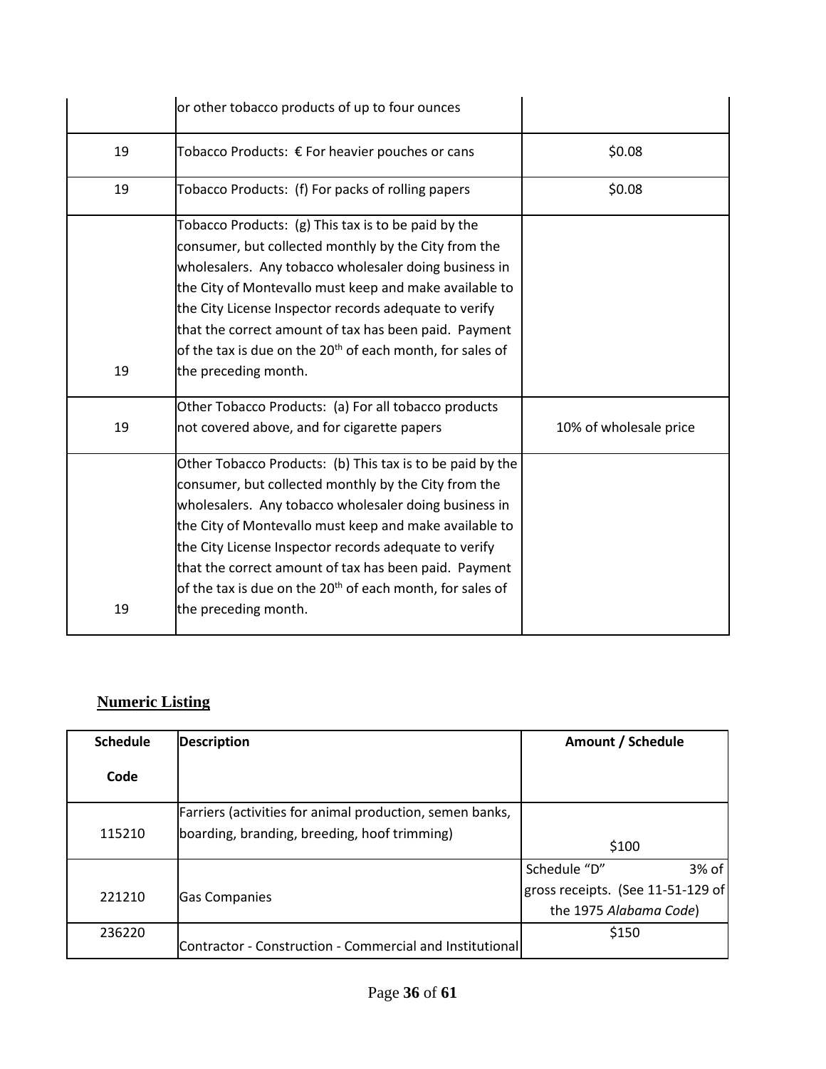| | | |
|---|---|---|
| | or other tobacco products of up to four ounces | |
| 19 | Tobacco Products: € For heavier pouches or cans | $0.08 |
| 19 | Tobacco Products: (f) For packs of rolling papers | $0.08 |
| 19 | Tobacco Products: (g) This tax is to be paid by the consumer, but collected monthly by the City from the wholesalers. Any tobacco wholesaler doing business in the City of Montevallo must keep and make available to the City License Inspector records adequate to verify that the correct amount of tax has been paid. Payment of the tax is due on the 20th of each month, for sales of the preceding month. | |
| 19 | Other Tobacco Products: (a) For all tobacco products not covered above, and for cigarette papers | 10% of wholesale price |
| 19 | Other Tobacco Products: (b) This tax is to be paid by the consumer, but collected monthly by the City from the wholesalers. Any tobacco wholesaler doing business in the City of Montevallo must keep and make available to the City License Inspector records adequate to verify that the correct amount of tax has been paid. Payment of the tax is due on the 20th of each month, for sales of the preceding month. | |

## Numeric Listing

| Schedule Code | Description | Amount / Schedule |
|---|---|---|
| 115210 | Farriers (activities for animal production, semen banks, boarding, branding, breeding, hoof trimming) | $100 |
| 221210 | Gas Companies | Schedule "D" 3% of gross receipts. (See 11-51-129 of the 1975 *Alabama Code*) |
| 236220 | Contractor - Construction - Commercial and Institutional | $150 |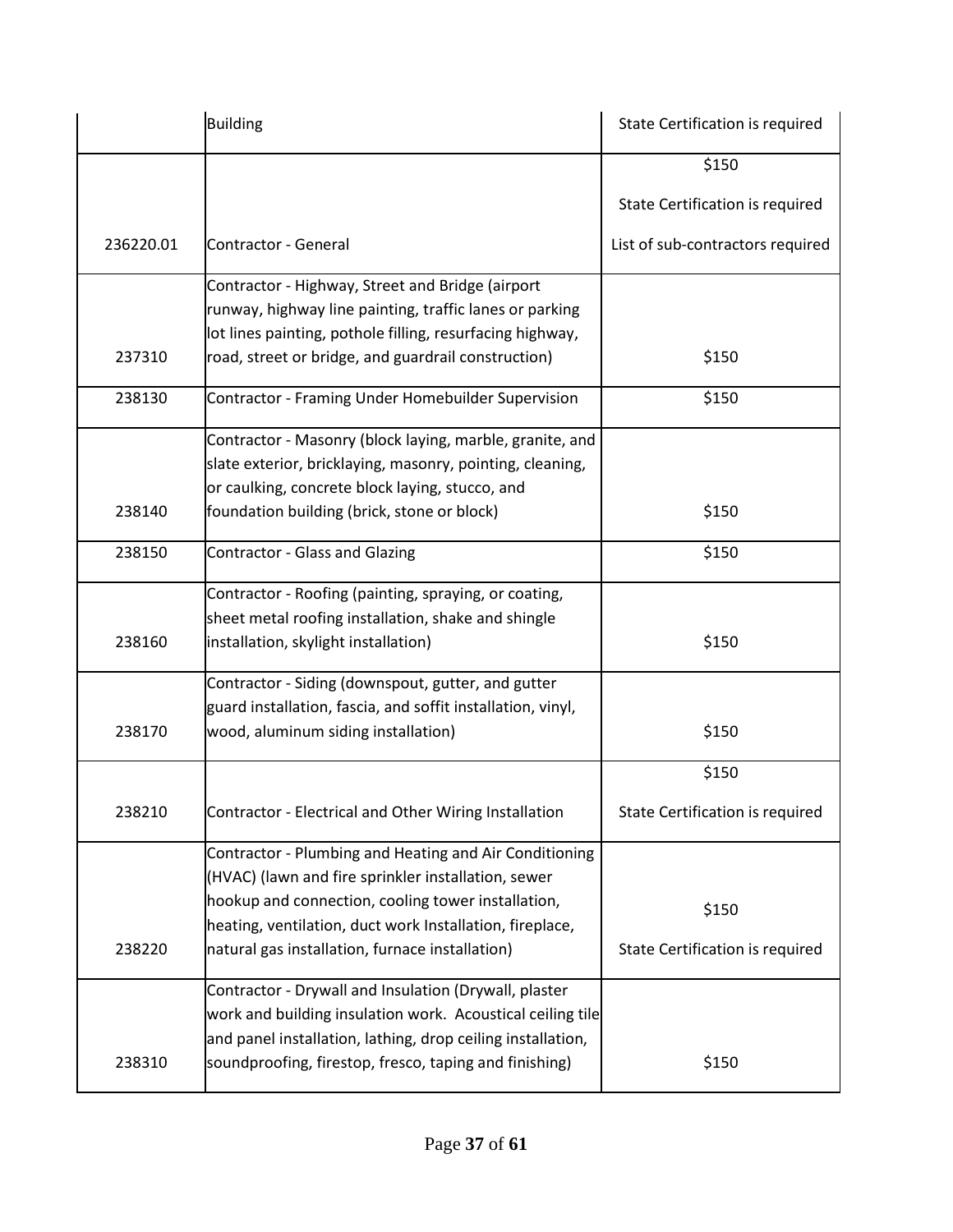| | | |
|---|---|---|
| | Building | State Certification is required |
| 236220.01 | Contractor - General | $150<br>State Certification is required<br>List of sub-contractors required |
| 237310 | Contractor - Highway, Street and Bridge (airport runway, highway line painting, traffic lanes or parking lot lines painting, pothole filling, resurfacing highway, road, street or bridge, and guardrail construction) | $150 |
| 238130 | Contractor - Framing Under Homebuilder Supervision | $150 |
| 238140 | Contractor - Masonry (block laying, marble, granite, and slate exterior, bricklaying, masonry, pointing, cleaning, or caulking, concrete block laying, stucco, and foundation building (brick, stone or block) | $150 |
| 238150 | Contractor - Glass and Glazing | $150 |
| 238160 | Contractor - Roofing (painting, spraying, or coating, sheet metal roofing installation, shake and shingle installation, skylight installation) | $150 |
| 238170 | Contractor - Siding (downspout, gutter, and gutter guard installation, fascia, and soffit installation, vinyl, wood, aluminum siding installation) | $150 |
| 238210 | Contractor - Electrical and Other Wiring Installation | $150<br>State Certification is required |
| 238220 | Contractor - Plumbing and Heating and Air Conditioning (HVAC) (lawn and fire sprinkler installation, sewer hookup and connection, cooling tower installation, heating, ventilation, duct work Installation, fireplace, natural gas installation, furnace installation) | $150<br>State Certification is required |
| 238310 | Contractor - Drywall and Insulation (Drywall, plaster work and building insulation work. Acoustical ceiling tile and panel installation, lathing, drop ceiling installation, soundproofing, firestop, fresco, taping and finishing) | $150 |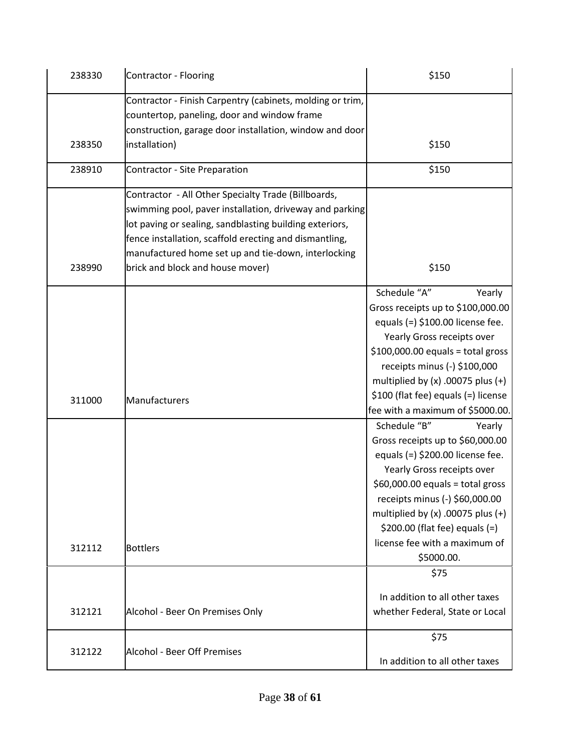| | | |
|---|---|---|
| 238330 | Contractor - Flooring | $150 |
| 238350 | Contractor - Finish Carpentry (cabinets, molding or trim, countertop, paneling, door and window frame construction, garage door installation, window and door installation) | $150 |
| 238910 | Contractor - Site Preparation | $150 |
| 238990 | Contractor - All Other Specialty Trade (Billboards, swimming pool, paver installation, driveway and parking lot paving or sealing, sandblasting building exteriors, fence installation, scaffold erecting and dismantling, manufactured home set up and tie-down, interlocking brick and block and house mover) | $150 |
| 311000 | Manufacturers | Schedule "A" Yearly Gross receipts up to $100,000.00 equals (=) $100.00 license fee. Yearly Gross receipts over $100,000.00 equals = total gross receipts minus (-) $100,000 multiplied by (x) .00075 plus (+) $100 (flat fee) equals (=) license fee with a maximum of $5000.00. |
| 312112 | Bottlers | Schedule "B" Yearly Gross receipts up to $60,000.00 equals (=) $200.00 license fee. Yearly Gross receipts over $60,000.00 equals = total gross receipts minus (-) $60,000.00 multiplied by (x) .00075 plus (+) $200.00 (flat fee) equals (=) license fee with a maximum of $5000.00. |
| 312121 | Alcohol - Beer On Premises Only | $75<br><br>In addition to all other taxes whether Federal, State or Local |
| 312122 | Alcohol - Beer Off Premises | $75<br><br>In addition to all other taxes |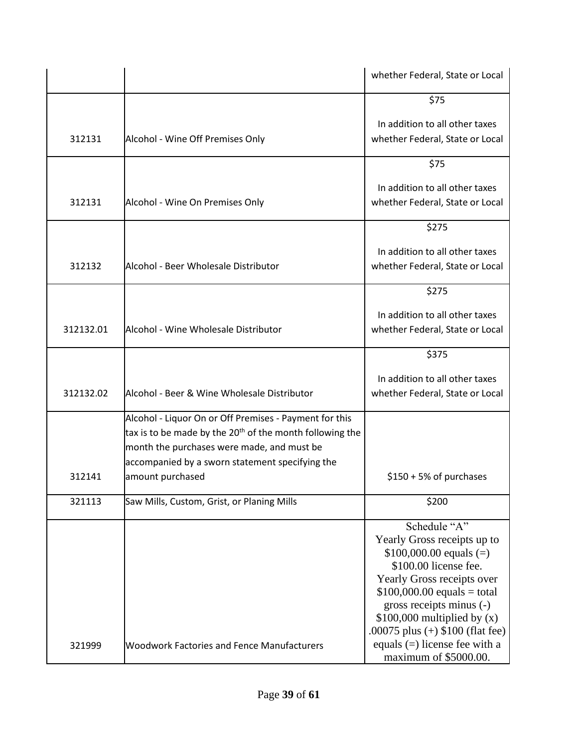| | | whether Federal, State or Local |
|---|---|---|
| 312131 | Alcohol - Wine Off Premises Only | \$75<br><br>In addition to all other taxes whether Federal, State or Local |
| 312131 | Alcohol - Wine On Premises Only | \$75<br><br>In addition to all other taxes whether Federal, State or Local |
| 312132 | Alcohol - Beer Wholesale Distributor | \$275<br><br>In addition to all other taxes whether Federal, State or Local |
| 312132.01 | Alcohol - Wine Wholesale Distributor | \$275<br><br>In addition to all other taxes whether Federal, State or Local |
| 312132.02 | Alcohol - Beer & Wine Wholesale Distributor | \$375<br><br>In addition to all other taxes whether Federal, State or Local |
| 312141 | Alcohol - Liquor On or Off Premises - Payment for this tax is to be made by the 20th of the month following the month the purchases were made, and must be accompanied by a sworn statement specifying the amount purchased | \$150 + 5% of purchases |
| 321113 | Saw Mills, Custom, Grist, or Planing Mills | \$200 |
| 321999 | Woodwork Factories and Fence Manufacturers | Schedule "A"<br>Yearly Gross receipts up to \$100,000.00 equals (=) \$100.00 license fee.<br>Yearly Gross receipts over \$100,000.00 equals = total gross receipts minus (-) \$100,000 multiplied by (x) .00075 plus (+) \$100 (flat fee) equals (=) license fee with a maximum of \$5000.00. |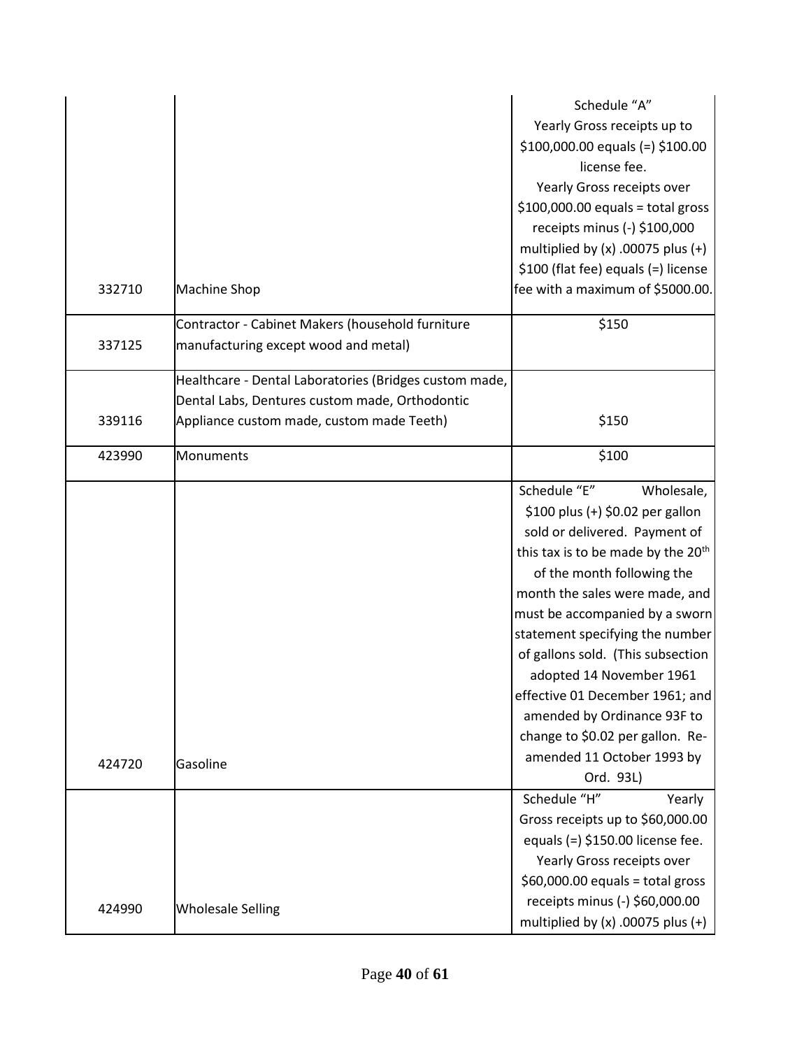| | | |
|---|---|---|
| 332710 | Machine Shop | Schedule "A" Yearly Gross receipts up to $100,000.00 equals (=) $100.00 license fee. Yearly Gross receipts over $100,000.00 equals = total gross receipts minus (-) $100,000 multiplied by (x) .00075 plus (+) $100 (flat fee) equals (=) license fee with a maximum of $5000.00. |
| 337125 | Contractor - Cabinet Makers (household furniture manufacturing except wood and metal) | $150 |
| 339116 | Healthcare - Dental Laboratories (Bridges custom made, Dental Labs, Dentures custom made, Orthodontic Appliance custom made, custom made Teeth) | $150 |
| 423990 | Monuments | $100 |
| 424720 | Gasoline | Schedule "E" Wholesale, $100 plus (+) $0.02 per gallon sold or delivered. Payment of this tax is to be made by the 20th of the month following the month the sales were made, and must be accompanied by a sworn statement specifying the number of gallons sold. (This subsection adopted 14 November 1961 effective 01 December 1961; and amended by Ordinance 93F to change to $0.02 per gallon. Re-amended 11 October 1993 by Ord. 93L) |
| 424990 | Wholesale Selling | Schedule "H" Yearly Gross receipts up to $60,000.00 equals (=) $150.00 license fee. Yearly Gross receipts over $60,000.00 equals = total gross receipts minus (-) $60,000.00 multiplied by (x) .00075 plus (+) |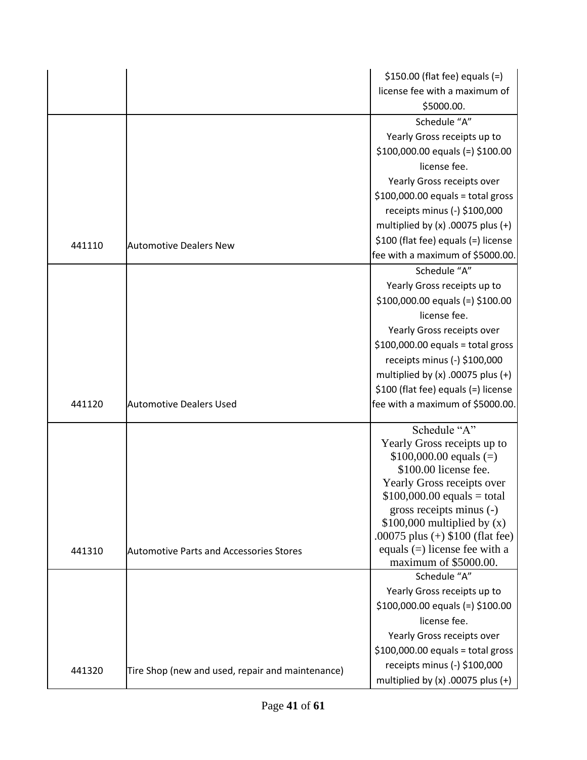| | | |
|---|---|---|
| | | $150.00 (flat fee) equals (=) license fee with a maximum of $5000.00. |
| 441110 | Automotive Dealers New | Schedule "A" Yearly Gross receipts up to $100,000.00 equals (=) $100.00 license fee. Yearly Gross receipts over $100,000.00 equals = total gross receipts minus (-) $100,000 multiplied by (x) .00075 plus (+) $100 (flat fee) equals (=) license fee with a maximum of $5000.00. |
| 441120 | Automotive Dealers Used | Schedule "A" Yearly Gross receipts up to $100,000.00 equals (=) $100.00 license fee. Yearly Gross receipts over $100,000.00 equals = total gross receipts minus (-) $100,000 multiplied by (x) .00075 plus (+) $100 (flat fee) equals (=) license fee with a maximum of $5000.00. |
| 441310 | Automotive Parts and Accessories Stores | Schedule "A" Yearly Gross receipts up to $100,000.00 equals (=) $100.00 license fee. Yearly Gross receipts over $100,000.00 equals = total gross receipts minus (-) $100,000 multiplied by (x) .00075 plus (+) $100 (flat fee) equals (=) license fee with a maximum of $5000.00. |
| 441320 | Tire Shop (new and used, repair and maintenance) | Schedule "A" Yearly Gross receipts up to $100,000.00 equals (=) $100.00 license fee. Yearly Gross receipts over $100,000.00 equals = total gross receipts minus (-) $100,000 multiplied by (x) .00075 plus (+) |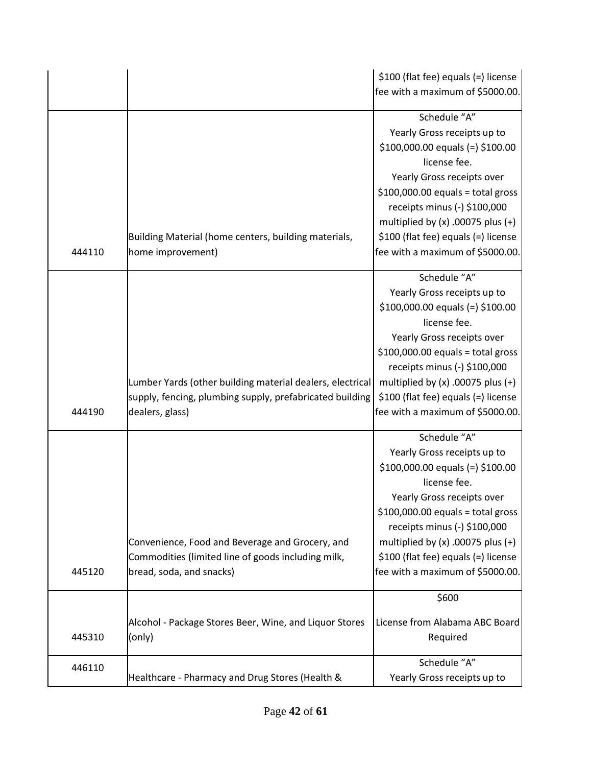| | | $100 (flat fee) equals (=) license fee with a maximum of $5000.00. |
|---|---|---|
| 444110 | Building Material (home centers, building materials, home improvement) | Schedule "A" Yearly Gross receipts up to $100,000.00 equals (=) $100.00 license fee. Yearly Gross receipts over $100,000.00 equals = total gross receipts minus (-) $100,000 multiplied by (x) .00075 plus (+) $100 (flat fee) equals (=) license fee with a maximum of $5000.00. |
| 444190 | Lumber Yards (other building material dealers, electrical supply, fencing, plumbing supply, prefabricated building dealers, glass) | Schedule "A" Yearly Gross receipts up to $100,000.00 equals (=) $100.00 license fee. Yearly Gross receipts over $100,000.00 equals = total gross receipts minus (-) $100,000 multiplied by (x) .00075 plus (+) $100 (flat fee) equals (=) license fee with a maximum of $5000.00. |
| 445120 | Convenience, Food and Beverage and Grocery, and Commodities (limited line of goods including milk, bread, soda, and snacks) | Schedule "A" Yearly Gross receipts up to $100,000.00 equals (=) $100.00 license fee. Yearly Gross receipts over $100,000.00 equals = total gross receipts minus (-) $100,000 multiplied by (x) .00075 plus (+) $100 (flat fee) equals (=) license fee with a maximum of $5000.00. |
| 445310 | Alcohol - Package Stores Beer, Wine, and Liquor Stores (only) | $600<br><br>License from Alabama ABC Board Required |
| 446110 | Healthcare - Pharmacy and Drug Stores (Health & | Schedule "A" Yearly Gross receipts up to |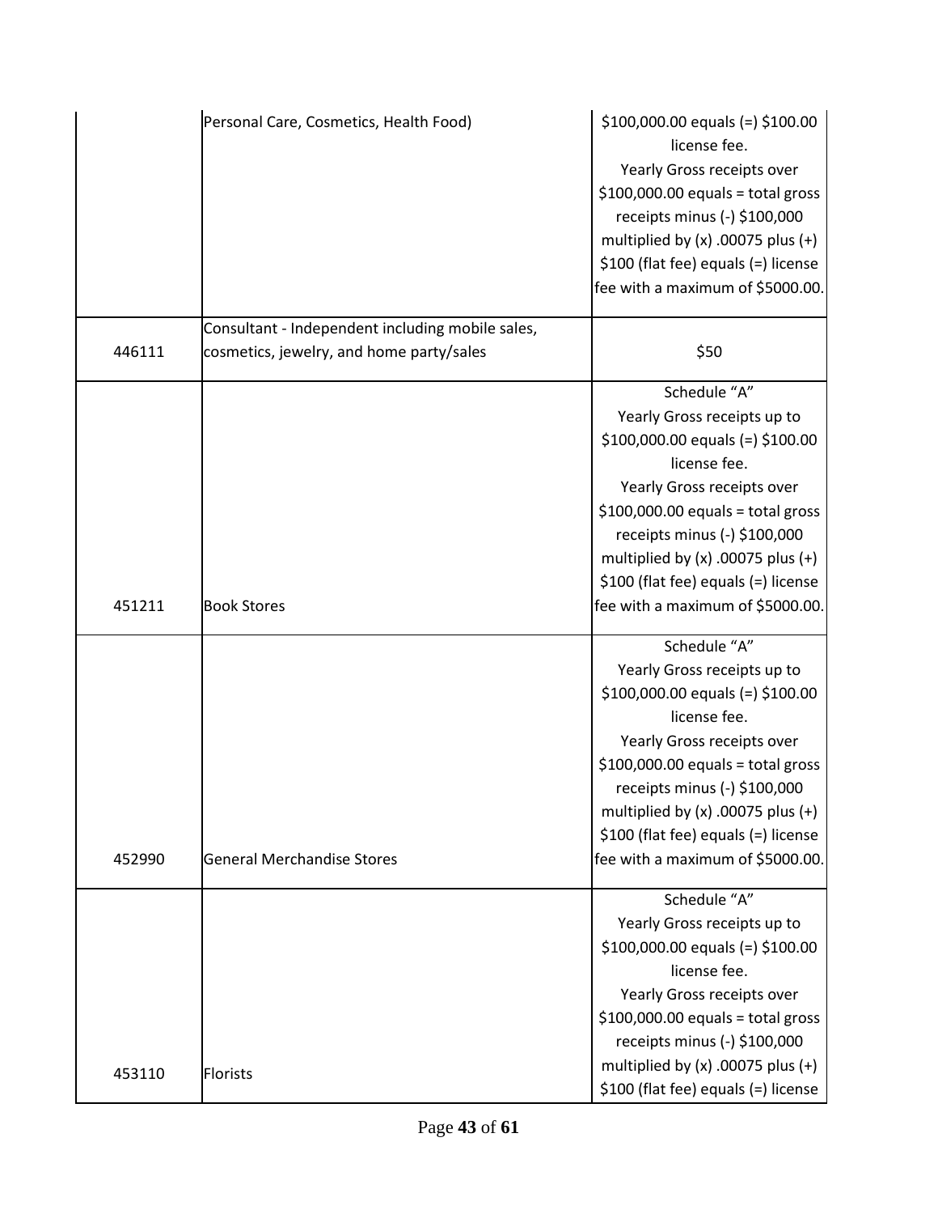| | | |
|---|---|---|
| | Personal Care, Cosmetics, Health Food) | $100,000.00 equals (=) $100.00 license fee. Yearly Gross receipts over $100,000.00 equals = total gross receipts minus (-) $100,000 multiplied by (x) .00075 plus (+) $100 (flat fee) equals (=) license fee with a maximum of $5000.00. |
| 446111 | Consultant - Independent including mobile sales, cosmetics, jewelry, and home party/sales | $50 |
| 451211 | Book Stores | Schedule "A" Yearly Gross receipts up to $100,000.00 equals (=) $100.00 license fee. Yearly Gross receipts over $100,000.00 equals = total gross receipts minus (-) $100,000 multiplied by (x) .00075 plus (+) $100 (flat fee) equals (=) license fee with a maximum of $5000.00. |
| 452990 | General Merchandise Stores | Schedule "A" Yearly Gross receipts up to $100,000.00 equals (=) $100.00 license fee. Yearly Gross receipts over $100,000.00 equals = total gross receipts minus (-) $100,000 multiplied by (x) .00075 plus (+) $100 (flat fee) equals (=) license fee with a maximum of $5000.00. |
| 453110 | Florists | Schedule "A" Yearly Gross receipts up to $100,000.00 equals (=) $100.00 license fee. Yearly Gross receipts over $100,000.00 equals = total gross receipts minus (-) $100,000 multiplied by (x) .00075 plus (+) $100 (flat fee) equals (=) license |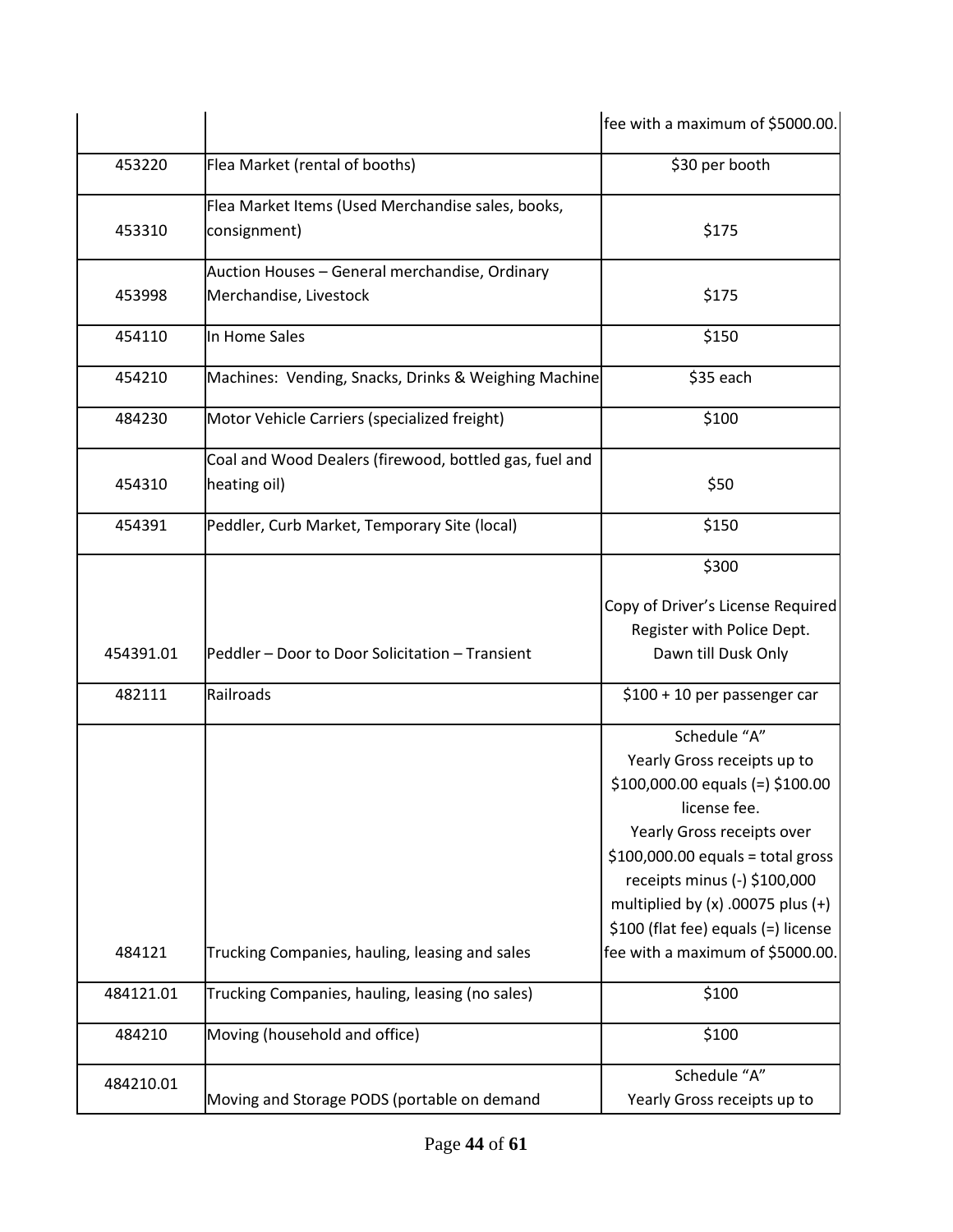| | | fee with a maximum of $5000.00. |
|---|---|---|
| 453220 | Flea Market (rental of booths) | $30 per booth |
| 453310 | Flea Market Items (Used Merchandise sales, books, consignment) | $175 |
| 453998 | Auction Houses – General merchandise, Ordinary Merchandise, Livestock | $175 |
| 454110 | In Home Sales | $150 |
| 454210 | Machines: Vending, Snacks, Drinks & Weighing Machine | $35 each |
| 484230 | Motor Vehicle Carriers (specialized freight) | $100 |
| 454310 | Coal and Wood Dealers (firewood, bottled gas, fuel and heating oil) | $50 |
| 454391 | Peddler, Curb Market, Temporary Site (local) | $150 |
| 454391.01 | Peddler – Door to Door Solicitation – Transient | $300<br><br>Copy of Driver's License Required<br>Register with Police Dept.<br>Dawn till Dusk Only |
| 482111 | Railroads | $100 + 10 per passenger car |
| 484121 | Trucking Companies, hauling, leasing and sales | Schedule "A"<br>Yearly Gross receipts up to $100,000.00 equals (=) $100.00 license fee.<br>Yearly Gross receipts over $100,000.00 equals = total gross receipts minus (-) $100,000 multiplied by (x) .00075 plus (+) $100 (flat fee) equals (=) license fee with a maximum of $5000.00. |
| 484121.01 | Trucking Companies, hauling, leasing (no sales) | $100 |
| 484210 | Moving (household and office) | $100 |
| 484210.01 | Moving and Storage PODS (portable on demand | Schedule "A"<br>Yearly Gross receipts up to |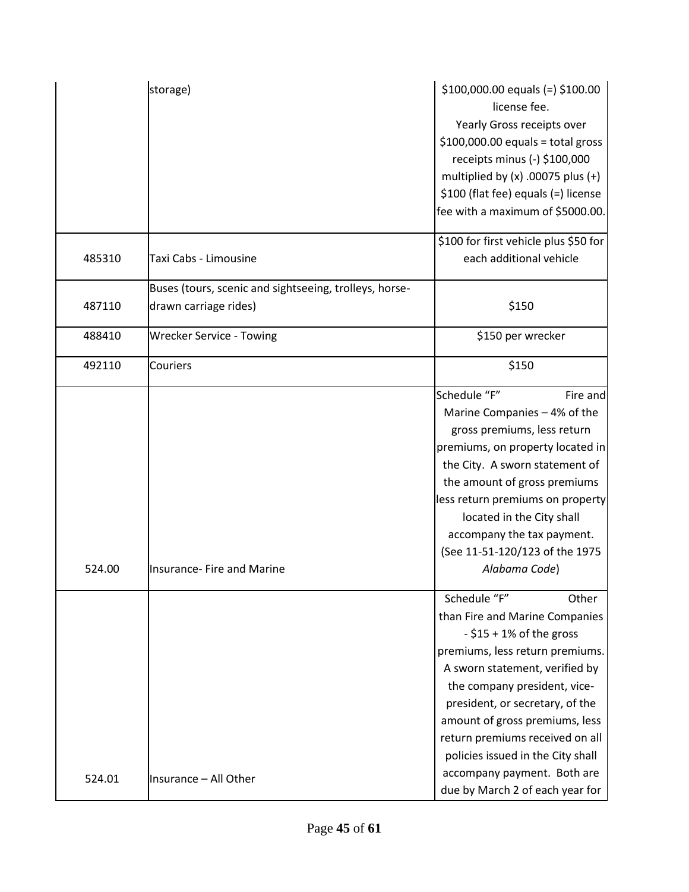| | | |
|---|---|---|
| | storage) | \$100,000.00 equals (=) \$100.00 license fee. Yearly Gross receipts over \$100,000.00 equals = total gross receipts minus (-) \$100,000 multiplied by (x) .00075 plus (+) \$100 (flat fee) equals (=) license fee with a maximum of \$5000.00. |
| 485310 | Taxi Cabs - Limousine | \$100 for first vehicle plus \$50 for each additional vehicle |
| 487110 | Buses (tours, scenic and sightseeing, trolleys, horse-drawn carriage rides) | \$150 |
| 488410 | Wrecker Service - Towing | \$150 per wrecker |
| 492110 | Couriers | \$150 |
| 524.00 | Insurance- Fire and Marine | Schedule “F” Fire and Marine Companies – 4% of the gross premiums, less return premiums, on property located in the City. A sworn statement of the amount of gross premiums less return premiums on property located in the City shall accompany the tax payment. (See 11-51-120/123 of the 1975 *Alabama Code*) |
| 524.01 | Insurance – All Other | Schedule “F” Other than Fire and Marine Companies - \$15 + 1% of the gross premiums, less return premiums. A sworn statement, verified by the company president, vice-president, or secretary, of the amount of gross premiums, less return premiums received on all policies issued in the City shall accompany payment. Both are due by March 2 of each year for |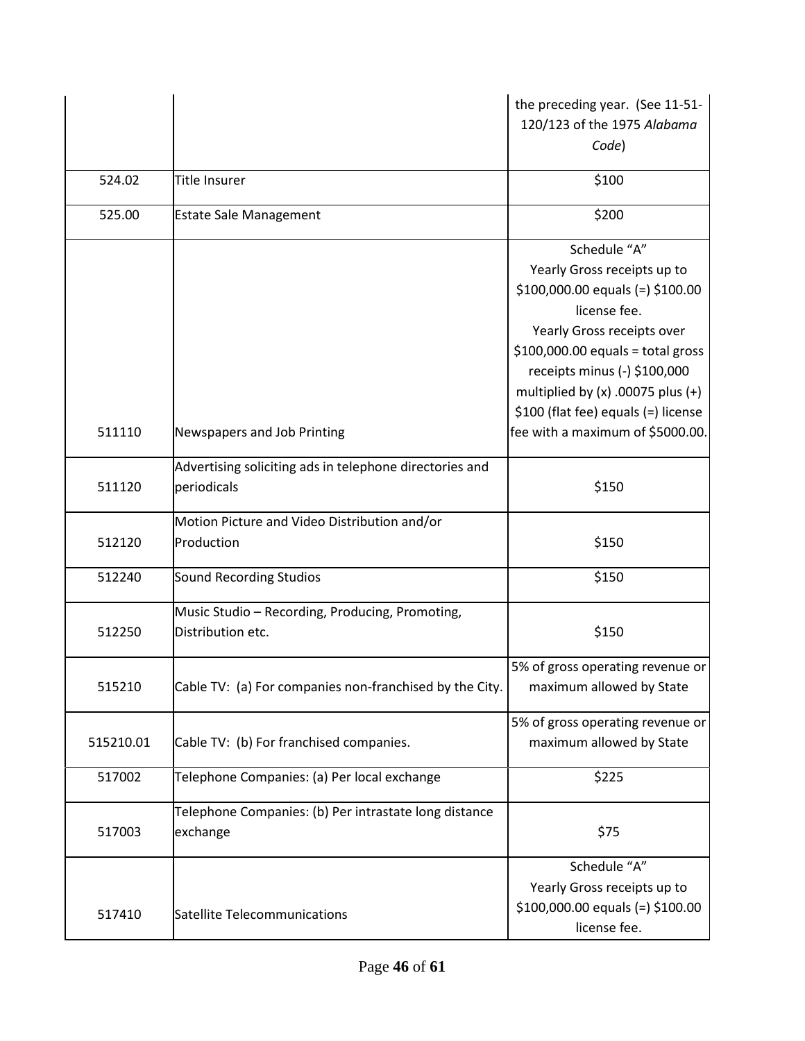| | | |
|---|---|---|
| | | the preceding year. (See 11-51-120/123 of the 1975 *Alabama Code*) |
| 524.02 | Title Insurer | $100 |
| 525.00 | Estate Sale Management | $200 |
| 511110 | Newspapers and Job Printing | Schedule "A" Yearly Gross receipts up to $100,000.00 equals (=) $100.00 license fee. Yearly Gross receipts over $100,000.00 equals = total gross receipts minus (-) $100,000 multiplied by (x) .00075 plus (+) $100 (flat fee) equals (=) license fee with a maximum of $5000.00. |
| 511120 | Advertising soliciting ads in telephone directories and periodicals | $150 |
| 512120 | Motion Picture and Video Distribution and/or Production | $150 |
| 512240 | Sound Recording Studios | $150 |
| 512250 | Music Studio – Recording, Producing, Promoting, Distribution etc. | $150 |
| 515210 | Cable TV: (a) For companies non-franchised by the City. | 5% of gross operating revenue or maximum allowed by State |
| 515210.01 | Cable TV: (b) For franchised companies. | 5% of gross operating revenue or maximum allowed by State |
| 517002 | Telephone Companies: (a) Per local exchange | $225 |
| 517003 | Telephone Companies: (b) Per intrastate long distance exchange | $75 |
| 517410 | Satellite Telecommunications | Schedule "A" Yearly Gross receipts up to $100,000.00 equals (=) $100.00 license fee. |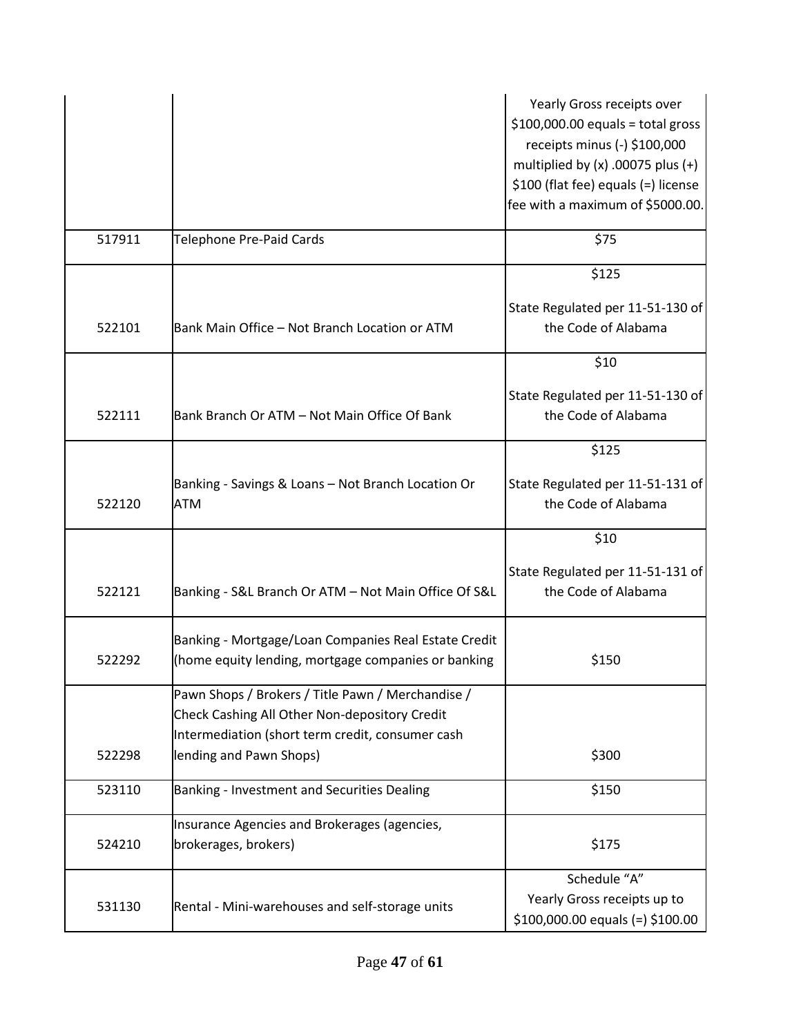| | | |
|---|---|---|
| | | Yearly Gross receipts over $100,000.00 equals = total gross receipts minus (-) $100,000 multiplied by (x) .00075 plus (+) $100 (flat fee) equals (=) license fee with a maximum of $5000.00. |
| 517911 | Telephone Pre-Paid Cards | $75 |
| 522101 | Bank Main Office – Not Branch Location or ATM | $125<br><br>State Regulated per 11-51-130 of the Code of Alabama |
| 522111 | Bank Branch Or ATM – Not Main Office Of Bank | $10<br><br>State Regulated per 11-51-130 of the Code of Alabama |
| 522120 | Banking - Savings & Loans – Not Branch Location Or ATM | $125<br><br>State Regulated per 11-51-131 of the Code of Alabama |
| 522121 | Banking - S&L Branch Or ATM – Not Main Office Of S&L | $10<br><br>State Regulated per 11-51-131 of the Code of Alabama |
| 522292 | Banking - Mortgage/Loan Companies Real Estate Credit (home equity lending, mortgage companies or banking | $150 |
| 522298 | Pawn Shops / Brokers / Title Pawn / Merchandise / Check Cashing All Other Non-depository Credit Intermediation (short term credit, consumer cash lending and Pawn Shops) | $300 |
| 523110 | Banking - Investment and Securities Dealing | $150 |
| 524210 | Insurance Agencies and Brokerages (agencies, brokerages, brokers) | $175 |
| 531130 | Rental - Mini-warehouses and self-storage units | Schedule "A"<br>Yearly Gross receipts up to $100,000.00 equals (=) $100.00 |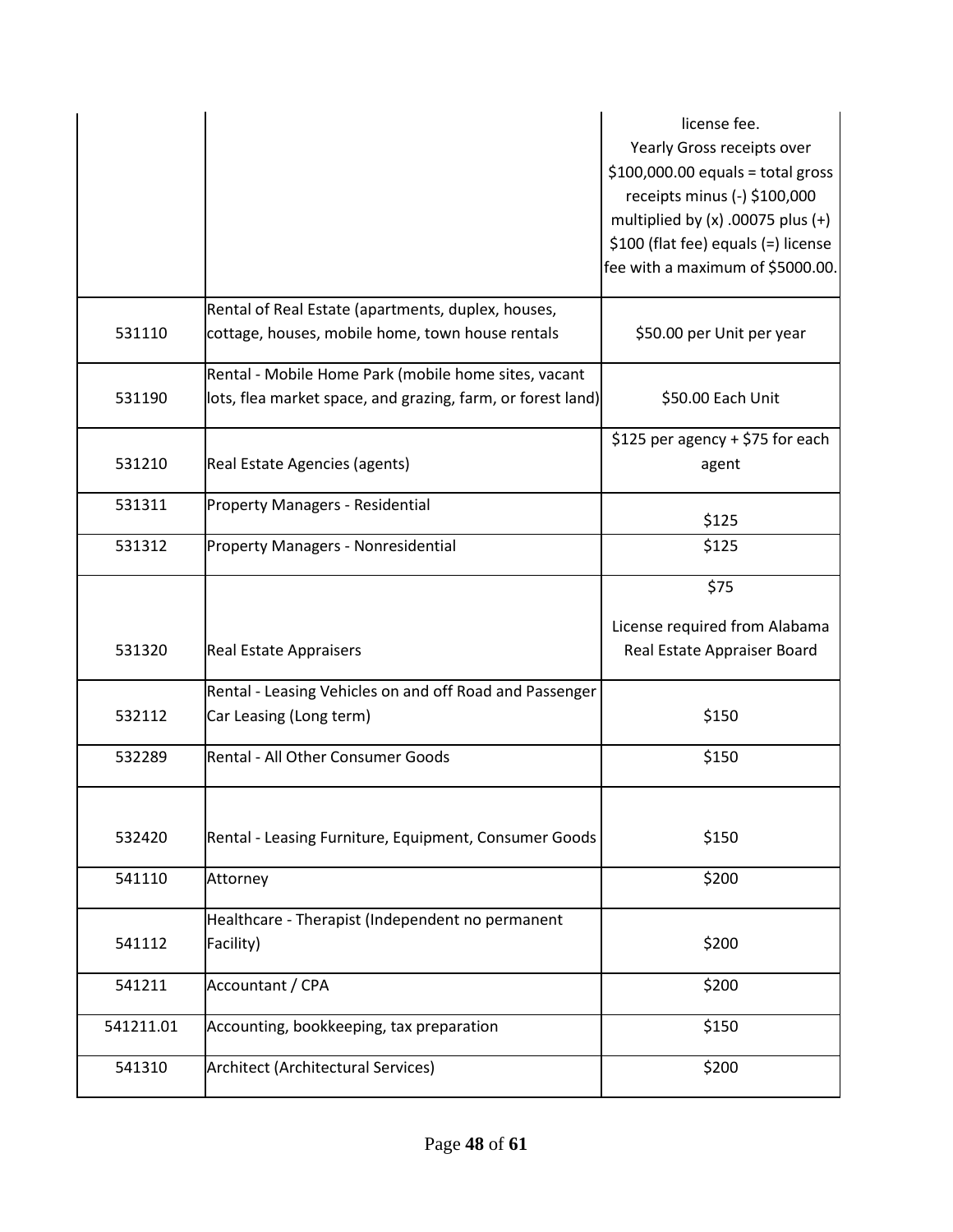| | | |
|---|---|---|
| | | license fee. Yearly Gross receipts over \$100,000.00 equals = total gross receipts minus (-) \$100,000 multiplied by (x) .00075 plus (+) \$100 (flat fee) equals (=) license fee with a maximum of \$5000.00. |
| 531110 | Rental of Real Estate (apartments, duplex, houses, cottage, houses, mobile home, town house rentals | \$50.00 per Unit per year |
| 531190 | Rental - Mobile Home Park (mobile home sites, vacant lots, flea market space, and grazing, farm, or forest land) | \$50.00 Each Unit |
| 531210 | Real Estate Agencies (agents) | \$125 per agency + \$75 for each agent |
| 531311 | Property Managers - Residential | \$125 |
| 531312 | Property Managers - Nonresidential | \$125 |
| 531320 | Real Estate Appraisers | \$75<br><br>License required from Alabama Real Estate Appraiser Board |
| 532112 | Rental - Leasing Vehicles on and off Road and Passenger Car Leasing (Long term) | \$150 |
| 532289 | Rental - All Other Consumer Goods | \$150 |
| 532420 | Rental - Leasing Furniture, Equipment, Consumer Goods | \$150 |
| 541110 | Attorney | \$200 |
| 541112 | Healthcare - Therapist (Independent no permanent Facility) | \$200 |
| 541211 | Accountant / CPA | \$200 |
| 541211.01 | Accounting, bookkeeping, tax preparation | \$150 |
| 541310 | Architect (Architectural Services) | \$200 |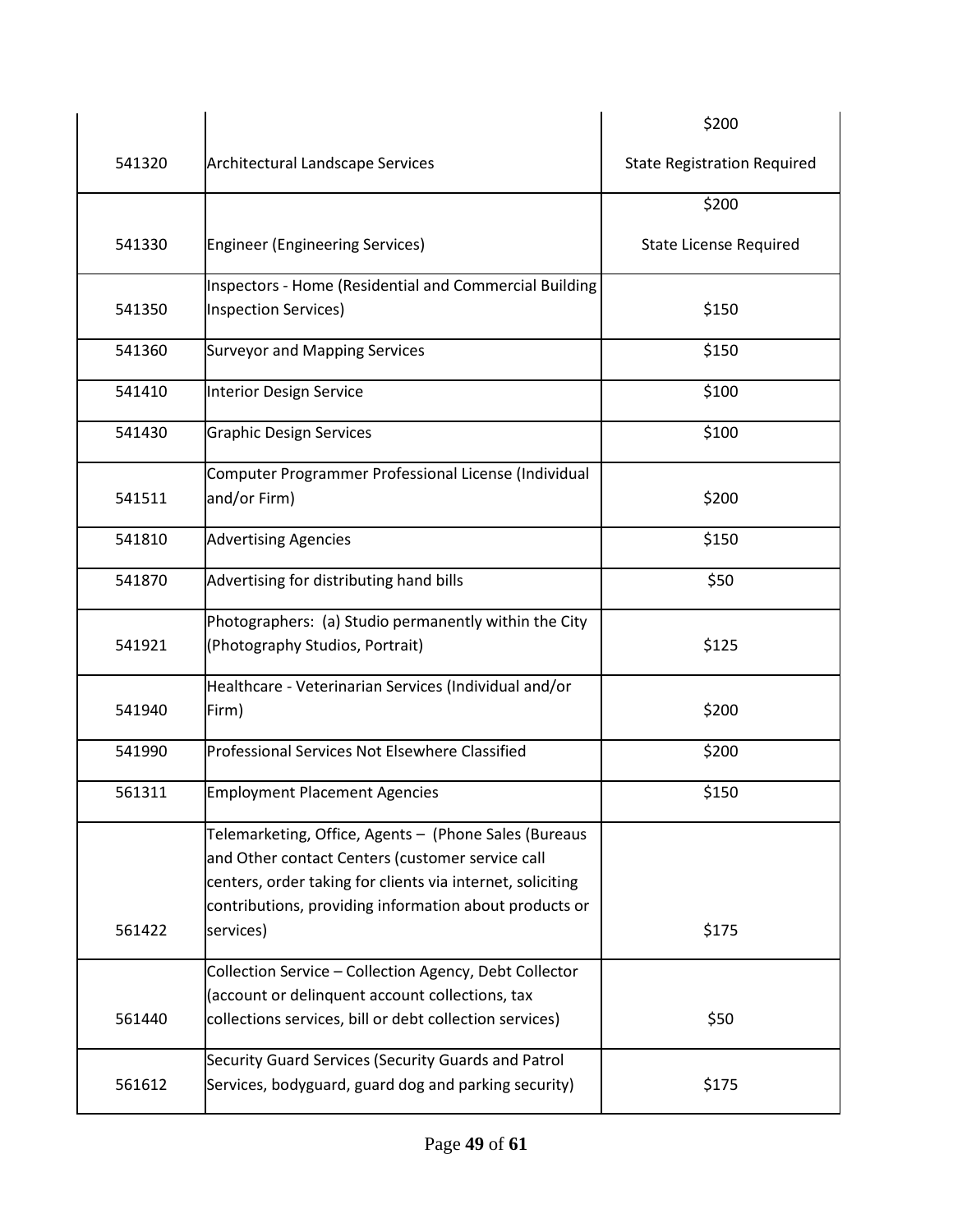| | | |
|---|---|---|
| 541320 | Architectural Landscape Services | $200<br>State Registration Required |
| 541330 | Engineer (Engineering Services) | $200<br>State License Required |
| 541350 | Inspectors - Home (Residential and Commercial Building Inspection Services) | $150 |
| 541360 | Surveyor and Mapping Services | $150 |
| 541410 | Interior Design Service | $100 |
| 541430 | Graphic Design Services | $100 |
| 541511 | Computer Programmer Professional License (Individual and/or Firm) | $200 |
| 541810 | Advertising Agencies | $150 |
| 541870 | Advertising for distributing hand bills | $50 |
| 541921 | Photographers: (a) Studio permanently within the City (Photography Studios, Portrait) | $125 |
| 541940 | Healthcare - Veterinarian Services (Individual and/or Firm) | $200 |
| 541990 | Professional Services Not Elsewhere Classified | $200 |
| 561311 | Employment Placement Agencies | $150 |
| 561422 | Telemarketing, Office, Agents – (Phone Sales (Bureaus and Other contact Centers (customer service call centers, order taking for clients via internet, soliciting contributions, providing information about products or services) | $175 |
| 561440 | Collection Service – Collection Agency, Debt Collector (account or delinquent account collections, tax collections services, bill or debt collection services) | $50 |
| 561612 | Security Guard Services (Security Guards and Patrol Services, bodyguard, guard dog and parking security) | $175 |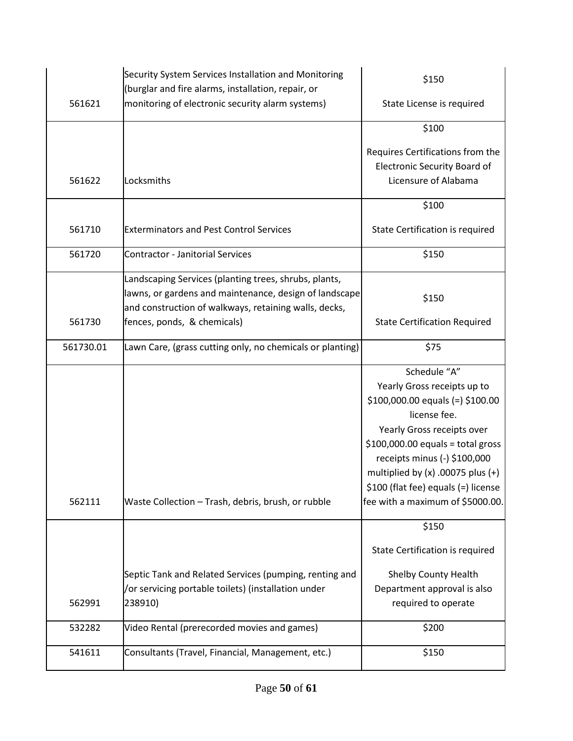| | | |
|---|---|---|
| 561621 | Security System Services Installation and Monitoring (burglar and fire alarms, installation, repair, or monitoring of electronic security alarm systems) | $150<br><br>State License is required |
| 561622 | Locksmiths | $100<br><br>Requires Certifications from the Electronic Security Board of Licensure of Alabama |
| 561710 | Exterminators and Pest Control Services | $100<br><br>State Certification is required |
| 561720 | Contractor - Janitorial Services | $150 |
| 561730 | Landscaping Services (planting trees, shrubs, plants, lawns, or gardens and maintenance, design of landscape and construction of walkways, retaining walls, decks, fences, ponds, & chemicals) | $150<br><br>State Certification Required |
| 561730.01 | Lawn Care, (grass cutting only, no chemicals or planting) | $75 |
| 562111 | Waste Collection – Trash, debris, brush, or rubble | Schedule "A"<br>Yearly Gross receipts up to $100,000.00 equals (=) $100.00 license fee.<br>Yearly Gross receipts over $100,000.00 equals = total gross receipts minus (-) $100,000 multiplied by (x) .00075 plus (+) $100 (flat fee) equals (=) license fee with a maximum of $5000.00. |
| 562991 | Septic Tank and Related Services (pumping, renting and /or servicing portable toilets) (installation under 238910) | $150<br><br>State Certification is required<br><br>Shelby County Health Department approval is also required to operate |
| 532282 | Video Rental (prerecorded movies and games) | $200 |
| 541611 | Consultants (Travel, Financial, Management, etc.) | $150 |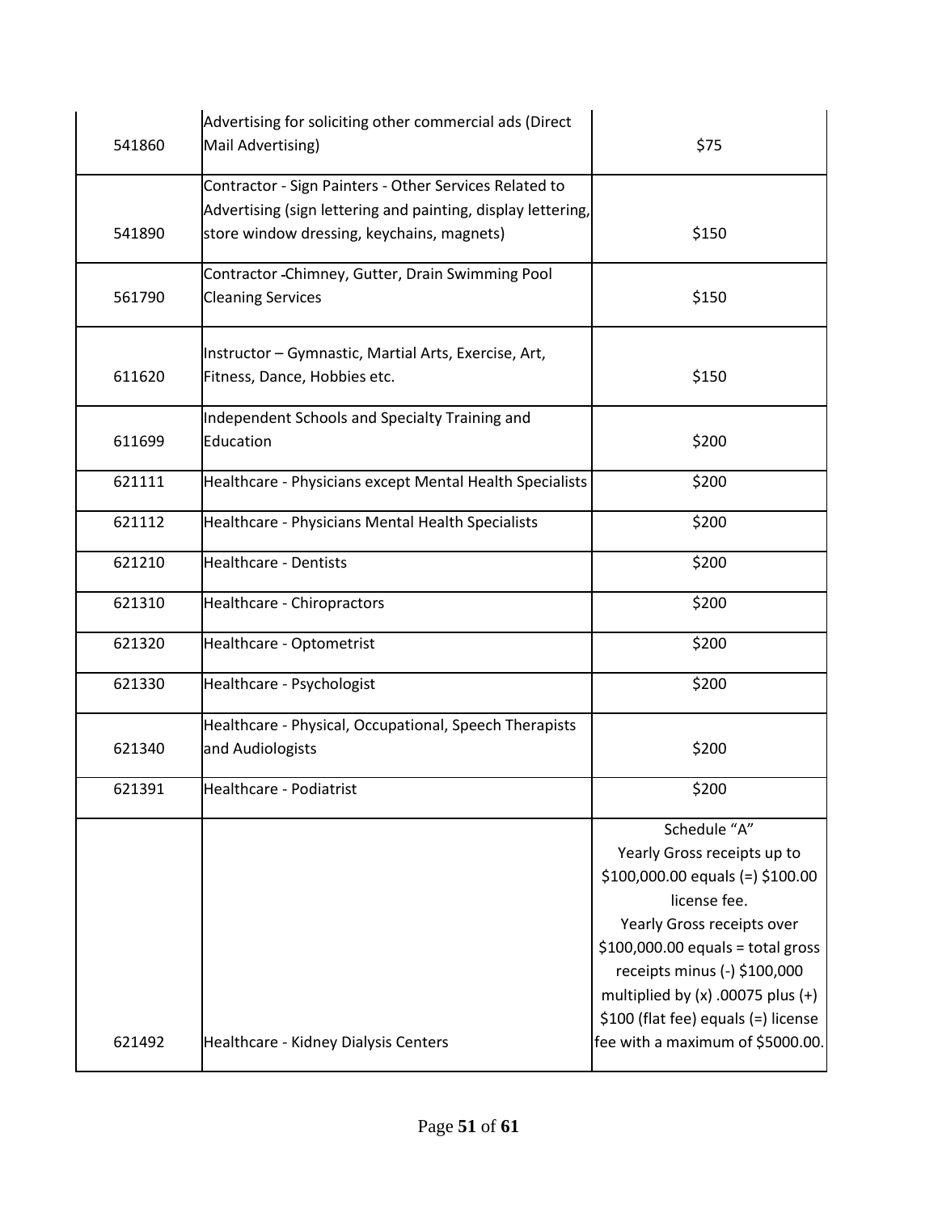| | | |
|---|---|---|
| 541860 | Advertising for soliciting other commercial ads (Direct Mail Advertising) | $75 |
| 541890 | Contractor - Sign Painters - Other Services Related to Advertising (sign lettering and painting, display lettering, store window dressing, keychains, magnets) | $150 |
| 561790 | Contractor -Chimney, Gutter, Drain Swimming Pool Cleaning Services | $150 |
| 611620 | Instructor – Gymnastic, Martial Arts, Exercise, Art, Fitness, Dance, Hobbies etc. | $150 |
| 611699 | Independent Schools and Specialty Training and Education | $200 |
| 621111 | Healthcare - Physicians except Mental Health Specialists | $200 |
| 621112 | Healthcare - Physicians Mental Health Specialists | $200 |
| 621210 | Healthcare - Dentists | $200 |
| 621310 | Healthcare - Chiropractors | $200 |
| 621320 | Healthcare - Optometrist | $200 |
| 621330 | Healthcare - Psychologist | $200 |
| 621340 | Healthcare - Physical, Occupational, Speech Therapists and Audiologists | $200 |
| 621391 | Healthcare - Podiatrist | $200 |
| 621492 | Healthcare - Kidney Dialysis Centers | Schedule "A" Yearly Gross receipts up to $100,000.00 equals (=) $100.00 license fee. Yearly Gross receipts over $100,000.00 equals = total gross receipts minus (-) $100,000 multiplied by (x) .00075 plus (+) $100 (flat fee) equals (=) license fee with a maximum of $5000.00. |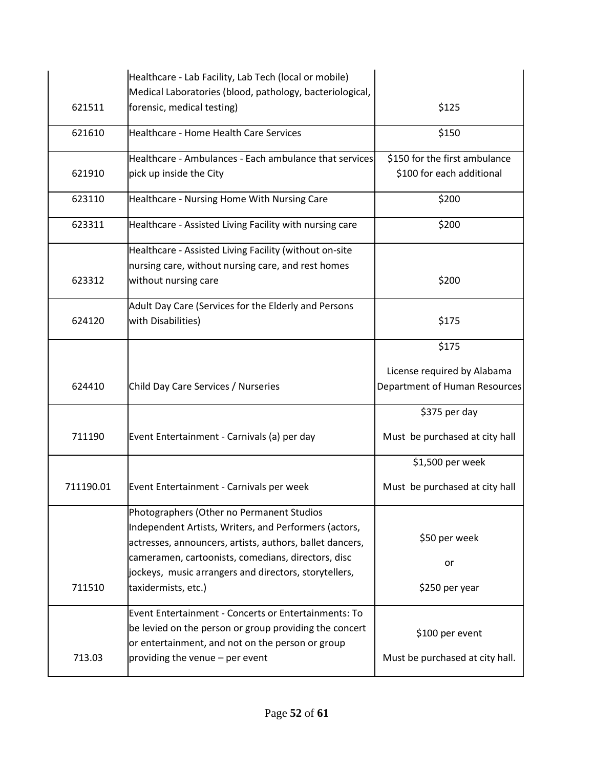| | | |
|---|---|---|
| 621511 | Healthcare - Lab Facility, Lab Tech (local or mobile) Medical Laboratories (blood, pathology, bacteriological, forensic, medical testing) | $125 |
| 621610 | Healthcare - Home Health Care Services | $150 |
| 621910 | Healthcare - Ambulances - Each ambulance that services pick up inside the City | $150 for the first ambulance<br>$100 for each additional |
| 623110 | Healthcare - Nursing Home With Nursing Care | $200 |
| 623311 | Healthcare - Assisted Living Facility with nursing care | $200 |
| 623312 | Healthcare - Assisted Living Facility (without on-site nursing care, without nursing care, and rest homes without nursing care | $200 |
| 624120 | Adult Day Care (Services for the Elderly and Persons with Disabilities) | $175 |
| 624410 | Child Day Care Services / Nurseries | $175<br><br>License required by Alabama Department of Human Resources |
| 711190 | Event Entertainment - Carnivals (a) per day | $375 per day<br><br>Must be purchased at city hall |
| 711190.01 | Event Entertainment - Carnivals per week | $1,500 per week<br><br>Must be purchased at city hall |
| 711510 | Photographers (Other no Permanent Studios Independent Artists, Writers, and Performers (actors, actresses, announcers, artists, authors, ballet dancers, cameramen, cartoonists, comedians, directors, disc jockeys, music arrangers and directors, storytellers, taxidermists, etc.) | $50 per week<br><br>or<br><br>$250 per year |
| 713.03 | Event Entertainment - Concerts or Entertainments: To be levied on the person or group providing the concert or entertainment, and not on the person or group providing the venue – per event | $100 per event<br><br>Must be purchased at city hall. |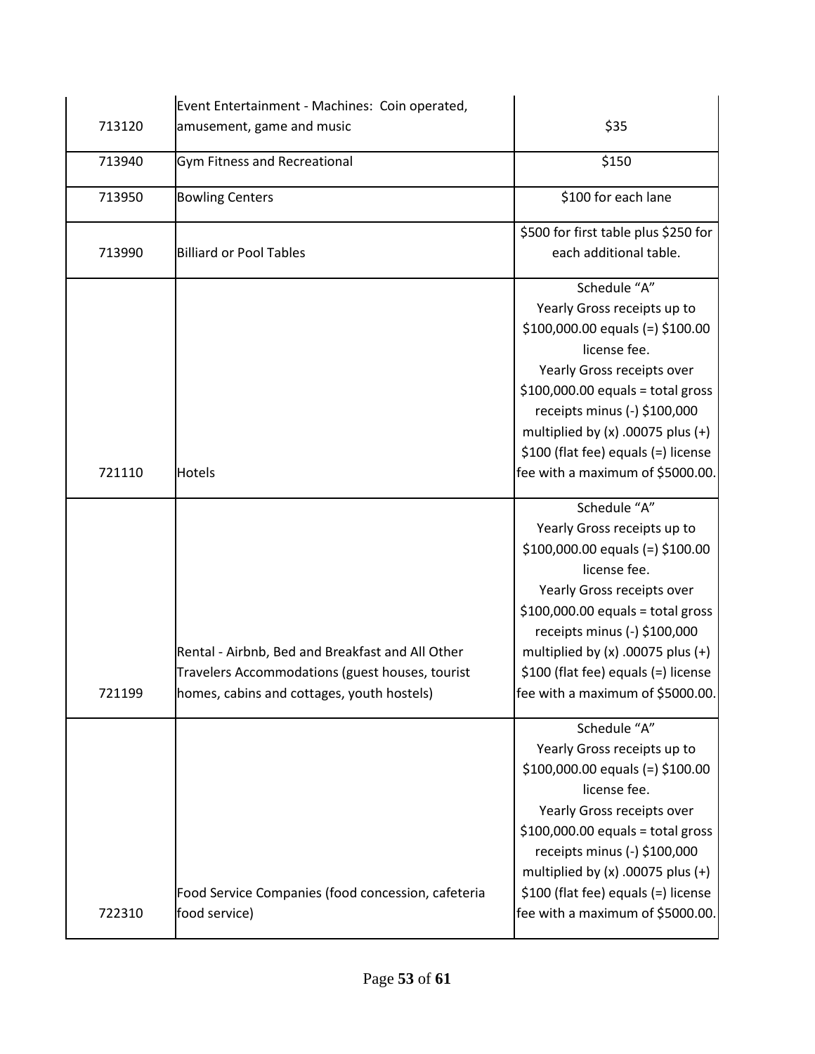| | | |
|---|---|---|
| 713120 | Event Entertainment - Machines: Coin operated, amusement, game and music | $35 |
| 713940 | Gym Fitness and Recreational | $150 |
| 713950 | Bowling Centers | $100 for each lane |
| 713990 | Billiard or Pool Tables | $500 for first table plus $250 for each additional table. |
| 721110 | Hotels | Schedule "A" Yearly Gross receipts up to $100,000.00 equals (=) $100.00 license fee. Yearly Gross receipts over $100,000.00 equals = total gross receipts minus (-) $100,000 multiplied by (x) .00075 plus (+) $100 (flat fee) equals (=) license fee with a maximum of $5000.00. |
| 721199 | Rental - Airbnb, Bed and Breakfast and All Other Travelers Accommodations (guest houses, tourist homes, cabins and cottages, youth hostels) | Schedule "A" Yearly Gross receipts up to $100,000.00 equals (=) $100.00 license fee. Yearly Gross receipts over $100,000.00 equals = total gross receipts minus (-) $100,000 multiplied by (x) .00075 plus (+) $100 (flat fee) equals (=) license fee with a maximum of $5000.00. |
| 722310 | Food Service Companies (food concession, cafeteria food service) | Schedule "A" Yearly Gross receipts up to $100,000.00 equals (=) $100.00 license fee. Yearly Gross receipts over $100,000.00 equals = total gross receipts minus (-) $100,000 multiplied by (x) .00075 plus (+) $100 (flat fee) equals (=) license fee with a maximum of $5000.00. |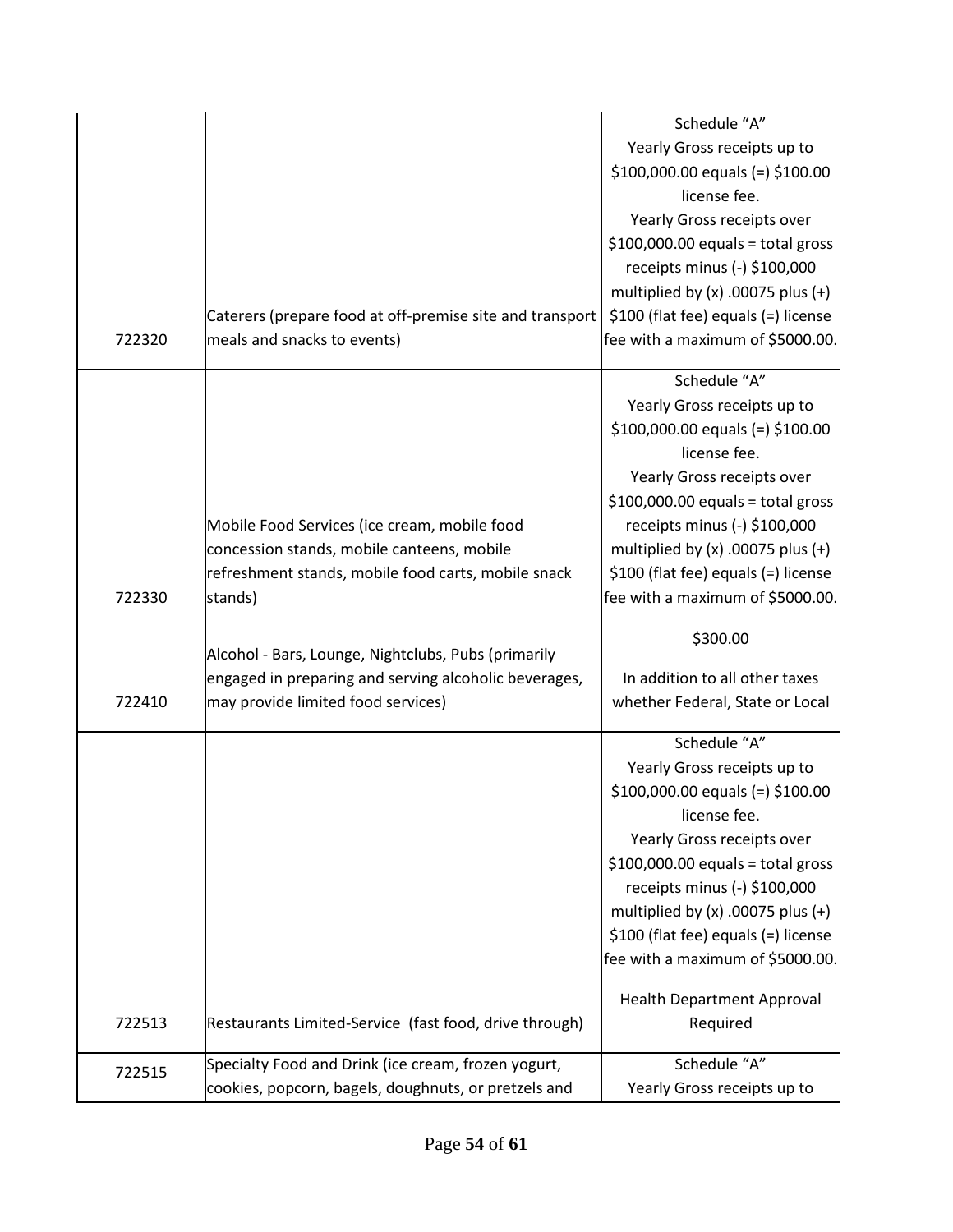| | | |
|---|---|---|
| 722320 | Caterers (prepare food at off-premise site and transport meals and snacks to events) | Schedule "A" Yearly Gross receipts up to $100,000.00 equals (=) $100.00 license fee. Yearly Gross receipts over $100,000.00 equals = total gross receipts minus (-) $100,000 multiplied by (x) .00075 plus (+) $100 (flat fee) equals (=) license fee with a maximum of $5000.00. |
| 722330 | Mobile Food Services (ice cream, mobile food concession stands, mobile canteens, mobile refreshment stands, mobile food carts, mobile snack stands) | Schedule "A" Yearly Gross receipts up to $100,000.00 equals (=) $100.00 license fee. Yearly Gross receipts over $100,000.00 equals = total gross receipts minus (-) $100,000 multiplied by (x) .00075 plus (+) $100 (flat fee) equals (=) license fee with a maximum of $5000.00. |
| 722410 | Alcohol - Bars, Lounge, Nightclubs, Pubs (primarily engaged in preparing and serving alcoholic beverages, may provide limited food services) | $300.00<br><br>In addition to all other taxes whether Federal, State or Local |
| 722513 | Restaurants Limited-Service (fast food, drive through) | Schedule "A" Yearly Gross receipts up to $100,000.00 equals (=) $100.00 license fee. Yearly Gross receipts over $100,000.00 equals = total gross receipts minus (-) $100,000 multiplied by (x) .00075 plus (+) $100 (flat fee) equals (=) license fee with a maximum of $5000.00.<br><br>Health Department Approval Required |
| 722515 | Specialty Food and Drink (ice cream, frozen yogurt, cookies, popcorn, bagels, doughnuts, or pretzels and | Schedule "A" Yearly Gross receipts up to |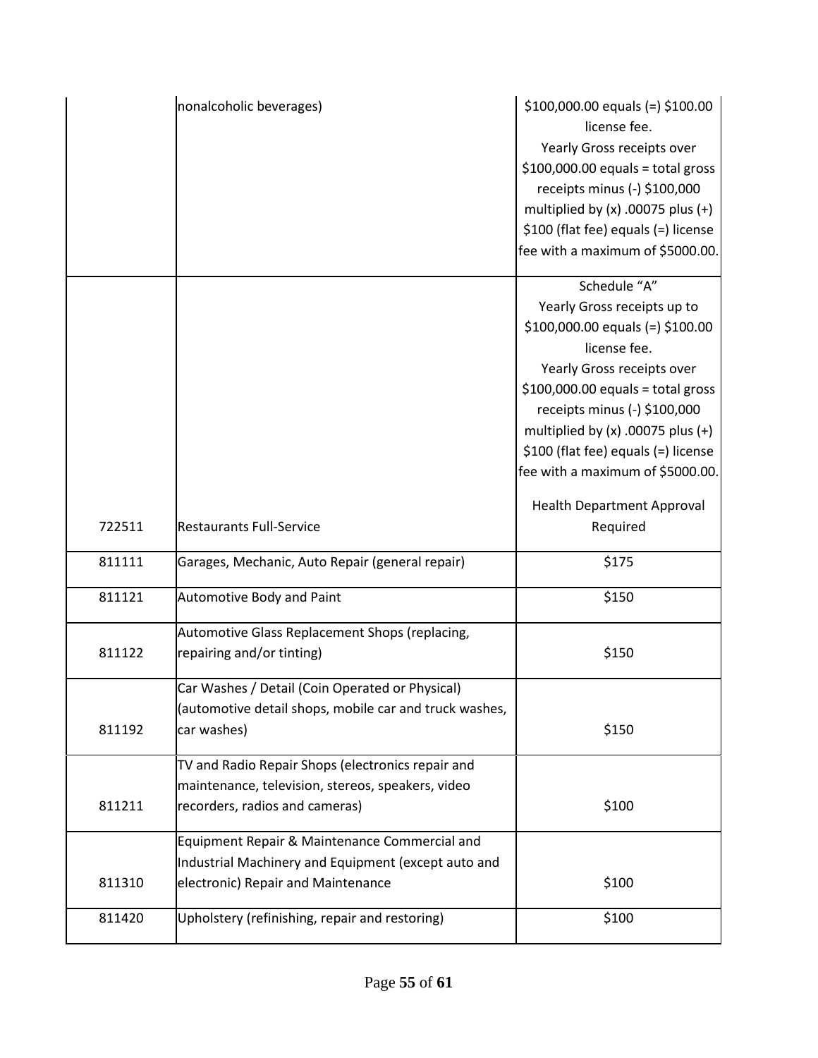| | | |
|---|---|---|
| | nonalcoholic beverages) | $100,000.00 equals (=) $100.00 license fee. Yearly Gross receipts over $100,000.00 equals = total gross receipts minus (-) $100,000 multiplied by (x) .00075 plus (+) $100 (flat fee) equals (=) license fee with a maximum of $5000.00. |
| 722511 | Restaurants Full-Service | Schedule "A" Yearly Gross receipts up to $100,000.00 equals (=) $100.00 license fee. Yearly Gross receipts over $100,000.00 equals = total gross receipts minus (-) $100,000 multiplied by (x) .00075 plus (+) $100 (flat fee) equals (=) license fee with a maximum of $5000.00. Health Department Approval Required |
| 811111 | Garages, Mechanic, Auto Repair (general repair) | $175 |
| 811121 | Automotive Body and Paint | $150 |
| 811122 | Automotive Glass Replacement Shops (replacing, repairing and/or tinting) | $150 |
| 811192 | Car Washes / Detail (Coin Operated or Physical) (automotive detail shops, mobile car and truck washes, car washes) | $150 |
| 811211 | TV and Radio Repair Shops (electronics repair and maintenance, television, stereos, speakers, video recorders, radios and cameras) | $100 |
| 811310 | Equipment Repair & Maintenance Commercial and Industrial Machinery and Equipment (except auto and electronic) Repair and Maintenance | $100 |
| 811420 | Upholstery (refinishing, repair and restoring) | $100 |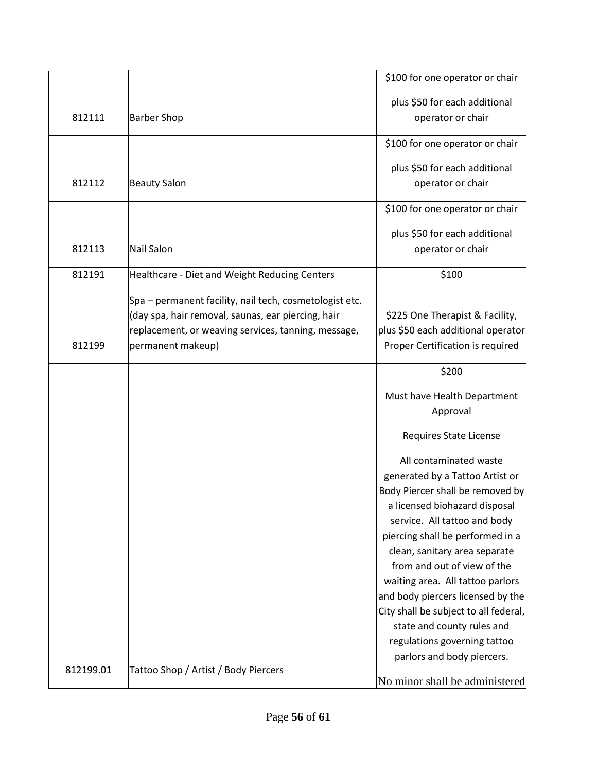| | | |
|---|---|---|
| 812111 | Barber Shop | \$100 for one operator or chair<br><br>plus \$50 for each additional operator or chair |
| 812112 | Beauty Salon | \$100 for one operator or chair<br><br>plus \$50 for each additional operator or chair |
| 812113 | Nail Salon | \$100 for one operator or chair<br><br>plus \$50 for each additional operator or chair |
| 812191 | Healthcare - Diet and Weight Reducing Centers | \$100 |
| 812199 | Spa – permanent facility, nail tech, cosmetologist etc. (day spa, hair removal, saunas, ear piercing, hair replacement, or weaving services, tanning, message, permanent makeup) | \$225 One Therapist & Facility, plus \$50 each additional operator Proper Certification is required |
| 812199.01 | Tattoo Shop / Artist / Body Piercers | \$200<br><br>Must have Health Department Approval<br><br>Requires State License<br><br>All contaminated waste generated by a Tattoo Artist or Body Piercer shall be removed by a licensed biohazard disposal service. All tattoo and body piercing shall be performed in a clean, sanitary area separate from and out of view of the waiting area. All tattoo parlors and body piercers licensed by the City shall be subject to all federal, state and county rules and regulations governing tattoo parlors and body piercers.<br><br>No minor shall be administered |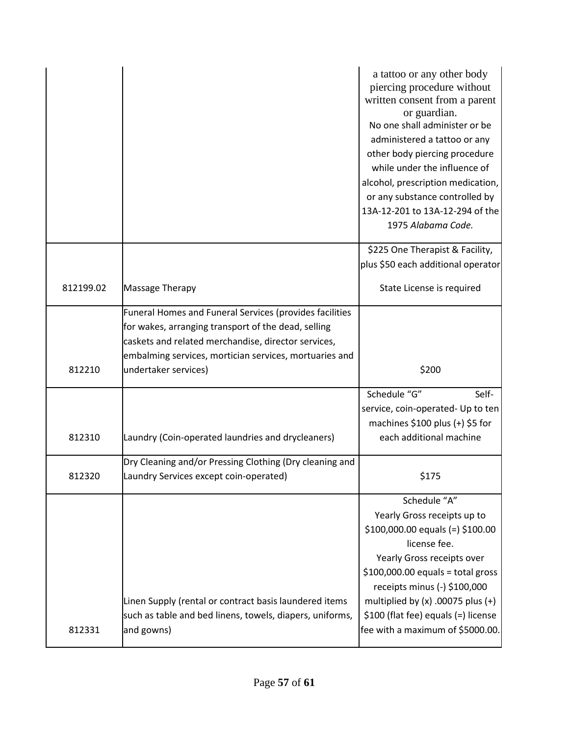| | | |
|---|---|---|
| | | a tattoo or any other body piercing procedure without written consent from a parent or guardian. No one shall administer or be administered a tattoo or any other body piercing procedure while under the influence of alcohol, prescription medication, or any substance controlled by 13A-12-201 to 13A-12-294 of the 1975 *Alabama Code.* |
| 812199.02 | Massage Therapy | \$225 One Therapist & Facility, plus \$50 each additional operator<br><br>State License is required |
| 812210 | Funeral Homes and Funeral Services (provides facilities for wakes, arranging transport of the dead, selling caskets and related merchandise, director services, embalming services, mortician services, mortuaries and undertaker services) | \$200 |
| 812310 | Laundry (Coin-operated laundries and drycleaners) | Schedule "G" Self-service, coin-operated- Up to ten machines \$100 plus (+) \$5 for each additional machine |
| 812320 | Dry Cleaning and/or Pressing Clothing (Dry cleaning and Laundry Services except coin-operated) | \$175 |
| 812331 | Linen Supply (rental or contract basis laundered items such as table and bed linens, towels, diapers, uniforms, and gowns) | Schedule "A"<br>Yearly Gross receipts up to \$100,000.00 equals (=) \$100.00 license fee.<br>Yearly Gross receipts over \$100,000.00 equals = total gross receipts minus (-) \$100,000 multiplied by (x) .00075 plus (+) \$100 (flat fee) equals (=) license fee with a maximum of \$5000.00. |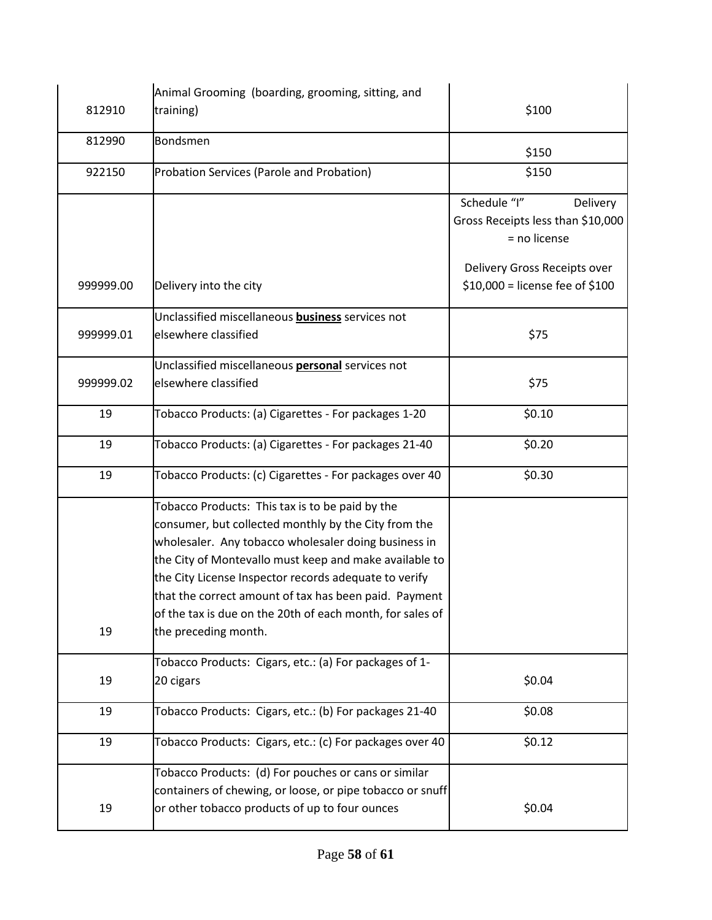| | | |
|---|---|---|
| 812910 | Animal Grooming (boarding, grooming, sitting, and training) | $100 |
| 812990 | Bondsmen | $150 |
| 922150 | Probation Services (Parole and Probation) | $150 |
| 999999.00 | Delivery into the city | Schedule "I" Delivery Gross Receipts less than $10,000 = no license<br><br>Delivery Gross Receipts over $10,000 = license fee of $100 |
| 999999.01 | Unclassified miscellaneous **business** services not elsewhere classified | $75 |
| 999999.02 | Unclassified miscellaneous **personal** services not elsewhere classified | $75 |
| 19 | Tobacco Products: (a) Cigarettes - For packages 1-20 | $0.10 |
| 19 | Tobacco Products: (a) Cigarettes - For packages 21-40 | $0.20 |
| 19 | Tobacco Products: (c) Cigarettes - For packages over 40 | $0.30 |
| 19 | Tobacco Products: This tax is to be paid by the consumer, but collected monthly by the City from the wholesaler. Any tobacco wholesaler doing business in the City of Montevallo must keep and make available to the City License Inspector records adequate to verify that the correct amount of tax has been paid. Payment of the tax is due on the 20th of each month, for sales of the preceding month. | |
| 19 | Tobacco Products: Cigars, etc.: (a) For packages of 1-20 cigars | $0.04 |
| 19 | Tobacco Products: Cigars, etc.: (b) For packages 21-40 | $0.08 |
| 19 | Tobacco Products: Cigars, etc.: (c) For packages over 40 | $0.12 |
| 19 | Tobacco Products: (d) For pouches or cans or similar containers of chewing, or loose, or pipe tobacco or snuff or other tobacco products of up to four ounces | $0.04 |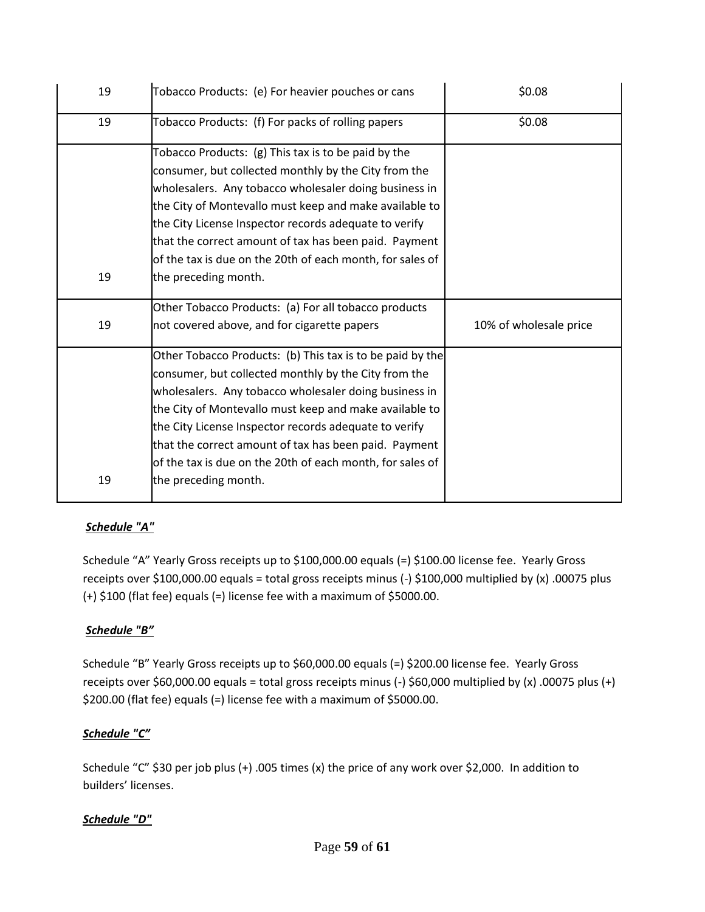| | | |
|---|---|---|
| 19 | Tobacco Products: (e) For heavier pouches or cans | $0.08 |
| 19 | Tobacco Products: (f) For packs of rolling papers | $0.08 |
| 19 | Tobacco Products: (g) This tax is to be paid by the consumer, but collected monthly by the City from the wholesalers. Any tobacco wholesaler doing business in the City of Montevallo must keep and make available to the City License Inspector records adequate to verify that the correct amount of tax has been paid. Payment of the tax is due on the 20th of each month, for sales of the preceding month. | |
| 19 | Other Tobacco Products: (a) For all tobacco products not covered above, and for cigarette papers | 10% of wholesale price |
| 19 | Other Tobacco Products: (b) This tax is to be paid by the consumer, but collected monthly by the City from the wholesalers. Any tobacco wholesaler doing business in the City of Montevallo must keep and make available to the City License Inspector records adequate to verify that the correct amount of tax has been paid. Payment of the tax is due on the 20th of each month, for sales of the preceding month. | |

***Schedule "A"***

Schedule "A" Yearly Gross receipts up to $100,000.00 equals (=) $100.00 license fee. Yearly Gross receipts over $100,000.00 equals = total gross receipts minus (-) $100,000 multiplied by (x) .00075 plus (+) $100 (flat fee) equals (=) license fee with a maximum of $5000.00.

***Schedule "B"***

Schedule "B" Yearly Gross receipts up to $60,000.00 equals (=) $200.00 license fee. Yearly Gross receipts over $60,000.00 equals = total gross receipts minus (-) $60,000 multiplied by (x) .00075 plus (+) $200.00 (flat fee) equals (=) license fee with a maximum of $5000.00.

***Schedule "C"***

Schedule "C" $30 per job plus (+) .005 times (x) the price of any work over $2,000. In addition to builders' licenses.

***Schedule "D"***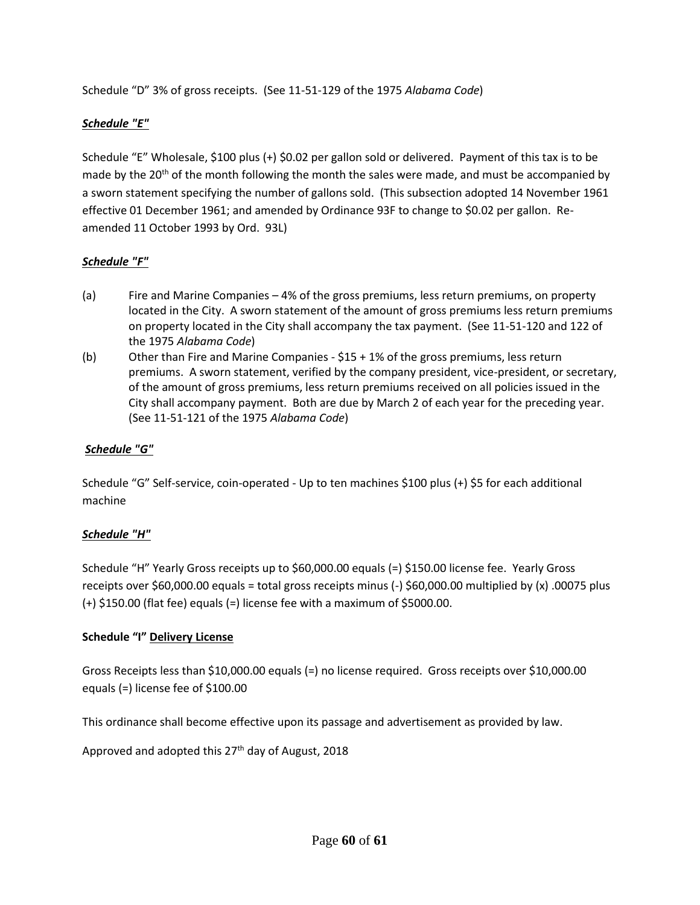Schedule "D" 3% of gross receipts. (See 11-51-129 of the 1975 *Alabama Code*)

***Schedule "E"***

Schedule "E" Wholesale, \$100 plus (+) \$0.02 per gallon sold or delivered. Payment of this tax is to be made by the 20th of the month following the month the sales were made, and must be accompanied by a sworn statement specifying the number of gallons sold. (This subsection adopted 14 November 1961 effective 01 December 1961; and amended by Ordinance 93F to change to \$0.02 per gallon. Re-amended 11 October 1993 by Ord. 93L)

***Schedule "F"***

(a) Fire and Marine Companies – 4% of the gross premiums, less return premiums, on property located in the City. A sworn statement of the amount of gross premiums less return premiums on property located in the City shall accompany the tax payment. (See 11-51-120 and 122 of the 1975 *Alabama Code*)

(b) Other than Fire and Marine Companies - \$15 + 1% of the gross premiums, less return premiums. A sworn statement, verified by the company president, vice-president, or secretary, of the amount of gross premiums, less return premiums received on all policies issued in the City shall accompany payment. Both are due by March 2 of each year for the preceding year. (See 11-51-121 of the 1975 *Alabama Code*)

***Schedule "G"***

Schedule "G" Self-service, coin-operated - Up to ten machines \$100 plus (+) \$5 for each additional machine

***Schedule "H"***

Schedule "H" Yearly Gross receipts up to \$60,000.00 equals (=) \$150.00 license fee. Yearly Gross receipts over \$60,000.00 equals = total gross receipts minus (-) \$60,000.00 multiplied by (x) .00075 plus (+) \$150.00 (flat fee) equals (=) license fee with a maximum of \$5000.00.

**Schedule "I" Delivery License**

Gross Receipts less than \$10,000.00 equals (=) no license required. Gross receipts over \$10,000.00 equals (=) license fee of \$100.00

This ordinance shall become effective upon its passage and advertisement as provided by law.

Approved and adopted this 27th day of August, 2018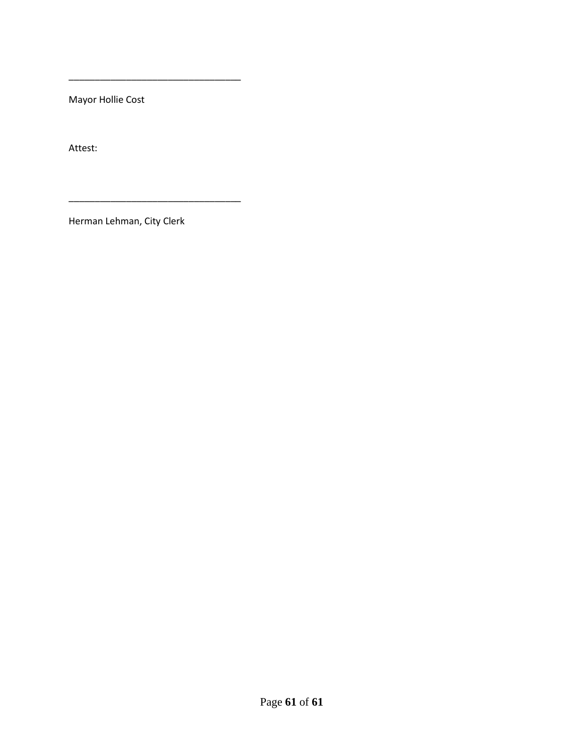\_\_\_\_\_\_\_\_\_\_\_\_\_\_\_\_\_\_\_\_\_\_\_\_\_\_\_\_\_\_\_\_\_

Mayor Hollie Cost

Attest:

\_\_\_\_\_\_\_\_\_\_\_\_\_\_\_\_\_\_\_\_\_\_\_\_\_\_\_\_\_\_\_\_\_

Herman Lehman, City Clerk